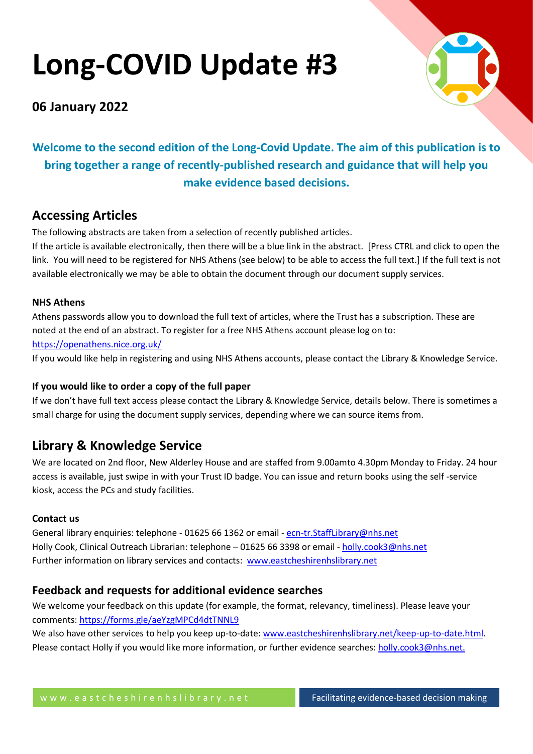# Long-COVID Update #3

## 06 January 2022

**Welcome to the second edition of the Long-Covid Update. The aim of this publication is to bring together a range of recently-published research and guidance that will help you make evidence based decisions.**

## Accessing Articles

The following abstracts are taken from a selection of recently published articles.

If the article is available electronically, then there will be a blue link in the abstract. [Press CTRL and click to open the link. You will need to be registered for NHS Athens (see below) to be able to access the full text.] If the full text is not available electronically we may be able to obtain the document through our document supply services.

### NHS Athens

Athens passwords allow you to download the full text of articles, where the Trust has a subscription. These are noted at the end of an abstract. To register for a free NHS Athens account please log on to: https://openathens.nice.org.uk/

If you would like help in registering and using NHS Athens accounts, please contact the Library & Knowledge Service.

### If you would like to order a copy of the full paper

If we don't have full text access please contact the Library & Knowledge Service, details below. There is sometimes a small charge for using the document supply services, depending where we can source items from.

## Library & Knowledge Service

We are located on 2nd floor, New Alderley House and are staffed from 9.00amto 4.30pm Monday to Friday. 24 hour access is available, just swipe in with your Trust ID badge. You can issue and return books using the self -service kiosk, access the PCs and study facilities.

### Contact us

General library enquiries: telephone - 01625 66 1362 or email - ecn-tr.StaffLibrary@nhs.net

Holly Cook, Clinical Outreach Librarian: telephone – 01625 66 3398 or email - holly.cook3@nhs.net

Further information on library services and contacts: www.eastcheshirenhslibrary.net

## Feedback and requests for additional evidence searches

We welcome your feedback on this update (for example, the format, relevancy, timeliness). Please leave your comments: https://forms.gle/aeYzgMPCd4dtTNNL9

We also have other services to help you keep up-to-date: www.eastcheshirenhslibrary.net/keep-up-to-date.html.

Please contact Holly if you would like more information, or further evidence searches: holly.cook3@nhs.net.

www.eastcheshirenhslibrary.net | Facilitating evidence-based decision making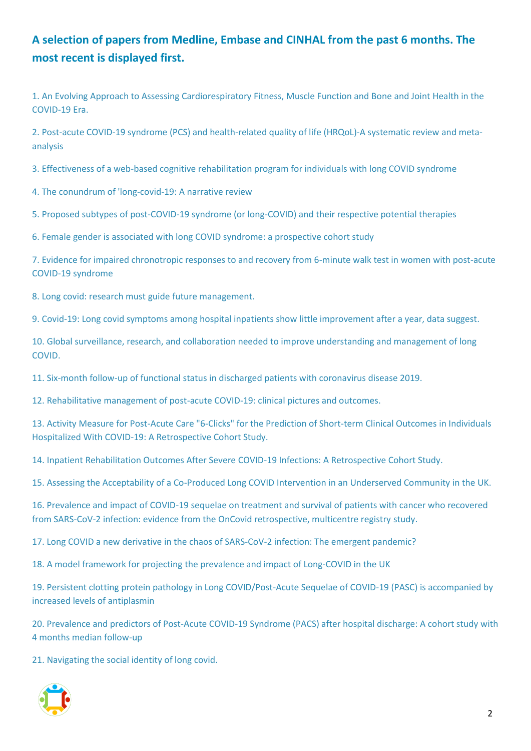## A selection of papers from Medline, Embase and CINHAL from the past 6 months. The most recent is displayed first.

1. An Evolving Approach to Assessing Cardiorespiratory Fitness, Muscle Function and Bone and Joint Health in the COVID-19 Era.

2. Post-acute COVID-19 syndrome (PCS) and health-related quality of life (HRQoL)-A systematic review and meta-analysis

3. Effectiveness of a web-based cognitive rehabilitation program for individuals with long COVID syndrome

4. The conundrum of 'long-covid-19: A narrative review

5. Proposed subtypes of post-COVID-19 syndrome (or long-COVID) and their respective potential therapies

6. Female gender is associated with long COVID syndrome: a prospective cohort study

7. Evidence for impaired chronotropic responses to and recovery from 6-minute walk test in women with post-acute COVID-19 syndrome

8. Long covid: research must guide future management.

9. Covid-19: Long covid symptoms among hospital inpatients show little improvement after a year, data suggest.

10. Global surveillance, research, and collaboration needed to improve understanding and management of long COVID.

11. Six-month follow-up of functional status in discharged patients with coronavirus disease 2019.

12. Rehabilitative management of post-acute COVID-19: clinical pictures and outcomes.

13. Activity Measure for Post-Acute Care "6-Clicks" for the Prediction of Short-term Clinical Outcomes in Individuals Hospitalized With COVID-19: A Retrospective Cohort Study.

14. Inpatient Rehabilitation Outcomes After Severe COVID-19 Infections: A Retrospective Cohort Study.

15. Assessing the Acceptability of a Co-Produced Long COVID Intervention in an Underserved Community in the UK.

16. Prevalence and impact of COVID-19 sequelae on treatment and survival of patients with cancer who recovered from SARS-CoV-2 infection: evidence from the OnCovid retrospective, multicentre registry study.

17. Long COVID a new derivative in the chaos of SARS-CoV-2 infection: The emergent pandemic?

18. A model framework for projecting the prevalence and impact of Long-COVID in the UK

19. Persistent clotting protein pathology in Long COVID/Post-Acute Sequelae of COVID-19 (PASC) is accompanied by increased levels of antiplasmin

20. Prevalence and predictors of Post-Acute COVID-19 Syndrome (PACS) after hospital discharge: A cohort study with 4 months median follow-up

21. Navigating the social identity of long covid.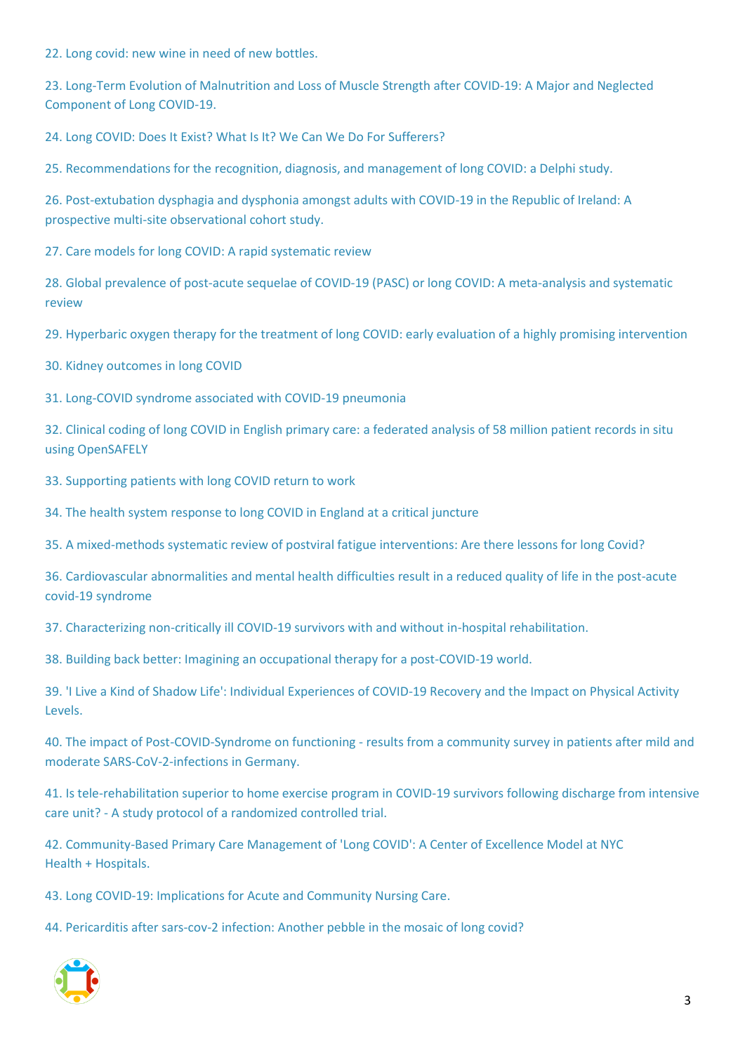22. Long covid: new wine in need of new bottles.

23. Long-Term Evolution of Malnutrition and Loss of Muscle Strength after COVID-19: A Major and Neglected Component of Long COVID-19.

24. Long COVID: Does It Exist? What Is It? We Can We Do For Sufferers?

25. Recommendations for the recognition, diagnosis, and management of long COVID: a Delphi study.

26. Post-extubation dysphagia and dysphonia amongst adults with COVID-19 in the Republic of Ireland: A prospective multi-site observational cohort study.

27. Care models for long COVID: A rapid systematic review

28. Global prevalence of post-acute sequelae of COVID-19 (PASC) or long COVID: A meta-analysis and systematic review

29. Hyperbaric oxygen therapy for the treatment of long COVID: early evaluation of a highly promising intervention

30. Kidney outcomes in long COVID

31. Long-COVID syndrome associated with COVID-19 pneumonia

32. Clinical coding of long COVID in English primary care: a federated analysis of 58 million patient records in situ using OpenSAFELY

33. Supporting patients with long COVID return to work

34. The health system response to long COVID in England at a critical juncture

35. A mixed-methods systematic review of postviral fatigue interventions: Are there lessons for long Covid?

36. Cardiovascular abnormalities and mental health difficulties result in a reduced quality of life in the post-acute covid-19 syndrome

37. Characterizing non-critically ill COVID-19 survivors with and without in-hospital rehabilitation.

38. Building back better: Imagining an occupational therapy for a post-COVID-19 world.

39. 'I Live a Kind of Shadow Life': Individual Experiences of COVID-19 Recovery and the Impact on Physical Activity Levels.

40. The impact of Post-COVID-Syndrome on functioning - results from a community survey in patients after mild and moderate SARS-CoV-2-infections in Germany.

41. Is tele-rehabilitation superior to home exercise program in COVID-19 survivors following discharge from intensive care unit? - A study protocol of a randomized controlled trial.

42. Community-Based Primary Care Management of 'Long COVID': A Center of Excellence Model at NYC Health + Hospitals.

43. Long COVID-19: Implications for Acute and Community Nursing Care.

44. Pericarditis after sars-cov-2 infection: Another pebble in the mosaic of long covid?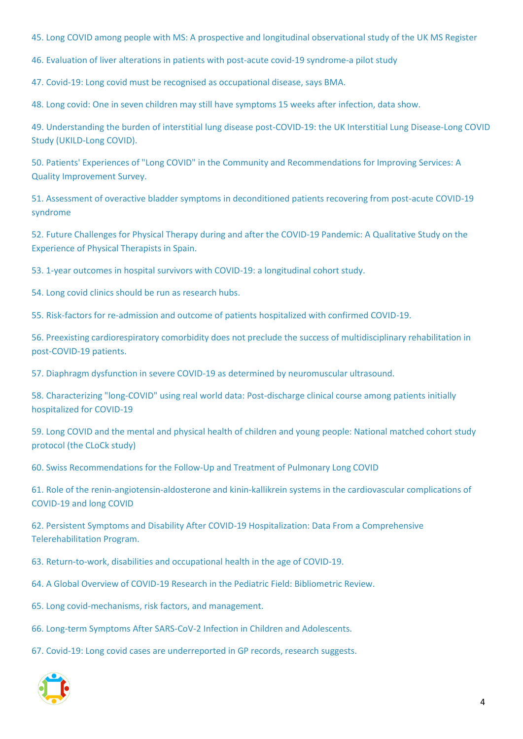45. Long COVID among people with MS: A prospective and longitudinal observational study of the UK MS Register

46. Evaluation of liver alterations in patients with post-acute covid-19 syndrome-a pilot study

47. Covid-19: Long covid must be recognised as occupational disease, says BMA.

48. Long covid: One in seven children may still have symptoms 15 weeks after infection, data show.

49. Understanding the burden of interstitial lung disease post-COVID-19: the UK Interstitial Lung Disease-Long COVID Study (UKILD-Long COVID).

50. Patients' Experiences of "Long COVID" in the Community and Recommendations for Improving Services: A Quality Improvement Survey.

51. Assessment of overactive bladder symptoms in deconditioned patients recovering from post-acute COVID-19 syndrome

52. Future Challenges for Physical Therapy during and after the COVID-19 Pandemic: A Qualitative Study on the Experience of Physical Therapists in Spain.

53. 1-year outcomes in hospital survivors with COVID-19: a longitudinal cohort study.

54. Long covid clinics should be run as research hubs.

55. Risk-factors for re-admission and outcome of patients hospitalized with confirmed COVID-19.

56. Preexisting cardiorespiratory comorbidity does not preclude the success of multidisciplinary rehabilitation in post-COVID-19 patients.

57. Diaphragm dysfunction in severe COVID-19 as determined by neuromuscular ultrasound.

58. Characterizing "long-COVID" using real world data: Post-discharge clinical course among patients initially hospitalized for COVID-19

59. Long COVID and the mental and physical health of children and young people: National matched cohort study protocol (the CLoCk study)

60. Swiss Recommendations for the Follow-Up and Treatment of Pulmonary Long COVID

61. Role of the renin-angiotensin-aldosterone and kinin-kallikrein systems in the cardiovascular complications of COVID-19 and long COVID

62. Persistent Symptoms and Disability After COVID-19 Hospitalization: Data From a Comprehensive Telerehabilitation Program.

63. Return-to-work, disabilities and occupational health in the age of COVID-19.

64. A Global Overview of COVID-19 Research in the Pediatric Field: Bibliometric Review.

65. Long covid-mechanisms, risk factors, and management.

66. Long-term Symptoms After SARS-CoV-2 Infection in Children and Adolescents.

67. Covid-19: Long covid cases are underreported in GP records, research suggests.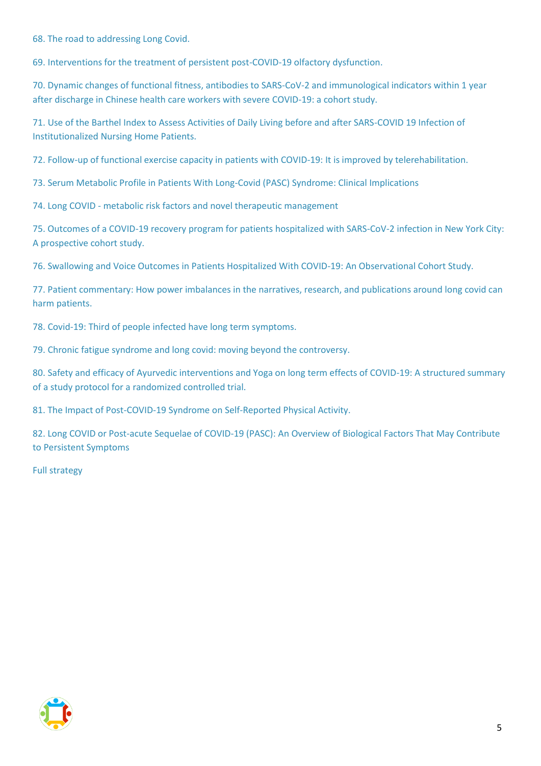68. The road to addressing Long Covid.

69. Interventions for the treatment of persistent post-COVID-19 olfactory dysfunction.

70. Dynamic changes of functional fitness, antibodies to SARS-CoV-2 and immunological indicators within 1 year after discharge in Chinese health care workers with severe COVID-19: a cohort study.

71. Use of the Barthel Index to Assess Activities of Daily Living before and after SARS-COVID 19 Infection of Institutionalized Nursing Home Patients.

72. Follow-up of functional exercise capacity in patients with COVID-19: It is improved by telerehabilitation.

73. Serum Metabolic Profile in Patients With Long-Covid (PASC) Syndrome: Clinical Implications

74. Long COVID - metabolic risk factors and novel therapeutic management

75. Outcomes of a COVID-19 recovery program for patients hospitalized with SARS-CoV-2 infection in New York City: A prospective cohort study.

76. Swallowing and Voice Outcomes in Patients Hospitalized With COVID-19: An Observational Cohort Study.

77. Patient commentary: How power imbalances in the narratives, research, and publications around long covid can harm patients.

78. Covid-19: Third of people infected have long term symptoms.

79. Chronic fatigue syndrome and long covid: moving beyond the controversy.

80. Safety and efficacy of Ayurvedic interventions and Yoga on long term effects of COVID-19: A structured summary of a study protocol for a randomized controlled trial.

81. The Impact of Post-COVID-19 Syndrome on Self-Reported Physical Activity.

82. Long COVID or Post-acute Sequelae of COVID-19 (PASC): An Overview of Biological Factors That May Contribute to Persistent Symptoms

Full strategy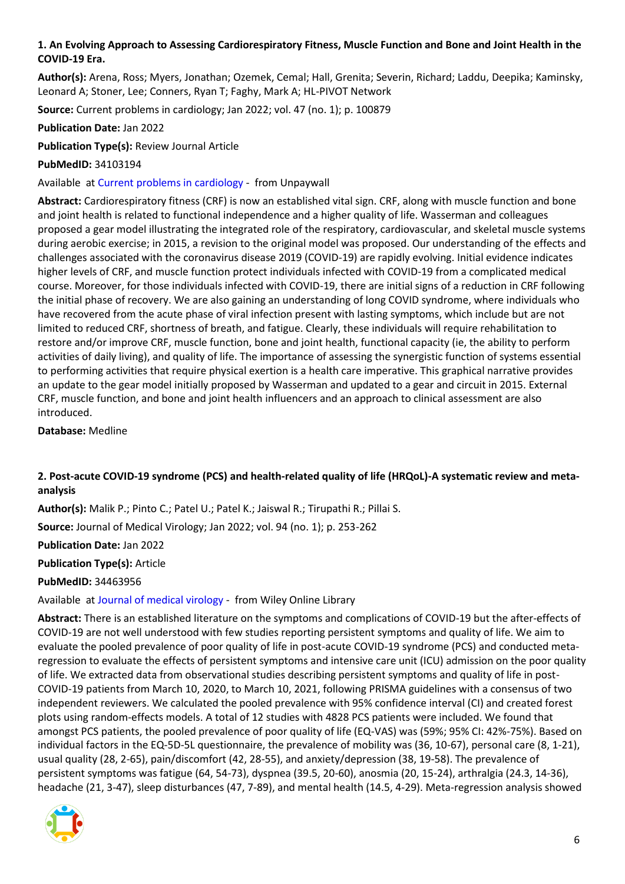**1. An Evolving Approach to Assessing Cardiorespiratory Fitness, Muscle Function and Bone and Joint Health in the COVID-19 Era.**

**Author(s):** Arena, Ross; Myers, Jonathan; Ozemek, Cemal; Hall, Grenita; Severin, Richard; Laddu, Deepika; Kaminsky, Leonard A; Stoner, Lee; Conners, Ryan T; Faghy, Mark A; HL-PIVOT Network

**Source:** Current problems in cardiology; Jan 2022; vol. 47 (no. 1); p. 100879

**Publication Date:** Jan 2022

**Publication Type(s):** Review Journal Article

**PubMedID:** 34103194

Available at Current problems in cardiology - from Unpaywall

**Abstract:** Cardiorespiratory fitness (CRF) is now an established vital sign. CRF, along with muscle function and bone and joint health is related to functional independence and a higher quality of life. Wasserman and colleagues proposed a gear model illustrating the integrated role of the respiratory, cardiovascular, and skeletal muscle systems during aerobic exercise; in 2015, a revision to the original model was proposed. Our understanding of the effects and challenges associated with the coronavirus disease 2019 (COVID-19) are rapidly evolving. Initial evidence indicates higher levels of CRF, and muscle function protect individuals infected with COVID-19 from a complicated medical course. Moreover, for those individuals infected with COVID-19, there are initial signs of a reduction in CRF following the initial phase of recovery. We are also gaining an understanding of long COVID syndrome, where individuals who have recovered from the acute phase of viral infection present with lasting symptoms, which include but are not limited to reduced CRF, shortness of breath, and fatigue. Clearly, these individuals will require rehabilitation to restore and/or improve CRF, muscle function, bone and joint health, functional capacity (ie, the ability to perform activities of daily living), and quality of life. The importance of assessing the synergistic function of systems essential to performing activities that require physical exertion is a health care imperative. This graphical narrative provides an update to the gear model initially proposed by Wasserman and updated to a gear and circuit in 2015. External CRF, muscle function, and bone and joint health influencers and an approach to clinical assessment are also introduced.

**Database:** Medline

**2. Post-acute COVID-19 syndrome (PCS) and health-related quality of life (HRQoL)-A systematic review and meta-analysis**

**Author(s):** Malik P.; Pinto C.; Patel U.; Patel K.; Jaiswal R.; Tirupathi R.; Pillai S.

**Source:** Journal of Medical Virology; Jan 2022; vol. 94 (no. 1); p. 253-262

**Publication Date:** Jan 2022

**Publication Type(s):** Article

**PubMedID:** 34463956

Available at Journal of medical virology - from Wiley Online Library

**Abstract:** There is an established literature on the symptoms and complications of COVID-19 but the after-effects of COVID-19 are not well understood with few studies reporting persistent symptoms and quality of life. We aim to evaluate the pooled prevalence of poor quality of life in post-acute COVID-19 syndrome (PCS) and conducted meta-regression to evaluate the effects of persistent symptoms and intensive care unit (ICU) admission on the poor quality of life. We extracted data from observational studies describing persistent symptoms and quality of life in post-COVID-19 patients from March 10, 2020, to March 10, 2021, following PRISMA guidelines with a consensus of two independent reviewers. We calculated the pooled prevalence with 95% confidence interval (CI) and created forest plots using random-effects models. A total of 12 studies with 4828 PCS patients were included. We found that amongst PCS patients, the pooled prevalence of poor quality of life (EQ-VAS) was (59%; 95% CI: 42%-75%). Based on individual factors in the EQ-5D-5L questionnaire, the prevalence of mobility was (36, 10-67), personal care (8, 1-21), usual quality (28, 2-65), pain/discomfort (42, 28-55), and anxiety/depression (38, 19-58). The prevalence of persistent symptoms was fatigue (64, 54-73), dyspnea (39.5, 20-60), anosmia (20, 15-24), arthralgia (24.3, 14-36), headache (21, 3-47), sleep disturbances (47, 7-89), and mental health (14.5, 4-29). Meta-regression analysis showed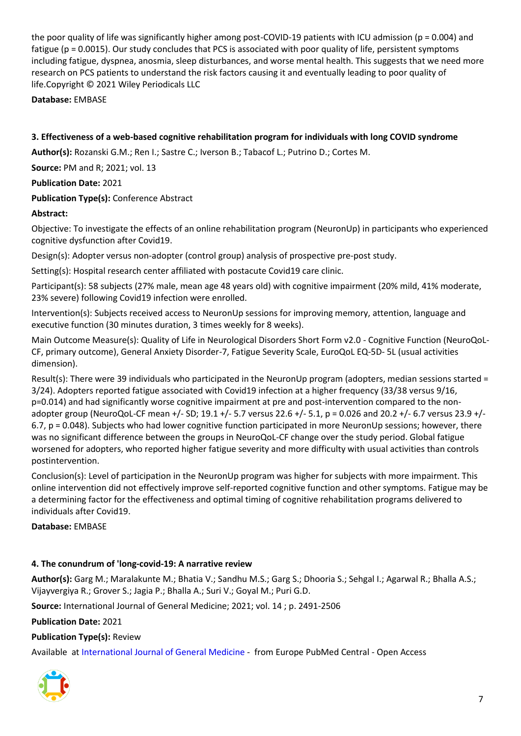the poor quality of life was significantly higher among post-COVID-19 patients with ICU admission ($p = 0.004$) and fatigue ($p = 0.0015$). Our study concludes that PCS is associated with poor quality of life, persistent symptoms including fatigue, dyspnea, anosmia, sleep disturbances, and worse mental health. This suggests that we need more research on PCS patients to understand the risk factors causing it and eventually leading to poor quality of life.Copyright © 2021 Wiley Periodicals LLC

**Database:** EMBASE

### 3. Effectiveness of a web-based cognitive rehabilitation program for individuals with long COVID syndrome

**Author(s):** Rozanski G.M.; Ren I.; Sastre C.; Iverson B.; Tabacof L.; Putrino D.; Cortes M.

**Source:** PM and R; 2021; vol. 13

**Publication Date:** 2021

**Publication Type(s):** Conference Abstract

**Abstract:**

Objective: To investigate the effects of an online rehabilitation program (NeuronUp) in participants who experienced cognitive dysfunction after Covid19.

Design(s): Adopter versus non-adopter (control group) analysis of prospective pre-post study.

Setting(s): Hospital research center affiliated with postacute Covid19 care clinic.

Participant(s): 58 subjects (27% male, mean age 48 years old) with cognitive impairment (20% mild, 41% moderate, 23% severe) following Covid19 infection were enrolled.

Intervention(s): Subjects received access to NeuronUp sessions for improving memory, attention, language and executive function (30 minutes duration, 3 times weekly for 8 weeks).

Main Outcome Measure(s): Quality of Life in Neurological Disorders Short Form v2.0 - Cognitive Function (NeuroQoL-CF, primary outcome), General Anxiety Disorder-7, Fatigue Severity Scale, EuroQoL EQ-5D- 5L (usual activities dimension).

Result(s): There were 39 individuals who participated in the NeuronUp program (adopters, median sessions started = 3/24). Adopters reported fatigue associated with Covid19 infection at a higher frequency (33/38 versus 9/16, $p=0.014$) and had significantly worse cognitive impairment at pre and post-intervention compared to the non-adopter group (NeuroQoL-CF mean +/- SD; 19.1 +/- 5.7 versus 22.6 +/- 5.1, $p = 0.026$ and 20.2 +/- 6.7 versus 23.9 +/- 6.7, $p = 0.048$). Subjects who had lower cognitive function participated in more NeuronUp sessions; however, there was no significant difference between the groups in NeuroQoL-CF change over the study period. Global fatigue worsened for adopters, who reported higher fatigue severity and more difficulty with usual activities than controls postintervention.

Conclusion(s): Level of participation in the NeuronUp program was higher for subjects with more impairment. This online intervention did not effectively improve self-reported cognitive function and other symptoms. Fatigue may be a determining factor for the effectiveness and optimal timing of cognitive rehabilitation programs delivered to individuals after Covid19.

**Database:** EMBASE

### 4. The conundrum of 'long-covid-19: A narrative review

**Author(s):** Garg M.; Maralakunte M.; Bhatia V.; Sandhu M.S.; Garg S.; Dhooria S.; Sehgal I.; Agarwal R.; Bhalla A.S.; Vijayvergiya R.; Grover S.; Jagia P.; Bhalla A.; Suri V.; Goyal M.; Puri G.D.

**Source:** International Journal of General Medicine; 2021; vol. 14 ; p. 2491-2506

**Publication Date:** 2021

**Publication Type(s):** Review

Available at International Journal of General Medicine - from Europe PubMed Central - Open Access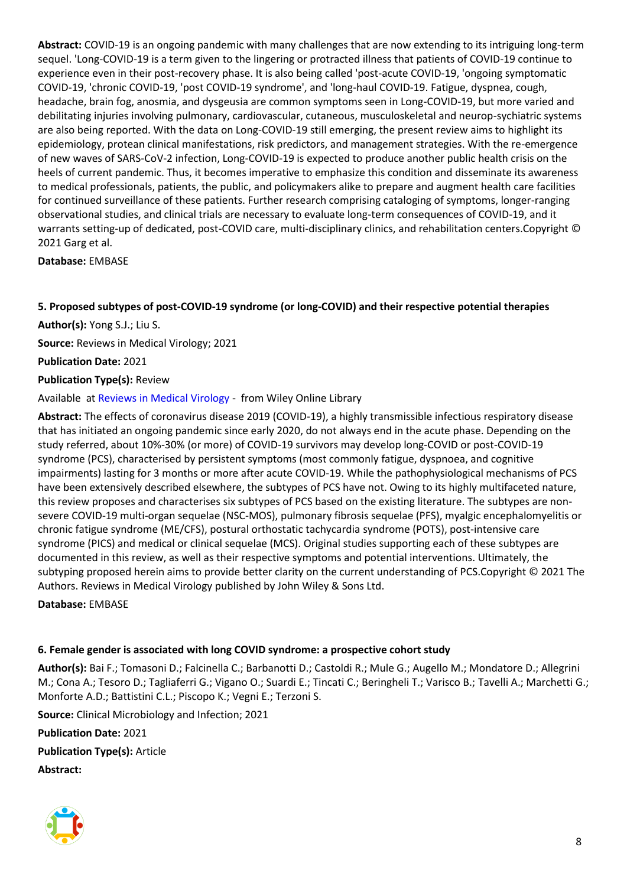**Abstract:** COVID-19 is an ongoing pandemic with many challenges that are now extending to its intriguing long-term sequel. 'Long-COVID-19 is a term given to the lingering or protracted illness that patients of COVID-19 continue to experience even in their post-recovery phase. It is also being called 'post-acute COVID-19, 'ongoing symptomatic COVID-19, 'chronic COVID-19, 'post COVID-19 syndrome', and 'long-haul COVID-19. Fatigue, dyspnea, cough, headache, brain fog, anosmia, and dysgeusia are common symptoms seen in Long-COVID-19, but more varied and debilitating injuries involving pulmonary, cardiovascular, cutaneous, musculoskeletal and neurop-sychiatric systems are also being reported. With the data on Long-COVID-19 still emerging, the present review aims to highlight its epidemiology, protean clinical manifestations, risk predictors, and management strategies. With the re-emergence of new waves of SARS-CoV-2 infection, Long-COVID-19 is expected to produce another public health crisis on the heels of current pandemic. Thus, it becomes imperative to emphasize this condition and disseminate its awareness to medical professionals, patients, the public, and policymakers alike to prepare and augment health care facilities for continued surveillance of these patients. Further research comprising cataloging of symptoms, longer-ranging observational studies, and clinical trials are necessary to evaluate long-term consequences of COVID-19, and it warrants setting-up of dedicated, post-COVID care, multi-disciplinary clinics, and rehabilitation centers.Copyright © 2021 Garg et al.

**Database:** EMBASE

**5. Proposed subtypes of post-COVID-19 syndrome (or long-COVID) and their respective potential therapies**

**Author(s):** Yong S.J.; Liu S.

**Source:** Reviews in Medical Virology; 2021

**Publication Date:** 2021

**Publication Type(s):** Review

Available at Reviews in Medical Virology - from Wiley Online Library

**Abstract:** The effects of coronavirus disease 2019 (COVID-19), a highly transmissible infectious respiratory disease that has initiated an ongoing pandemic since early 2020, do not always end in the acute phase. Depending on the study referred, about 10%-30% (or more) of COVID-19 survivors may develop long-COVID or post-COVID-19 syndrome (PCS), characterised by persistent symptoms (most commonly fatigue, dyspnoea, and cognitive impairments) lasting for 3 months or more after acute COVID-19. While the pathophysiological mechanisms of PCS have been extensively described elsewhere, the subtypes of PCS have not. Owing to its highly multifaceted nature, this review proposes and characterises six subtypes of PCS based on the existing literature. The subtypes are non-severe COVID-19 multi-organ sequelae (NSC-MOS), pulmonary fibrosis sequelae (PFS), myalgic encephalomyelitis or chronic fatigue syndrome (ME/CFS), postural orthostatic tachycardia syndrome (POTS), post-intensive care syndrome (PICS) and medical or clinical sequelae (MCS). Original studies supporting each of these subtypes are documented in this review, as well as their respective symptoms and potential interventions. Ultimately, the subtyping proposed herein aims to provide better clarity on the current understanding of PCS.Copyright © 2021 The Authors. Reviews in Medical Virology published by John Wiley & Sons Ltd.

**Database:** EMBASE

**6. Female gender is associated with long COVID syndrome: a prospective cohort study**

**Author(s):** Bai F.; Tomasoni D.; Falcinella C.; Barbanotti D.; Castoldi R.; Mule G.; Augello M.; Mondatore D.; Allegrini M.; Cona A.; Tesoro D.; Tagliaferri G.; Vigano O.; Suardi E.; Tincati C.; Beringheli T.; Varisco B.; Tavelli A.; Marchetti G.; Monforte A.D.; Battistini C.L.; Piscopo K.; Vegni E.; Terzoni S.

**Source:** Clinical Microbiology and Infection; 2021

**Publication Date:** 2021

**Publication Type(s):** Article

**Abstract:**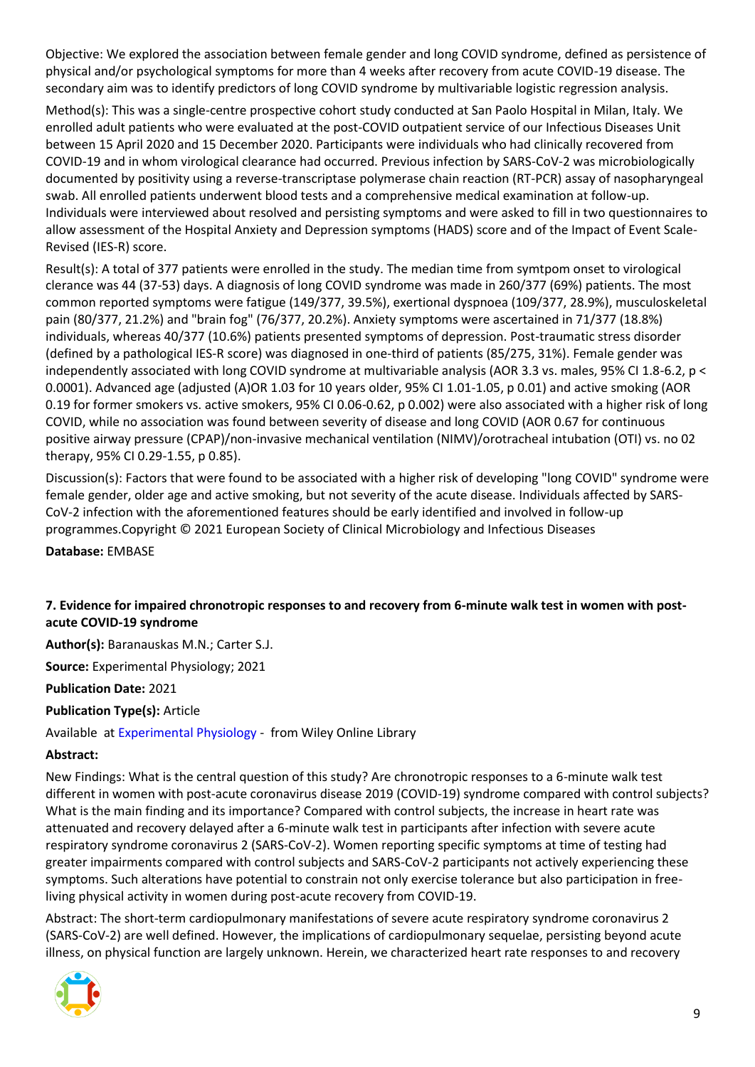Objective: We explored the association between female gender and long COVID syndrome, defined as persistence of physical and/or psychological symptoms for more than 4 weeks after recovery from acute COVID-19 disease. The secondary aim was to identify predictors of long COVID syndrome by multivariable logistic regression analysis.

Method(s): This was a single-centre prospective cohort study conducted at San Paolo Hospital in Milan, Italy. We enrolled adult patients who were evaluated at the post-COVID outpatient service of our Infectious Diseases Unit between 15 April 2020 and 15 December 2020. Participants were individuals who had clinically recovered from COVID-19 and in whom virological clearance had occurred. Previous infection by SARS-CoV-2 was microbiologically documented by positivity using a reverse-transcriptase polymerase chain reaction (RT-PCR) assay of nasopharyngeal swab. All enrolled patients underwent blood tests and a comprehensive medical examination at follow-up. Individuals were interviewed about resolved and persisting symptoms and were asked to fill in two questionnaires to allow assessment of the Hospital Anxiety and Depression symptoms (HADS) score and of the Impact of Event Scale-Revised (IES-R) score.

Result(s): A total of 377 patients were enrolled in the study. The median time from symtpom onset to virological clerance was 44 (37-53) days. A diagnosis of long COVID syndrome was made in 260/377 (69%) patients. The most common reported symptoms were fatigue (149/377, 39.5%), exertional dyspnoea (109/377, 28.9%), musculoskeletal pain (80/377, 21.2%) and "brain fog" (76/377, 20.2%). Anxiety symptoms were ascertained in 71/377 (18.8%) individuals, whereas 40/377 (10.6%) patients presented symptoms of depression. Post-traumatic stress disorder (defined by a pathological IES-R score) was diagnosed in one-third of patients (85/275, 31%). Female gender was independently associated with long COVID syndrome at multivariable analysis (AOR 3.3 vs. males, 95% CI 1.8-6.2, $p < 0.0001$). Advanced age (adjusted (A)OR 1.03 for 10 years older, 95% CI 1.01-1.05, p 0.01) and active smoking (AOR 0.19 for former smokers vs. active smokers, 95% CI 0.06-0.62, p 0.002) were also associated with a higher risk of long COVID, while no association was found between severity of disease and long COVID (AOR 0.67 for continuous positive airway pressure (CPAP)/non-invasive mechanical ventilation (NIMV)/orotracheal intubation (OTI) vs. no 02 therapy, 95% CI 0.29-1.55, p 0.85).

Discussion(s): Factors that were found to be associated with a higher risk of developing "long COVID" syndrome were female gender, older age and active smoking, but not severity of the acute disease. Individuals affected by SARS-CoV-2 infection with the aforementioned features should be early identified and involved in follow-up programmes.Copyright © 2021 European Society of Clinical Microbiology and Infectious Diseases

**Database:** EMBASE

### 7. Evidence for impaired chronotropic responses to and recovery from 6-minute walk test in women with post-acute COVID-19 syndrome

**Author(s):** Baranauskas M.N.; Carter S.J.

**Source:** Experimental Physiology; 2021

**Publication Date:** 2021

**Publication Type(s):** Article

Available at Experimental Physiology - from Wiley Online Library

**Abstract:**

New Findings: What is the central question of this study? Are chronotropic responses to a 6-minute walk test different in women with post-acute coronavirus disease 2019 (COVID-19) syndrome compared with control subjects? What is the main finding and its importance? Compared with control subjects, the increase in heart rate was attenuated and recovery delayed after a 6-minute walk test in participants after infection with severe acute respiratory syndrome coronavirus 2 (SARS-CoV-2). Women reporting specific symptoms at time of testing had greater impairments compared with control subjects and SARS-CoV-2 participants not actively experiencing these symptoms. Such alterations have potential to constrain not only exercise tolerance but also participation in free-living physical activity in women during post-acute recovery from COVID-19.

Abstract: The short-term cardiopulmonary manifestations of severe acute respiratory syndrome coronavirus 2 (SARS-CoV-2) are well defined. However, the implications of cardiopulmonary sequelae, persisting beyond acute illness, on physical function are largely unknown. Herein, we characterized heart rate responses to and recovery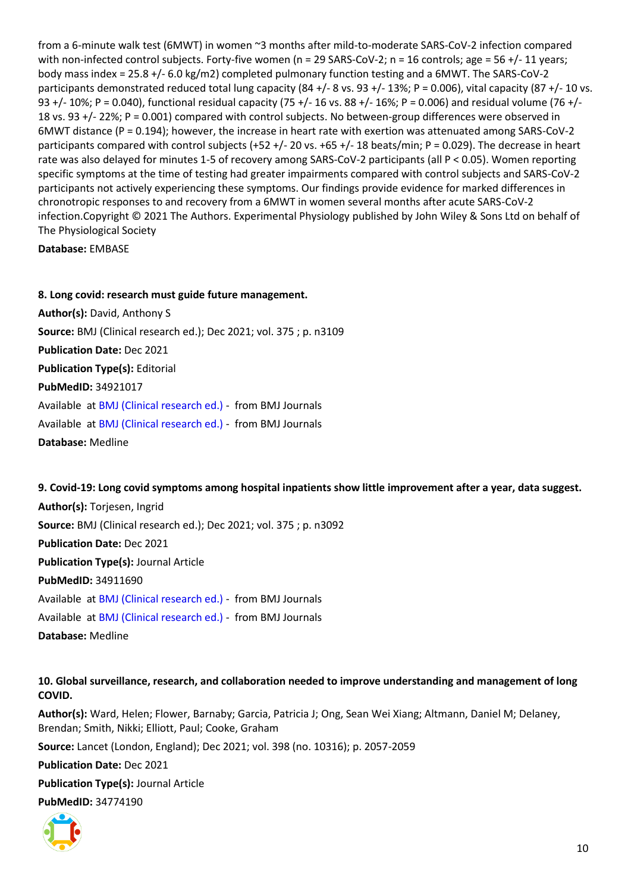from a 6-minute walk test (6MWT) in women ~3 months after mild-to-moderate SARS-CoV-2 infection compared with non-infected control subjects. Forty-five women (n = 29 SARS-CoV-2; n = 16 controls; age = 56 +/- 11 years; body mass index = 25.8 +/- 6.0 kg/m2) completed pulmonary function testing and a 6MWT. The SARS-CoV-2 participants demonstrated reduced total lung capacity (84 +/- 8 vs. 93 +/- 13%; P = 0.006), vital capacity (87 +/- 10 vs. 93 +/- 10%; P = 0.040), functional residual capacity (75 +/- 16 vs. 88 +/- 16%; P = 0.006) and residual volume (76 +/- 18 vs. 93 +/- 22%; P = 0.001) compared with control subjects. No between-group differences were observed in 6MWT distance (P = 0.194); however, the increase in heart rate with exertion was attenuated among SARS-CoV-2 participants compared with control subjects (+52 +/- 20 vs. +65 +/- 18 beats/min; P = 0.029). The decrease in heart rate was also delayed for minutes 1-5 of recovery among SARS-CoV-2 participants (all P < 0.05). Women reporting specific symptoms at the time of testing had greater impairments compared with control subjects and SARS-CoV-2 participants not actively experiencing these symptoms. Our findings provide evidence for marked differences in chronotropic responses to and recovery from a 6MWT in women several months after acute SARS-CoV-2 infection.Copyright © 2021 The Authors. Experimental Physiology published by John Wiley & Sons Ltd on behalf of The Physiological Society

**Database:** EMBASE

**8. Long covid: research must guide future management.**

**Author(s):** David, Anthony S

**Source:** BMJ (Clinical research ed.); Dec 2021; vol. 375 ; p. n3109

**Publication Date:** Dec 2021

**Publication Type(s):** Editorial

**PubMedID:** 34921017

Available at BMJ (Clinical research ed.) - from BMJ Journals

Available at BMJ (Clinical research ed.) - from BMJ Journals

**Database:** Medline

**9. Covid-19: Long covid symptoms among hospital inpatients show little improvement after a year, data suggest.**

**Author(s):** Torjesen, Ingrid

**Source:** BMJ (Clinical research ed.); Dec 2021; vol. 375 ; p. n3092

**Publication Date:** Dec 2021

**Publication Type(s):** Journal Article

**PubMedID:** 34911690

Available at BMJ (Clinical research ed.) - from BMJ Journals

Available at BMJ (Clinical research ed.) - from BMJ Journals

**Database:** Medline

**10. Global surveillance, research, and collaboration needed to improve understanding and management of long COVID.**

**Author(s):** Ward, Helen; Flower, Barnaby; Garcia, Patricia J; Ong, Sean Wei Xiang; Altmann, Daniel M; Delaney, Brendan; Smith, Nikki; Elliott, Paul; Cooke, Graham

**Source:** Lancet (London, England); Dec 2021; vol. 398 (no. 10316); p. 2057-2059

**Publication Date:** Dec 2021

**Publication Type(s):** Journal Article

**PubMedID:** 34774190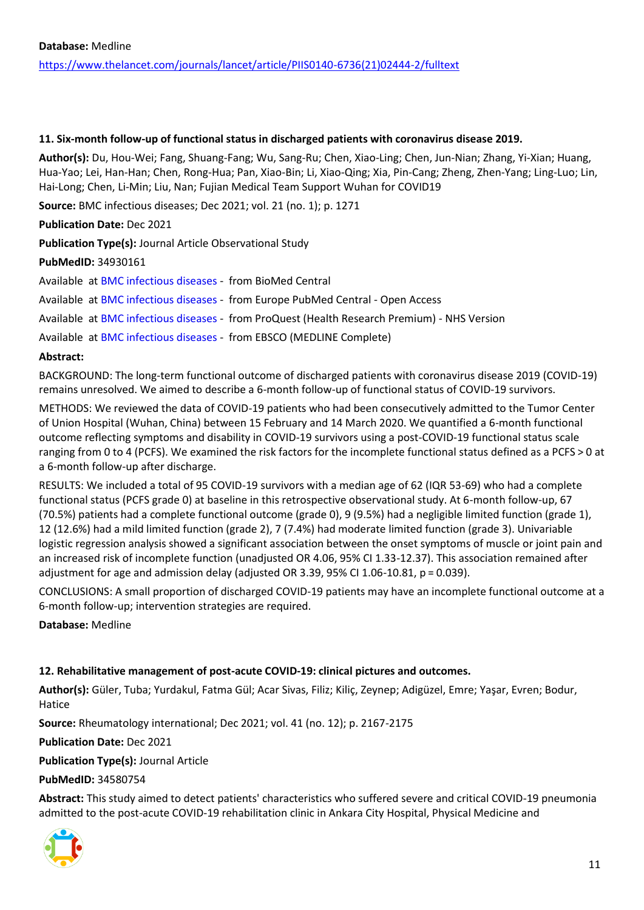**Database:** Medline

https://www.thelancet.com/journals/lancet/article/PIIS0140-6736(21)02444-2/fulltext

### 11. Six-month follow-up of functional status in discharged patients with coronavirus disease 2019.

**Author(s):** Du, Hou-Wei; Fang, Shuang-Fang; Wu, Sang-Ru; Chen, Xiao-Ling; Chen, Jun-Nian; Zhang, Yi-Xian; Huang, Hua-Yao; Lei, Han-Han; Chen, Rong-Hua; Pan, Xiao-Bin; Li, Xiao-Qing; Xia, Pin-Cang; Zheng, Zhen-Yang; Ling-Luo; Lin, Hai-Long; Chen, Li-Min; Liu, Nan; Fujian Medical Team Support Wuhan for COVID19

**Source:** BMC infectious diseases; Dec 2021; vol. 21 (no. 1); p. 1271

**Publication Date:** Dec 2021

**Publication Type(s):** Journal Article Observational Study

**PubMedID:** 34930161

Available at BMC infectious diseases - from BioMed Central

Available at BMC infectious diseases - from Europe PubMed Central - Open Access

Available at BMC infectious diseases - from ProQuest (Health Research Premium) - NHS Version

Available at BMC infectious diseases - from EBSCO (MEDLINE Complete)

**Abstract:**

BACKGROUND: The long-term functional outcome of discharged patients with coronavirus disease 2019 (COVID-19) remains unresolved. We aimed to describe a 6-month follow-up of functional status of COVID-19 survivors.

METHODS: We reviewed the data of COVID-19 patients who had been consecutively admitted to the Tumor Center of Union Hospital (Wuhan, China) between 15 February and 14 March 2020. We quantified a 6-month functional outcome reflecting symptoms and disability in COVID-19 survivors using a post-COVID-19 functional status scale ranging from 0 to 4 (PCFS). We examined the risk factors for the incomplete functional status defined as a PCFS > 0 at a 6-month follow-up after discharge.

RESULTS: We included a total of 95 COVID-19 survivors with a median age of 62 (IQR 53-69) who had a complete functional status (PCFS grade 0) at baseline in this retrospective observational study. At 6-month follow-up, 67 (70.5%) patients had a complete functional outcome (grade 0), 9 (9.5%) had a negligible limited function (grade 1), 12 (12.6%) had a mild limited function (grade 2), 7 (7.4%) had moderate limited function (grade 3). Univariable logistic regression analysis showed a significant association between the onset symptoms of muscle or joint pain and an increased risk of incomplete function (unadjusted OR 4.06, 95% CI 1.33-12.37). This association remained after adjustment for age and admission delay (adjusted OR 3.39, 95% CI 1.06-10.81, $p = 0.039$).

CONCLUSIONS: A small proportion of discharged COVID-19 patients may have an incomplete functional outcome at a 6-month follow-up; intervention strategies are required.

**Database:** Medline

### 12. Rehabilitative management of post-acute COVID-19: clinical pictures and outcomes.

**Author(s):** Güler, Tuba; Yurdakul, Fatma Gül; Acar Sivas, Filiz; Kiliç, Zeynep; Adigüzel, Emre; Yaşar, Evren; Bodur, Hatice

**Source:** Rheumatology international; Dec 2021; vol. 41 (no. 12); p. 2167-2175

**Publication Date:** Dec 2021

**Publication Type(s):** Journal Article

**PubMedID:** 34580754

**Abstract:** This study aimed to detect patients' characteristics who suffered severe and critical COVID-19 pneumonia admitted to the post-acute COVID-19 rehabilitation clinic in Ankara City Hospital, Physical Medicine and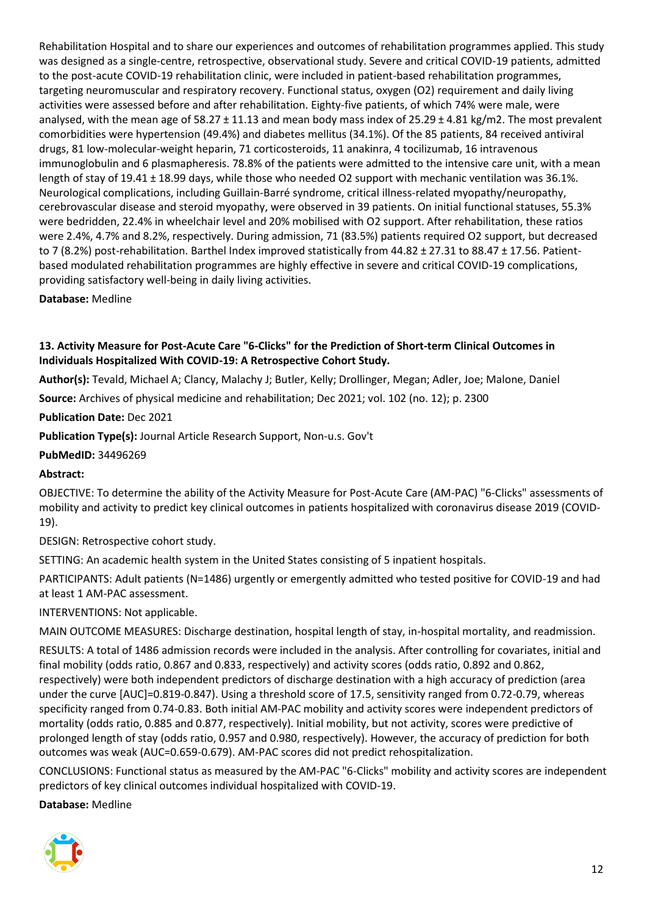Rehabilitation Hospital and to share our experiences and outcomes of rehabilitation programmes applied. This study was designed as a single-centre, retrospective, observational study. Severe and critical COVID-19 patients, admitted to the post-acute COVID-19 rehabilitation clinic, were included in patient-based rehabilitation programmes, targeting neuromuscular and respiratory recovery. Functional status, oxygen ($O_2$) requirement and daily living activities were assessed before and after rehabilitation. Eighty-five patients, of which 74% were male, were analysed, with the mean age of 58.27 ± 11.13 and mean body mass index of 25.29 ± 4.81 kg/m2. The most prevalent comorbidities were hypertension (49.4%) and diabetes mellitus (34.1%). Of the 85 patients, 84 received antiviral drugs, 81 low-molecular-weight heparin, 71 corticosteroids, 11 anakinra, 4 tocilizumab, 16 intravenous immunoglobulin and 6 plasmapheresis. 78.8% of the patients were admitted to the intensive care unit, with a mean length of stay of 19.41 ± 18.99 days, while those who needed $O_2$ support with mechanic ventilation was 36.1%. Neurological complications, including Guillain-Barré syndrome, critical illness-related myopathy/neuropathy, cerebrovascular disease and steroid myopathy, were observed in 39 patients. On initial functional statuses, 55.3% were bedridden, 22.4% in wheelchair level and 20% mobilised with $O_2$ support. After rehabilitation, these ratios were 2.4%, 4.7% and 8.2%, respectively. During admission, 71 (83.5%) patients required $O_2$ support, but decreased to 7 (8.2%) post-rehabilitation. Barthel Index improved statistically from 44.82 ± 27.31 to 88.47 ± 17.56. Patient-based modulated rehabilitation programmes are highly effective in severe and critical COVID-19 complications, providing satisfactory well-being in daily living activities.

**Database:** Medline

### 13. Activity Measure for Post-Acute Care "6-Clicks" for the Prediction of Short-term Clinical Outcomes in Individuals Hospitalized With COVID-19: A Retrospective Cohort Study.

**Author(s):** Tevald, Michael A; Clancy, Malachy J; Butler, Kelly; Drollinger, Megan; Adler, Joe; Malone, Daniel

**Source:** Archives of physical medicine and rehabilitation; Dec 2021; vol. 102 (no. 12); p. 2300

**Publication Date:** Dec 2021

**Publication Type(s):** Journal Article Research Support, Non-u.s. Gov't

**PubMedID:** 34496269

**Abstract:**

OBJECTIVE: To determine the ability of the Activity Measure for Post-Acute Care (AM-PAC) "6-Clicks" assessments of mobility and activity to predict key clinical outcomes in patients hospitalized with coronavirus disease 2019 (COVID-19).

DESIGN: Retrospective cohort study.

SETTING: An academic health system in the United States consisting of 5 inpatient hospitals.

PARTICIPANTS: Adult patients (N=1486) urgently or emergently admitted who tested positive for COVID-19 and had at least 1 AM-PAC assessment.

INTERVENTIONS: Not applicable.

MAIN OUTCOME MEASURES: Discharge destination, hospital length of stay, in-hospital mortality, and readmission.

RESULTS: A total of 1486 admission records were included in the analysis. After controlling for covariates, initial and final mobility (odds ratio, 0.867 and 0.833, respectively) and activity scores (odds ratio, 0.892 and 0.862, respectively) were both independent predictors of discharge destination with a high accuracy of prediction (area under the curve [AUC]=0.819-0.847). Using a threshold score of 17.5, sensitivity ranged from 0.72-0.79, whereas specificity ranged from 0.74-0.83. Both initial AM-PAC mobility and activity scores were independent predictors of mortality (odds ratio, 0.885 and 0.877, respectively). Initial mobility, but not activity, scores were predictive of prolonged length of stay (odds ratio, 0.957 and 0.980, respectively). However, the accuracy of prediction for both outcomes was weak (AUC=0.659-0.679). AM-PAC scores did not predict rehospitalization.

CONCLUSIONS: Functional status as measured by the AM-PAC "6-Clicks" mobility and activity scores are independent predictors of key clinical outcomes individual hospitalized with COVID-19.

**Database:** Medline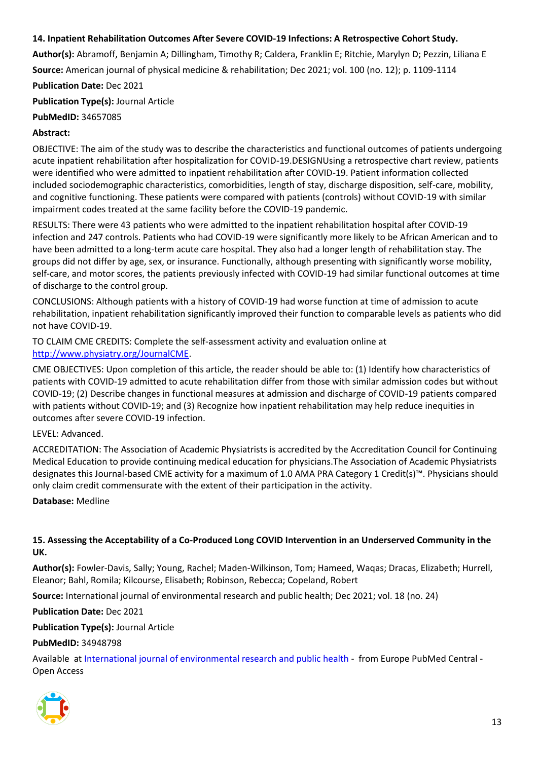**14. Inpatient Rehabilitation Outcomes After Severe COVID-19 Infections: A Retrospective Cohort Study.**

**Author(s):** Abramoff, Benjamin A; Dillingham, Timothy R; Caldera, Franklin E; Ritchie, Marylyn D; Pezzin, Liliana E

**Source:** American journal of physical medicine & rehabilitation; Dec 2021; vol. 100 (no. 12); p. 1109-1114

**Publication Date:** Dec 2021

**Publication Type(s):** Journal Article

**PubMedID:** 34657085

**Abstract:**

OBJECTIVE: The aim of the study was to describe the characteristics and functional outcomes of patients undergoing acute inpatient rehabilitation after hospitalization for COVID-19.DESIGNUsing a retrospective chart review, patients were identified who were admitted to inpatient rehabilitation after COVID-19. Patient information collected included sociodemographic characteristics, comorbidities, length of stay, discharge disposition, self-care, mobility, and cognitive functioning. These patients were compared with patients (controls) without COVID-19 with similar impairment codes treated at the same facility before the COVID-19 pandemic.

RESULTS: There were 43 patients who were admitted to the inpatient rehabilitation hospital after COVID-19 infection and 247 controls. Patients who had COVID-19 were significantly more likely to be African American and to have been admitted to a long-term acute care hospital. They also had a longer length of rehabilitation stay. The groups did not differ by age, sex, or insurance. Functionally, although presenting with significantly worse mobility, self-care, and motor scores, the patients previously infected with COVID-19 had similar functional outcomes at time of discharge to the control group.

CONCLUSIONS: Although patients with a history of COVID-19 had worse function at time of admission to acute rehabilitation, inpatient rehabilitation significantly improved their function to comparable levels as patients who did not have COVID-19.

TO CLAIM CME CREDITS: Complete the self-assessment activity and evaluation online at http://www.physiatry.org/JournalCME.

CME OBJECTIVES: Upon completion of this article, the reader should be able to: (1) Identify how characteristics of patients with COVID-19 admitted to acute rehabilitation differ from those with similar admission codes but without COVID-19; (2) Describe changes in functional measures at admission and discharge of COVID-19 patients compared with patients without COVID-19; and (3) Recognize how inpatient rehabilitation may help reduce inequities in outcomes after severe COVID-19 infection.

LEVEL: Advanced.

ACCREDITATION: The Association of Academic Physiatrists is accredited by the Accreditation Council for Continuing Medical Education to provide continuing medical education for physicians.The Association of Academic Physiatrists designates this Journal-based CME activity for a maximum of 1.0 AMA PRA Category 1 Credit(s)™. Physicians should only claim credit commensurate with the extent of their participation in the activity.

**Database:** Medline

**15. Assessing the Acceptability of a Co-Produced Long COVID Intervention in an Underserved Community in the UK.**

**Author(s):** Fowler-Davis, Sally; Young, Rachel; Maden-Wilkinson, Tom; Hameed, Waqas; Dracas, Elizabeth; Hurrell, Eleanor; Bahl, Romila; Kilcourse, Elisabeth; Robinson, Rebecca; Copeland, Robert

**Source:** International journal of environmental research and public health; Dec 2021; vol. 18 (no. 24)

**Publication Date:** Dec 2021

**Publication Type(s):** Journal Article

**PubMedID:** 34948798

Available at International journal of environmental research and public health - from Europe PubMed Central - Open Access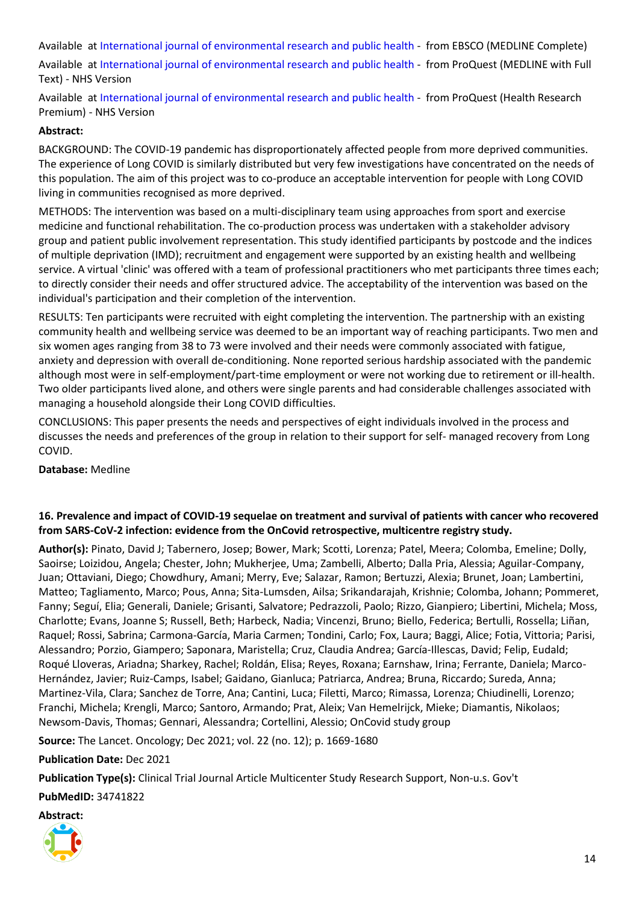Available at International journal of environmental research and public health - from EBSCO (MEDLINE Complete)

Available at International journal of environmental research and public health - from ProQuest (MEDLINE with Full Text) - NHS Version

Available at International journal of environmental research and public health - from ProQuest (Health Research Premium) - NHS Version

**Abstract:**

BACKGROUND: The COVID-19 pandemic has disproportionately affected people from more deprived communities. The experience of Long COVID is similarly distributed but very few investigations have concentrated on the needs of this population. The aim of this project was to co-produce an acceptable intervention for people with Long COVID living in communities recognised as more deprived.

METHODS: The intervention was based on a multi-disciplinary team using approaches from sport and exercise medicine and functional rehabilitation. The co-production process was undertaken with a stakeholder advisory group and patient public involvement representation. This study identified participants by postcode and the indices of multiple deprivation (IMD); recruitment and engagement were supported by an existing health and wellbeing service. A virtual 'clinic' was offered with a team of professional practitioners who met participants three times each; to directly consider their needs and offer structured advice. The acceptability of the intervention was based on the individual's participation and their completion of the intervention.

RESULTS: Ten participants were recruited with eight completing the intervention. The partnership with an existing community health and wellbeing service was deemed to be an important way of reaching participants. Two men and six women ages ranging from 38 to 73 were involved and their needs were commonly associated with fatigue, anxiety and depression with overall de-conditioning. None reported serious hardship associated with the pandemic although most were in self-employment/part-time employment or were not working due to retirement or ill-health. Two older participants lived alone, and others were single parents and had considerable challenges associated with managing a household alongside their Long COVID difficulties.

CONCLUSIONS: This paper presents the needs and perspectives of eight individuals involved in the process and discusses the needs and preferences of the group in relation to their support for self- managed recovery from Long COVID.

**Database:** Medline

### 16. Prevalence and impact of COVID-19 sequelae on treatment and survival of patients with cancer who recovered from SARS-CoV-2 infection: evidence from the OnCovid retrospective, multicentre registry study.

**Author(s):** Pinato, David J; Tabernero, Josep; Bower, Mark; Scotti, Lorenza; Patel, Meera; Colomba, Emeline; Dolly, Saoirse; Loizidou, Angela; Chester, John; Mukherjee, Uma; Zambelli, Alberto; Dalla Pria, Alessia; Aguilar-Company, Juan; Ottaviani, Diego; Chowdhury, Amani; Merry, Eve; Salazar, Ramon; Bertuzzi, Alexia; Brunet, Joan; Lambertini, Matteo; Tagliamento, Marco; Pous, Anna; Sita-Lumsden, Ailsa; Srikandarajah, Krishnie; Colomba, Johann; Pommeret, Fanny; Seguí, Elia; Generali, Daniele; Grisanti, Salvatore; Pedrazzoli, Paolo; Rizzo, Gianpiero; Libertini, Michela; Moss, Charlotte; Evans, Joanne S; Russell, Beth; Harbeck, Nadia; Vincenzi, Bruno; Biello, Federica; Bertulli, Rossella; Liñan, Raquel; Rossi, Sabrina; Carmona-García, Maria Carmen; Tondini, Carlo; Fox, Laura; Baggi, Alice; Fotia, Vittoria; Parisi, Alessandro; Porzio, Giampero; Saponara, Maristella; Cruz, Claudia Andrea; García-Illescas, David; Felip, Eudald; Roqué Lloveras, Ariadna; Sharkey, Rachel; Roldán, Elisa; Reyes, Roxana; Earnshaw, Irina; Ferrante, Daniela; Marco-Hernández, Javier; Ruiz-Camps, Isabel; Gaidano, Gianluca; Patriarca, Andrea; Bruna, Riccardo; Sureda, Anna; Martinez-Vila, Clara; Sanchez de Torre, Ana; Cantini, Luca; Filetti, Marco; Rimassa, Lorenza; Chiudinelli, Lorenzo; Franchi, Michela; Krengli, Marco; Santoro, Armando; Prat, Aleix; Van Hemelrijck, Mieke; Diamantis, Nikolaos; Newsom-Davis, Thomas; Gennari, Alessandra; Cortellini, Alessio; OnCovid study group

**Source:** The Lancet. Oncology; Dec 2021; vol. 22 (no. 12); p. 1669-1680

**Publication Date:** Dec 2021

**Publication Type(s):** Clinical Trial Journal Article Multicenter Study Research Support, Non-u.s. Gov't

**PubMedID:** 34741822

**Abstract:**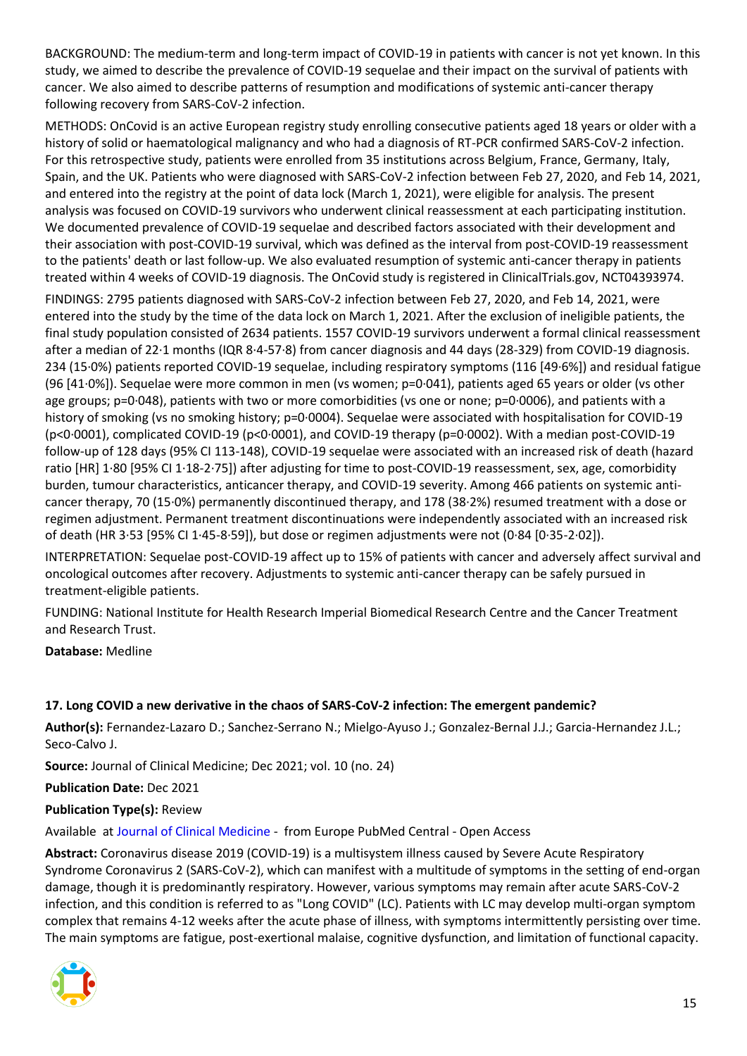BACKGROUND: The medium-term and long-term impact of COVID-19 in patients with cancer is not yet known. In this study, we aimed to describe the prevalence of COVID-19 sequelae and their impact on the survival of patients with cancer. We also aimed to describe patterns of resumption and modifications of systemic anti-cancer therapy following recovery from SARS-CoV-2 infection.

METHODS: OnCovid is an active European registry study enrolling consecutive patients aged 18 years or older with a history of solid or haematological malignancy and who had a diagnosis of RT-PCR confirmed SARS-CoV-2 infection. For this retrospective study, patients were enrolled from 35 institutions across Belgium, France, Germany, Italy, Spain, and the UK. Patients who were diagnosed with SARS-CoV-2 infection between Feb 27, 2020, and Feb 14, 2021, and entered into the registry at the point of data lock (March 1, 2021), were eligible for analysis. The present analysis was focused on COVID-19 survivors who underwent clinical reassessment at each participating institution. We documented prevalence of COVID-19 sequelae and described factors associated with their development and their association with post-COVID-19 survival, which was defined as the interval from post-COVID-19 reassessment to the patients' death or last follow-up. We also evaluated resumption of systemic anti-cancer therapy in patients treated within 4 weeks of COVID-19 diagnosis. The OnCovid study is registered in ClinicalTrials.gov, NCT04393974.

FINDINGS: 2795 patients diagnosed with SARS-CoV-2 infection between Feb 27, 2020, and Feb 14, 2021, were entered into the study by the time of the data lock on March 1, 2021. After the exclusion of ineligible patients, the final study population consisted of 2634 patients. 1557 COVID-19 survivors underwent a formal clinical reassessment after a median of 22·1 months (IQR 8·4-57·8) from cancer diagnosis and 44 days (28-329) from COVID-19 diagnosis. 234 (15·0%) patients reported COVID-19 sequelae, including respiratory symptoms (116 [49·6%]) and residual fatigue (96 [41·0%]). Sequelae were more common in men (vs women; p=0·041), patients aged 65 years or older (vs other age groups; p=0·048), patients with two or more comorbidities (vs one or none; p=0·0006), and patients with a history of smoking (vs no smoking history; p=0·0004). Sequelae were associated with hospitalisation for COVID-19 (p<0·0001), complicated COVID-19 (p<0·0001), and COVID-19 therapy (p=0·0002). With a median post-COVID-19 follow-up of 128 days (95% CI 113-148), COVID-19 sequelae were associated with an increased risk of death (hazard ratio [HR] 1·80 [95% CI 1·18-2·75]) after adjusting for time to post-COVID-19 reassessment, sex, age, comorbidity burden, tumour characteristics, anticancer therapy, and COVID-19 severity. Among 466 patients on systemic anti-cancer therapy, 70 (15·0%) permanently discontinued therapy, and 178 (38·2%) resumed treatment with a dose or regimen adjustment. Permanent treatment discontinuations were independently associated with an increased risk of death (HR 3·53 [95% CI 1·45-8·59]), but dose or regimen adjustments were not (0·84 [0·35-2·02]).

INTERPRETATION: Sequelae post-COVID-19 affect up to 15% of patients with cancer and adversely affect survival and oncological outcomes after recovery. Adjustments to systemic anti-cancer therapy can be safely pursued in treatment-eligible patients.

FUNDING: National Institute for Health Research Imperial Biomedical Research Centre and the Cancer Treatment and Research Trust.

**Database:** Medline

### 17. Long COVID a new derivative in the chaos of SARS-CoV-2 infection: The emergent pandemic?

**Author(s):** Fernandez-Lazaro D.; Sanchez-Serrano N.; Mielgo-Ayuso J.; Gonzalez-Bernal J.J.; Garcia-Hernandez J.L.; Seco-Calvo J.

**Source:** Journal of Clinical Medicine; Dec 2021; vol. 10 (no. 24)

**Publication Date:** Dec 2021

**Publication Type(s):** Review

Available at Journal of Clinical Medicine - from Europe PubMed Central - Open Access

**Abstract:** Coronavirus disease 2019 (COVID-19) is a multisystem illness caused by Severe Acute Respiratory Syndrome Coronavirus 2 (SARS-CoV-2), which can manifest with a multitude of symptoms in the setting of end-organ damage, though it is predominantly respiratory. However, various symptoms may remain after acute SARS-CoV-2 infection, and this condition is referred to as "Long COVID" (LC). Patients with LC may develop multi-organ symptom complex that remains 4-12 weeks after the acute phase of illness, with symptoms intermittently persisting over time. The main symptoms are fatigue, post-exertional malaise, cognitive dysfunction, and limitation of functional capacity.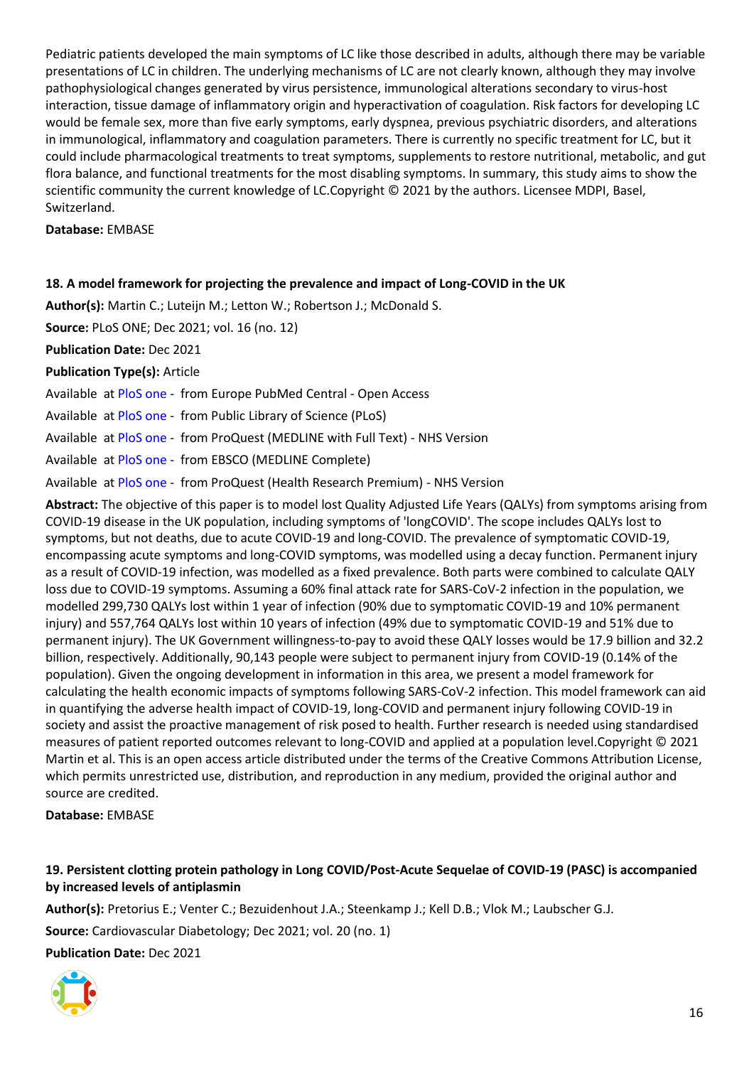Pediatric patients developed the main symptoms of LC like those described in adults, although there may be variable presentations of LC in children. The underlying mechanisms of LC are not clearly known, although they may involve pathophysiological changes generated by virus persistence, immunological alterations secondary to virus-host interaction, tissue damage of inflammatory origin and hyperactivation of coagulation. Risk factors for developing LC would be female sex, more than five early symptoms, early dyspnea, previous psychiatric disorders, and alterations in immunological, inflammatory and coagulation parameters. There is currently no specific treatment for LC, but it could include pharmacological treatments to treat symptoms, supplements to restore nutritional, metabolic, and gut flora balance, and functional treatments for the most disabling symptoms. In summary, this study aims to show the scientific community the current knowledge of LC.Copyright © 2021 by the authors. Licensee MDPI, Basel, Switzerland.

**Database:** EMBASE

### 18. A model framework for projecting the prevalence and impact of Long-COVID in the UK

**Author(s):** Martin C.; Luteijn M.; Letton W.; Robertson J.; McDonald S.

**Source:** PLoS ONE; Dec 2021; vol. 16 (no. 12)

**Publication Date:** Dec 2021

**Publication Type(s):** Article

Available at PloS one - from Europe PubMed Central - Open Access

Available at PloS one - from Public Library of Science (PLoS)

Available at PloS one - from ProQuest (MEDLINE with Full Text) - NHS Version

Available at PloS one - from EBSCO (MEDLINE Complete)

Available at PloS one - from ProQuest (Health Research Premium) - NHS Version

**Abstract:** The objective of this paper is to model lost Quality Adjusted Life Years (QALYs) from symptoms arising from COVID-19 disease in the UK population, including symptoms of 'longCOVID'. The scope includes QALYs lost to symptoms, but not deaths, due to acute COVID-19 and long-COVID. The prevalence of symptomatic COVID-19, encompassing acute symptoms and long-COVID symptoms, was modelled using a decay function. Permanent injury as a result of COVID-19 infection, was modelled as a fixed prevalence. Both parts were combined to calculate QALY loss due to COVID-19 symptoms. Assuming a 60% final attack rate for SARS-CoV-2 infection in the population, we modelled 299,730 QALYs lost within 1 year of infection (90% due to symptomatic COVID-19 and 10% permanent injury) and 557,764 QALYs lost within 10 years of infection (49% due to symptomatic COVID-19 and 51% due to permanent injury). The UK Government willingness-to-pay to avoid these QALY losses would be 17.9 billion and 32.2 billion, respectively. Additionally, 90,143 people were subject to permanent injury from COVID-19 (0.14% of the population). Given the ongoing development in information in this area, we present a model framework for calculating the health economic impacts of symptoms following SARS-CoV-2 infection. This model framework can aid in quantifying the adverse health impact of COVID-19, long-COVID and permanent injury following COVID-19 in society and assist the proactive management of risk posed to health. Further research is needed using standardised measures of patient reported outcomes relevant to long-COVID and applied at a population level.Copyright © 2021 Martin et al. This is an open access article distributed under the terms of the Creative Commons Attribution License, which permits unrestricted use, distribution, and reproduction in any medium, provided the original author and source are credited.

**Database:** EMBASE

### 19. Persistent clotting protein pathology in Long COVID/Post-Acute Sequelae of COVID-19 (PASC) is accompanied by increased levels of antiplasmin

**Author(s):** Pretorius E.; Venter C.; Bezuidenhout J.A.; Steenkamp J.; Kell D.B.; Vlok M.; Laubscher G.J.

**Source:** Cardiovascular Diabetology; Dec 2021; vol. 20 (no. 1)

**Publication Date:** Dec 2021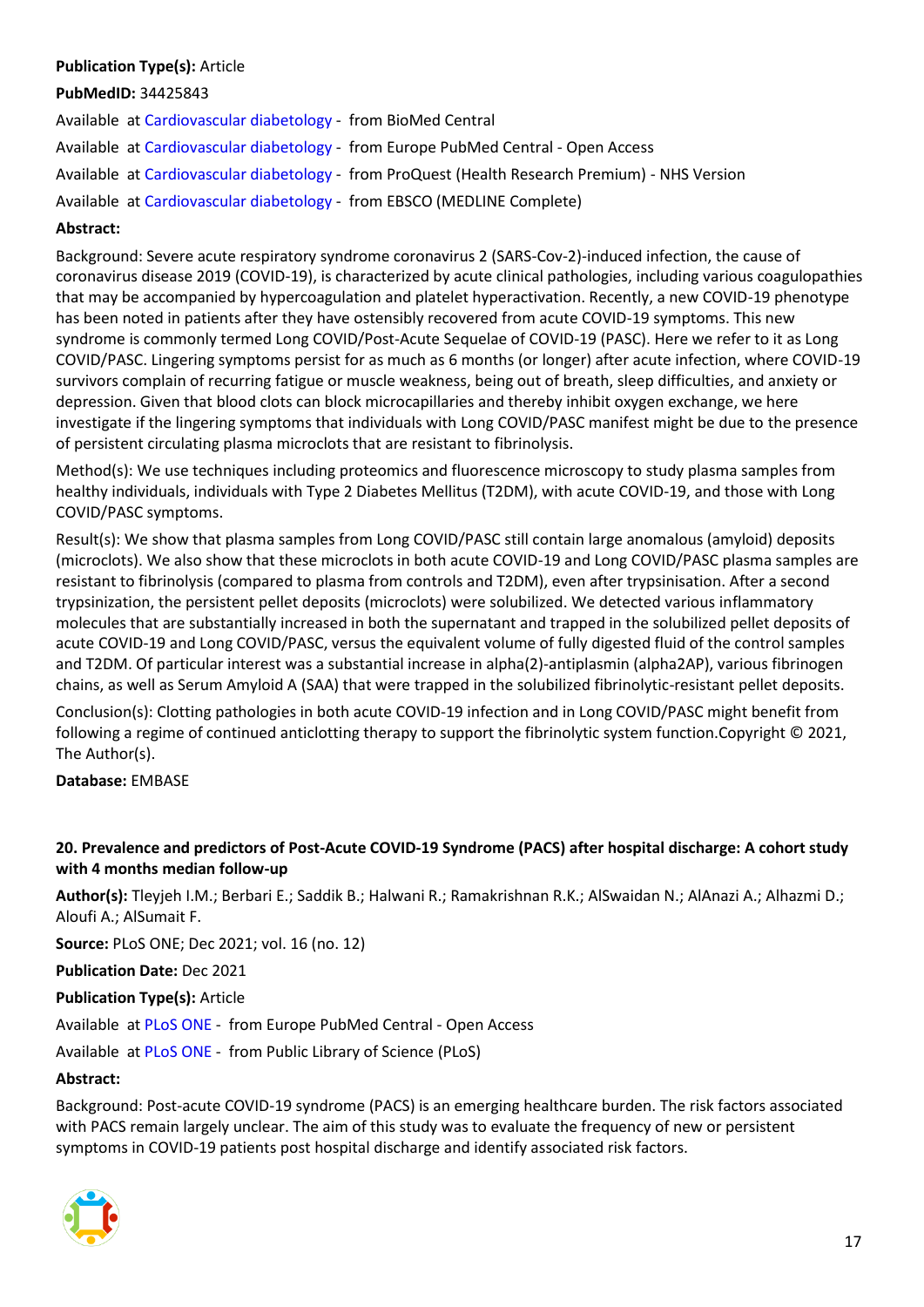**Publication Type(s):** Article

**PubMedID:** 34425843

Available at Cardiovascular diabetology - from BioMed Central

Available at Cardiovascular diabetology - from Europe PubMed Central - Open Access

Available at Cardiovascular diabetology - from ProQuest (Health Research Premium) - NHS Version

Available at Cardiovascular diabetology - from EBSCO (MEDLINE Complete)

**Abstract:**

Background: Severe acute respiratory syndrome coronavirus 2 (SARS-Cov-2)-induced infection, the cause of coronavirus disease 2019 (COVID-19), is characterized by acute clinical pathologies, including various coagulopathies that may be accompanied by hypercoagulation and platelet hyperactivation. Recently, a new COVID-19 phenotype has been noted in patients after they have ostensibly recovered from acute COVID-19 symptoms. This new syndrome is commonly termed Long COVID/Post-Acute Sequelae of COVID-19 (PASC). Here we refer to it as Long COVID/PASC. Lingering symptoms persist for as much as 6 months (or longer) after acute infection, where COVID-19 survivors complain of recurring fatigue or muscle weakness, being out of breath, sleep difficulties, and anxiety or depression. Given that blood clots can block microcapillaries and thereby inhibit oxygen exchange, we here investigate if the lingering symptoms that individuals with Long COVID/PASC manifest might be due to the presence of persistent circulating plasma microclots that are resistant to fibrinolysis.

Method(s): We use techniques including proteomics and fluorescence microscopy to study plasma samples from healthy individuals, individuals with Type 2 Diabetes Mellitus (T2DM), with acute COVID-19, and those with Long COVID/PASC symptoms.

Result(s): We show that plasma samples from Long COVID/PASC still contain large anomalous (amyloid) deposits (microclots). We also show that these microclots in both acute COVID-19 and Long COVID/PASC plasma samples are resistant to fibrinolysis (compared to plasma from controls and T2DM), even after trypsinisation. After a second trypsinization, the persistent pellet deposits (microclots) were solubilized. We detected various inflammatory molecules that are substantially increased in both the supernatant and trapped in the solubilized pellet deposits of acute COVID-19 and Long COVID/PASC, versus the equivalent volume of fully digested fluid of the control samples and T2DM. Of particular interest was a substantial increase in alpha(2)-antiplasmin (alpha2AP), various fibrinogen chains, as well as Serum Amyloid A (SAA) that were trapped in the solubilized fibrinolytic-resistant pellet deposits.

Conclusion(s): Clotting pathologies in both acute COVID-19 infection and in Long COVID/PASC might benefit from following a regime of continued anticlotting therapy to support the fibrinolytic system function.Copyright © 2021, The Author(s).

**Database:** EMBASE

### 20. Prevalence and predictors of Post-Acute COVID-19 Syndrome (PACS) after hospital discharge: A cohort study with 4 months median follow-up

**Author(s):** Tleyjeh I.M.; Berbari E.; Saddik B.; Halwani R.; Ramakrishnan R.K.; AlSwaidan N.; AlAnazi A.; Alhazmi D.; Aloufi A.; AlSumait F.

**Source:** PLoS ONE; Dec 2021; vol. 16 (no. 12)

**Publication Date:** Dec 2021

**Publication Type(s):** Article

Available at PLoS ONE - from Europe PubMed Central - Open Access

Available at PLoS ONE - from Public Library of Science (PLoS)

**Abstract:**

Background: Post-acute COVID-19 syndrome (PACS) is an emerging healthcare burden. The risk factors associated with PACS remain largely unclear. The aim of this study was to evaluate the frequency of new or persistent symptoms in COVID-19 patients post hospital discharge and identify associated risk factors.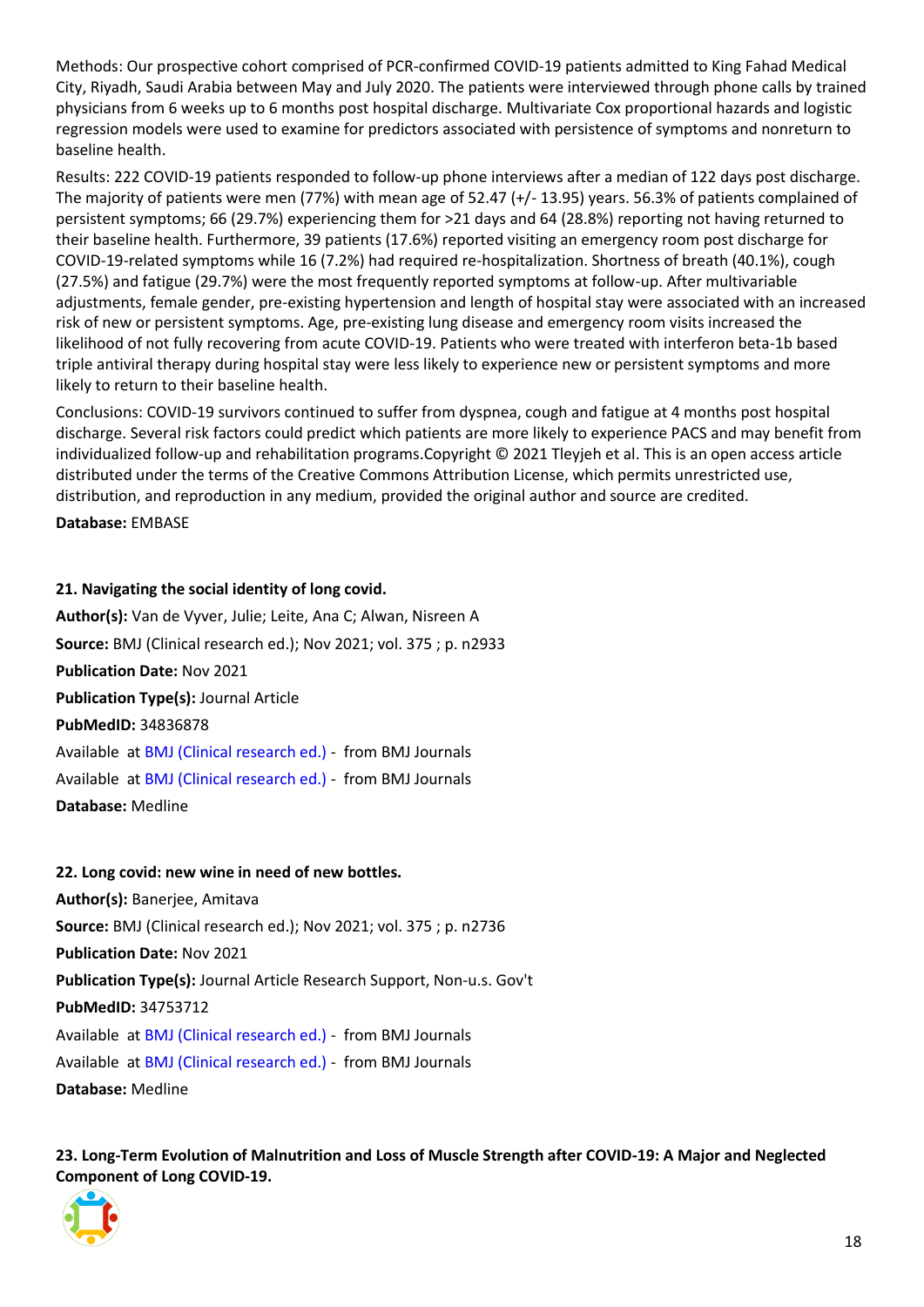Methods: Our prospective cohort comprised of PCR-confirmed COVID-19 patients admitted to King Fahad Medical City, Riyadh, Saudi Arabia between May and July 2020. The patients were interviewed through phone calls by trained physicians from 6 weeks up to 6 months post hospital discharge. Multivariate Cox proportional hazards and logistic regression models were used to examine for predictors associated with persistence of symptoms and nonreturn to baseline health.

Results: 222 COVID-19 patients responded to follow-up phone interviews after a median of 122 days post discharge. The majority of patients were men (77%) with mean age of 52.47 (+/- 13.95) years. 56.3% of patients complained of persistent symptoms; 66 (29.7%) experiencing them for >21 days and 64 (28.8%) reporting not having returned to their baseline health. Furthermore, 39 patients (17.6%) reported visiting an emergency room post discharge for COVID-19-related symptoms while 16 (7.2%) had required re-hospitalization. Shortness of breath (40.1%), cough (27.5%) and fatigue (29.7%) were the most frequently reported symptoms at follow-up. After multivariable adjustments, female gender, pre-existing hypertension and length of hospital stay were associated with an increased risk of new or persistent symptoms. Age, pre-existing lung disease and emergency room visits increased the likelihood of not fully recovering from acute COVID-19. Patients who were treated with interferon beta-1b based triple antiviral therapy during hospital stay were less likely to experience new or persistent symptoms and more likely to return to their baseline health.

Conclusions: COVID-19 survivors continued to suffer from dyspnea, cough and fatigue at 4 months post hospital discharge. Several risk factors could predict which patients are more likely to experience PACS and may benefit from individualized follow-up and rehabilitation programs.Copyright © 2021 Tleyjeh et al. This is an open access article distributed under the terms of the Creative Commons Attribution License, which permits unrestricted use, distribution, and reproduction in any medium, provided the original author and source are credited.

**Database:** EMBASE

**21. Navigating the social identity of long covid.**

**Author(s):** Van de Vyver, Julie; Leite, Ana C; Alwan, Nisreen A

**Source:** BMJ (Clinical research ed.); Nov 2021; vol. 375 ; p. n2933

**Publication Date:** Nov 2021

**Publication Type(s):** Journal Article

**PubMedID:** 34836878

Available at BMJ (Clinical research ed.) - from BMJ Journals

Available at BMJ (Clinical research ed.) - from BMJ Journals

**Database:** Medline

**22. Long covid: new wine in need of new bottles.**

**Author(s):** Banerjee, Amitava

**Source:** BMJ (Clinical research ed.); Nov 2021; vol. 375 ; p. n2736

**Publication Date:** Nov 2021

**Publication Type(s):** Journal Article Research Support, Non-u.s. Gov't

**PubMedID:** 34753712

Available at BMJ (Clinical research ed.) - from BMJ Journals

Available at BMJ (Clinical research ed.) - from BMJ Journals

**Database:** Medline

**23. Long-Term Evolution of Malnutrition and Loss of Muscle Strength after COVID-19: A Major and Neglected Component of Long COVID-19.**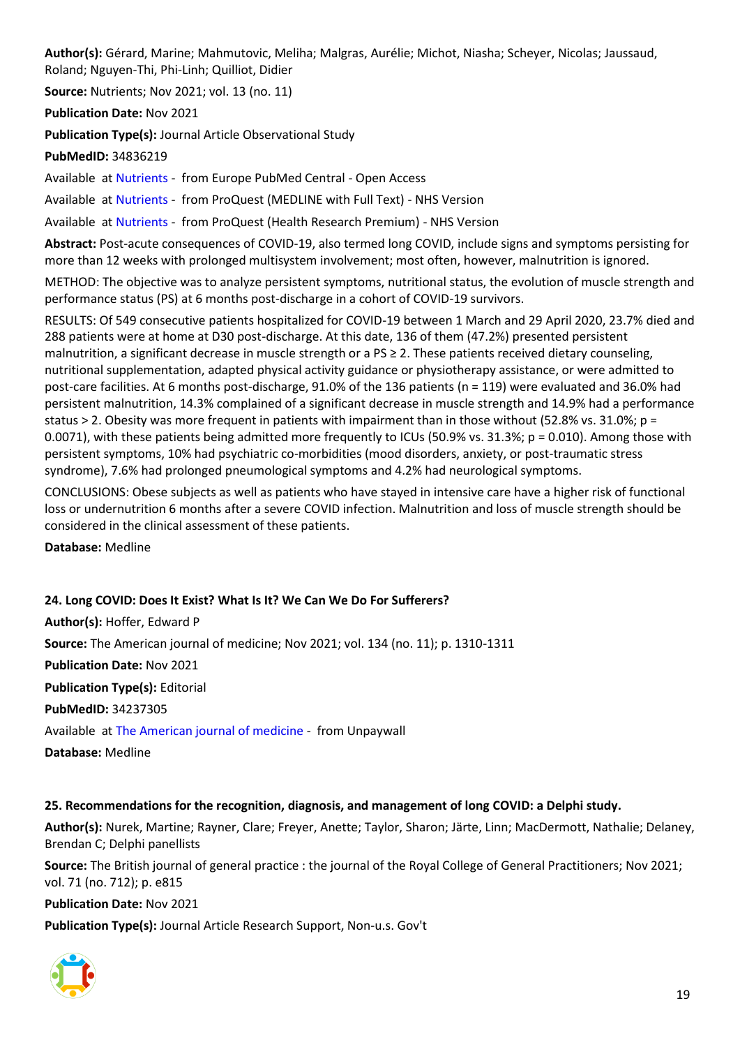**Author(s):** Gérard, Marine; Mahmutovic, Meliha; Malgras, Aurélie; Michot, Niasha; Scheyer, Nicolas; Jaussaud, Roland; Nguyen-Thi, Phi-Linh; Quilliot, Didier

**Source:** Nutrients; Nov 2021; vol. 13 (no. 11)

**Publication Date:** Nov 2021

**Publication Type(s):** Journal Article Observational Study

**PubMedID:** 34836219

Available at Nutrients - from Europe PubMed Central - Open Access

Available at Nutrients - from ProQuest (MEDLINE with Full Text) - NHS Version

Available at Nutrients - from ProQuest (Health Research Premium) - NHS Version

**Abstract:** Post-acute consequences of COVID-19, also termed long COVID, include signs and symptoms persisting for more than 12 weeks with prolonged multisystem involvement; most often, however, malnutrition is ignored.

METHOD: The objective was to analyze persistent symptoms, nutritional status, the evolution of muscle strength and performance status (PS) at 6 months post-discharge in a cohort of COVID-19 survivors.

RESULTS: Of 549 consecutive patients hospitalized for COVID-19 between 1 March and 29 April 2020, 23.7% died and 288 patients were at home at D30 post-discharge. At this date, 136 of them (47.2%) presented persistent malnutrition, a significant decrease in muscle strength or a PS ≥ 2. These patients received dietary counseling, nutritional supplementation, adapted physical activity guidance or physiotherapy assistance, or were admitted to post-care facilities. At 6 months post-discharge, 91.0% of the 136 patients (n = 119) were evaluated and 36.0% had persistent malnutrition, 14.3% complained of a significant decrease in muscle strength and 14.9% had a performance status > 2. Obesity was more frequent in patients with impairment than in those without (52.8% vs. 31.0%; p = 0.0071), with these patients being admitted more frequently to ICUs (50.9% vs. 31.3%; p = 0.010). Among those with persistent symptoms, 10% had psychiatric co-morbidities (mood disorders, anxiety, or post-traumatic stress syndrome), 7.6% had prolonged pneumological symptoms and 4.2% had neurological symptoms.

CONCLUSIONS: Obese subjects as well as patients who have stayed in intensive care have a higher risk of functional loss or undernutrition 6 months after a severe COVID infection. Malnutrition and loss of muscle strength should be considered in the clinical assessment of these patients.

**Database:** Medline

**24. Long COVID: Does It Exist? What Is It? We Can We Do For Sufferers?**

**Author(s):** Hoffer, Edward P

**Source:** The American journal of medicine; Nov 2021; vol. 134 (no. 11); p. 1310-1311

**Publication Date:** Nov 2021

**Publication Type(s):** Editorial

**PubMedID:** 34237305

Available at The American journal of medicine - from Unpaywall

**Database:** Medline

**25. Recommendations for the recognition, diagnosis, and management of long COVID: a Delphi study.**

**Author(s):** Nurek, Martine; Rayner, Clare; Freyer, Anette; Taylor, Sharon; Järte, Linn; MacDermott, Nathalie; Delaney, Brendan C; Delphi panellists

**Source:** The British journal of general practice : the journal of the Royal College of General Practitioners; Nov 2021; vol. 71 (no. 712); p. e815

**Publication Date:** Nov 2021

**Publication Type(s):** Journal Article Research Support, Non-u.s. Gov't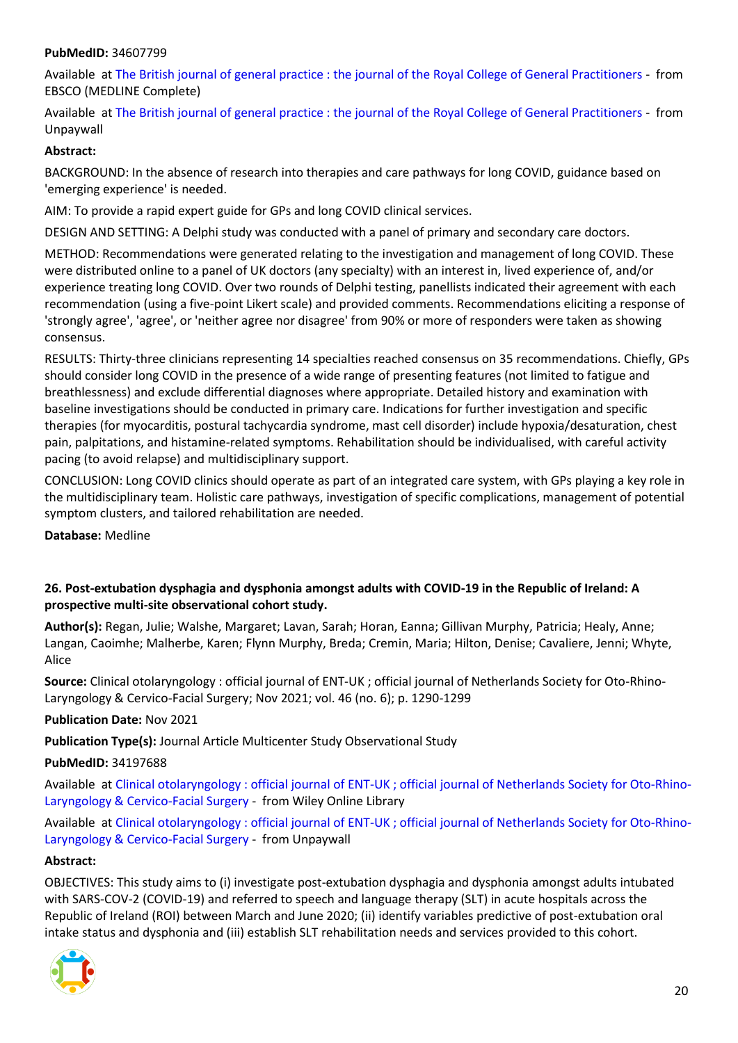**PubMedID:** 34607799

Available at The British journal of general practice : the journal of the Royal College of General Practitioners - from EBSCO (MEDLINE Complete)

Available at The British journal of general practice : the journal of the Royal College of General Practitioners - from Unpaywall

**Abstract:**

BACKGROUND: In the absence of research into therapies and care pathways for long COVID, guidance based on 'emerging experience' is needed.

AIM: To provide a rapid expert guide for GPs and long COVID clinical services.

DESIGN AND SETTING: A Delphi study was conducted with a panel of primary and secondary care doctors.

METHOD: Recommendations were generated relating to the investigation and management of long COVID. These were distributed online to a panel of UK doctors (any specialty) with an interest in, lived experience of, and/or experience treating long COVID. Over two rounds of Delphi testing, panellists indicated their agreement with each recommendation (using a five-point Likert scale) and provided comments. Recommendations eliciting a response of 'strongly agree', 'agree', or 'neither agree nor disagree' from 90% or more of responders were taken as showing consensus.

RESULTS: Thirty-three clinicians representing 14 specialties reached consensus on 35 recommendations. Chiefly, GPs should consider long COVID in the presence of a wide range of presenting features (not limited to fatigue and breathlessness) and exclude differential diagnoses where appropriate. Detailed history and examination with baseline investigations should be conducted in primary care. Indications for further investigation and specific therapies (for myocarditis, postural tachycardia syndrome, mast cell disorder) include hypoxia/desaturation, chest pain, palpitations, and histamine-related symptoms. Rehabilitation should be individualised, with careful activity pacing (to avoid relapse) and multidisciplinary support.

CONCLUSION: Long COVID clinics should operate as part of an integrated care system, with GPs playing a key role in the multidisciplinary team. Holistic care pathways, investigation of specific complications, management of potential symptom clusters, and tailored rehabilitation are needed.

**Database:** Medline

**26. Post-extubation dysphagia and dysphonia amongst adults with COVID-19 in the Republic of Ireland: A prospective multi-site observational cohort study.**

**Author(s):** Regan, Julie; Walshe, Margaret; Lavan, Sarah; Horan, Eanna; Gillivan Murphy, Patricia; Healy, Anne; Langan, Caoimhe; Malherbe, Karen; Flynn Murphy, Breda; Cremin, Maria; Hilton, Denise; Cavaliere, Jenni; Whyte, Alice

**Source:** Clinical otolaryngology : official journal of ENT-UK ; official journal of Netherlands Society for Oto-Rhino-Laryngology & Cervico-Facial Surgery; Nov 2021; vol. 46 (no. 6); p. 1290-1299

**Publication Date:** Nov 2021

**Publication Type(s):** Journal Article Multicenter Study Observational Study

**PubMedID:** 34197688

Available at Clinical otolaryngology : official journal of ENT-UK ; official journal of Netherlands Society for Oto-Rhino-Laryngology & Cervico-Facial Surgery - from Wiley Online Library

Available at Clinical otolaryngology : official journal of ENT-UK ; official journal of Netherlands Society for Oto-Rhino-Laryngology & Cervico-Facial Surgery - from Unpaywall

**Abstract:**

OBJECTIVES: This study aims to (i) investigate post-extubation dysphagia and dysphonia amongst adults intubated with SARS-COV-2 (COVID-19) and referred to speech and language therapy (SLT) in acute hospitals across the Republic of Ireland (ROI) between March and June 2020; (ii) identify variables predictive of post-extubation oral intake status and dysphonia and (iii) establish SLT rehabilitation needs and services provided to this cohort.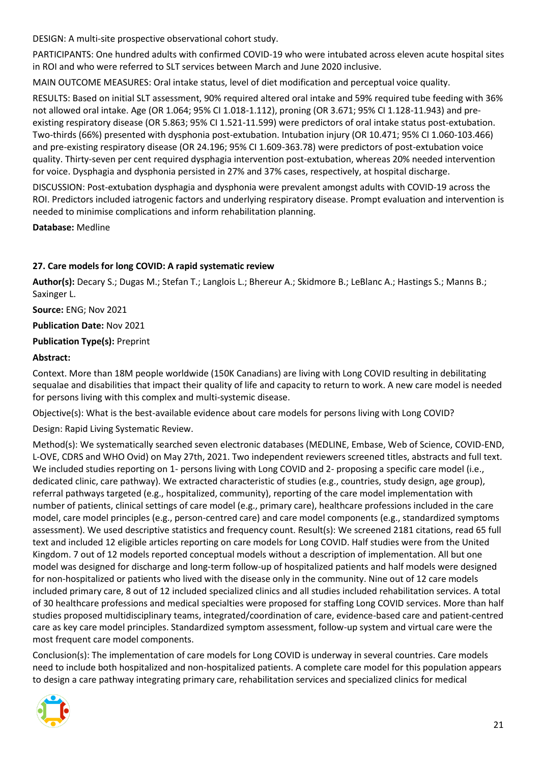DESIGN: A multi-site prospective observational cohort study.

PARTICIPANTS: One hundred adults with confirmed COVID-19 who were intubated across eleven acute hospital sites in ROI and who were referred to SLT services between March and June 2020 inclusive.

MAIN OUTCOME MEASURES: Oral intake status, level of diet modification and perceptual voice quality.

RESULTS: Based on initial SLT assessment, 90% required altered oral intake and 59% required tube feeding with 36% not allowed oral intake. Age (OR 1.064; 95% CI 1.018-1.112), proning (OR 3.671; 95% CI 1.128-11.943) and pre-existing respiratory disease (OR 5.863; 95% CI 1.521-11.599) were predictors of oral intake status post-extubation. Two-thirds (66%) presented with dysphonia post-extubation. Intubation injury (OR 10.471; 95% CI 1.060-103.466) and pre-existing respiratory disease (OR 24.196; 95% CI 1.609-363.78) were predictors of post-extubation voice quality. Thirty-seven per cent required dysphagia intervention post-extubation, whereas 20% needed intervention for voice. Dysphagia and dysphonia persisted in 27% and 37% cases, respectively, at hospital discharge.

DISCUSSION: Post-extubation dysphagia and dysphonia were prevalent amongst adults with COVID-19 across the ROI. Predictors included iatrogenic factors and underlying respiratory disease. Prompt evaluation and intervention is needed to minimise complications and inform rehabilitation planning.

**Database:** Medline

### 27. Care models for long COVID: A rapid systematic review

**Author(s):** Decary S.; Dugas M.; Stefan T.; Langlois L.; Bhereur A.; Skidmore B.; LeBlanc A.; Hastings S.; Manns B.; Saxinger L.

**Source:** ENG; Nov 2021

**Publication Date:** Nov 2021

**Publication Type(s):** Preprint

**Abstract:**

Context. More than 18M people worldwide (150K Canadians) are living with Long COVID resulting in debilitating sequalae and disabilities that impact their quality of life and capacity to return to work. A new care model is needed for persons living with this complex and multi-systemic disease.

Objective(s): What is the best-available evidence about care models for persons living with Long COVID?

Design: Rapid Living Systematic Review.

Method(s): We systematically searched seven electronic databases (MEDLINE, Embase, Web of Science, COVID-END, L-OVE, CDRS and WHO Ovid) on May 27th, 2021. Two independent reviewers screened titles, abstracts and full text. We included studies reporting on 1- persons living with Long COVID and 2- proposing a specific care model (i.e., dedicated clinic, care pathway). We extracted characteristic of studies (e.g., countries, study design, age group), referral pathways targeted (e.g., hospitalized, community), reporting of the care model implementation with number of patients, clinical settings of care model (e.g., primary care), healthcare professions included in the care model, care model principles (e.g., person-centred care) and care model components (e.g., standardized symptoms assessment). We used descriptive statistics and frequency count. Result(s): We screened 2181 citations, read 65 full text and included 12 eligible articles reporting on care models for Long COVID. Half studies were from the United Kingdom. 7 out of 12 models reported conceptual models without a description of implementation. All but one model was designed for discharge and long-term follow-up of hospitalized patients and half models were designed for non-hospitalized or patients who lived with the disease only in the community. Nine out of 12 care models included primary care, 8 out of 12 included specialized clinics and all studies included rehabilitation services. A total of 30 healthcare professions and medical specialties were proposed for staffing Long COVID services. More than half studies proposed multidisciplinary teams, integrated/coordination of care, evidence-based care and patient-centred care as key care model principles. Standardized symptom assessment, follow-up system and virtual care were the most frequent care model components.

Conclusion(s): The implementation of care models for Long COVID is underway in several countries. Care models need to include both hospitalized and non-hospitalized patients. A complete care model for this population appears to design a care pathway integrating primary care, rehabilitation services and specialized clinics for medical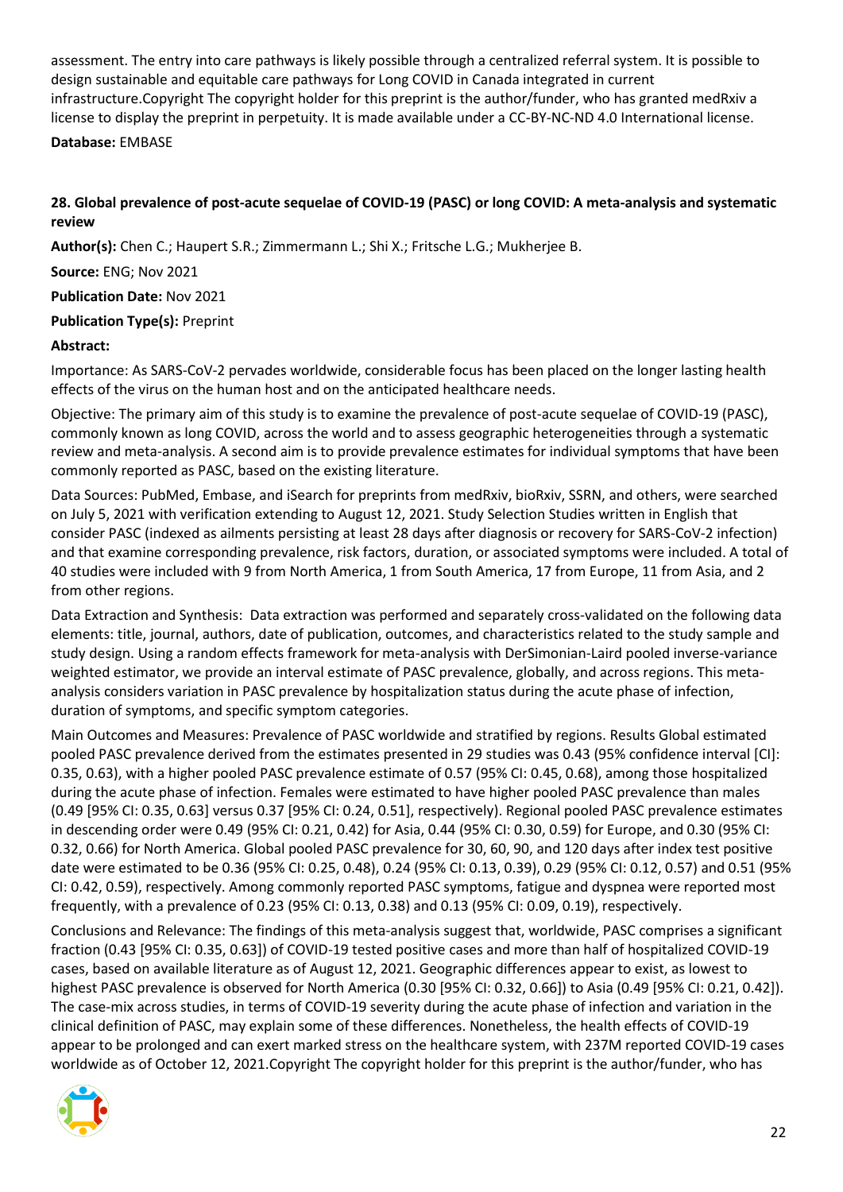assessment. The entry into care pathways is likely possible through a centralized referral system. It is possible to design sustainable and equitable care pathways for Long COVID in Canada integrated in current infrastructure.Copyright The copyright holder for this preprint is the author/funder, who has granted medRxiv a license to display the preprint in perpetuity. It is made available under a CC-BY-NC-ND 4.0 International license.

**Database:** EMBASE

### 28. Global prevalence of post-acute sequelae of COVID-19 (PASC) or long COVID: A meta-analysis and systematic review

**Author(s):** Chen C.; Haupert S.R.; Zimmermann L.; Shi X.; Fritsche L.G.; Mukherjee B.

**Source:** ENG; Nov 2021

**Publication Date:** Nov 2021

**Publication Type(s):** Preprint

**Abstract:**

Importance: As SARS-CoV-2 pervades worldwide, considerable focus has been placed on the longer lasting health effects of the virus on the human host and on the anticipated healthcare needs.

Objective: The primary aim of this study is to examine the prevalence of post-acute sequelae of COVID-19 (PASC), commonly known as long COVID, across the world and to assess geographic heterogeneities through a systematic review and meta-analysis. A second aim is to provide prevalence estimates for individual symptoms that have been commonly reported as PASC, based on the existing literature.

Data Sources: PubMed, Embase, and iSearch for preprints from medRxiv, bioRxiv, SSRN, and others, were searched on July 5, 2021 with verification extending to August 12, 2021. Study Selection Studies written in English that consider PASC (indexed as ailments persisting at least 28 days after diagnosis or recovery for SARS-CoV-2 infection) and that examine corresponding prevalence, risk factors, duration, or associated symptoms were included. A total of 40 studies were included with 9 from North America, 1 from South America, 17 from Europe, 11 from Asia, and 2 from other regions.

Data Extraction and Synthesis: Data extraction was performed and separately cross-validated on the following data elements: title, journal, authors, date of publication, outcomes, and characteristics related to the study sample and study design. Using a random effects framework for meta-analysis with DerSimonian-Laird pooled inverse-variance weighted estimator, we provide an interval estimate of PASC prevalence, globally, and across regions. This meta-analysis considers variation in PASC prevalence by hospitalization status during the acute phase of infection, duration of symptoms, and specific symptom categories.

Main Outcomes and Measures: Prevalence of PASC worldwide and stratified by regions. Results Global estimated pooled PASC prevalence derived from the estimates presented in 29 studies was 0.43 (95% confidence interval [CI]: 0.35, 0.63), with a higher pooled PASC prevalence estimate of 0.57 (95% CI: 0.45, 0.68), among those hospitalized during the acute phase of infection. Females were estimated to have higher pooled PASC prevalence than males (0.49 [95% CI: 0.35, 0.63] versus 0.37 [95% CI: 0.24, 0.51], respectively). Regional pooled PASC prevalence estimates in descending order were 0.49 (95% CI: 0.21, 0.42) for Asia, 0.44 (95% CI: 0.30, 0.59) for Europe, and 0.30 (95% CI: 0.32, 0.66) for North America. Global pooled PASC prevalence for 30, 60, 90, and 120 days after index test positive date were estimated to be 0.36 (95% CI: 0.25, 0.48), 0.24 (95% CI: 0.13, 0.39), 0.29 (95% CI: 0.12, 0.57) and 0.51 (95% CI: 0.42, 0.59), respectively. Among commonly reported PASC symptoms, fatigue and dyspnea were reported most frequently, with a prevalence of 0.23 (95% CI: 0.13, 0.38) and 0.13 (95% CI: 0.09, 0.19), respectively.

Conclusions and Relevance: The findings of this meta-analysis suggest that, worldwide, PASC comprises a significant fraction (0.43 [95% CI: 0.35, 0.63]) of COVID-19 tested positive cases and more than half of hospitalized COVID-19 cases, based on available literature as of August 12, 2021. Geographic differences appear to exist, as lowest to highest PASC prevalence is observed for North America (0.30 [95% CI: 0.32, 0.66]) to Asia (0.49 [95% CI: 0.21, 0.42]). The case-mix across studies, in terms of COVID-19 severity during the acute phase of infection and variation in the clinical definition of PASC, may explain some of these differences. Nonetheless, the health effects of COVID-19 appear to be prolonged and can exert marked stress on the healthcare system, with 237M reported COVID-19 cases worldwide as of October 12, 2021.Copyright The copyright holder for this preprint is the author/funder, who has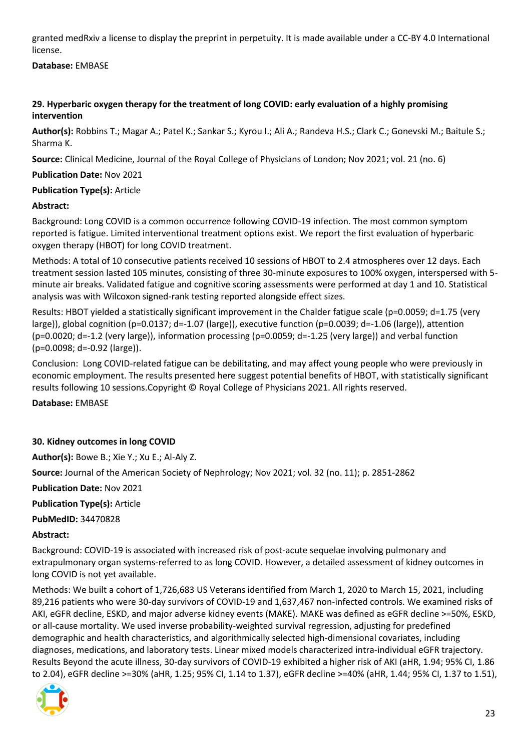granted medRxiv a license to display the preprint in perpetuity. It is made available under a CC-BY 4.0 International license.

**Database:** EMBASE

### 29. Hyperbaric oxygen therapy for the treatment of long COVID: early evaluation of a highly promising intervention

**Author(s):** Robbins T.; Magar A.; Patel K.; Sankar S.; Kyrou I.; Ali A.; Randeva H.S.; Clark C.; Gonevski M.; Baitule S.; Sharma K.

**Source:** Clinical Medicine, Journal of the Royal College of Physicians of London; Nov 2021; vol. 21 (no. 6)

**Publication Date:** Nov 2021

**Publication Type(s):** Article

**Abstract:**

Background: Long COVID is a common occurrence following COVID-19 infection. The most common symptom reported is fatigue. Limited interventional treatment options exist. We report the first evaluation of hyperbaric oxygen therapy (HBOT) for long COVID treatment.

Methods: A total of 10 consecutive patients received 10 sessions of HBOT to 2.4 atmospheres over 12 days. Each treatment session lasted 105 minutes, consisting of three 30-minute exposures to 100% oxygen, interspersed with 5-minute air breaks. Validated fatigue and cognitive scoring assessments were performed at day 1 and 10. Statistical analysis was with Wilcoxon signed-rank testing reported alongside effect sizes.

Results: HBOT yielded a statistically significant improvement in the Chalder fatigue scale (p=0.0059; d=1.75 (very large)), global cognition (p=0.0137; d=-1.07 (large)), executive function (p=0.0039; d=-1.06 (large)), attention (p=0.0020; d=-1.2 (very large)), information processing (p=0.0059; d=-1.25 (very large)) and verbal function (p=0.0098; d=-0.92 (large)).

Conclusion: Long COVID-related fatigue can be debilitating, and may affect young people who were previously in economic employment. The results presented here suggest potential benefits of HBOT, with statistically significant results following 10 sessions.Copyright © Royal College of Physicians 2021. All rights reserved.

**Database:** EMBASE

### 30. Kidney outcomes in long COVID

**Author(s):** Bowe B.; Xie Y.; Xu E.; Al-Aly Z.

**Source:** Journal of the American Society of Nephrology; Nov 2021; vol. 32 (no. 11); p. 2851-2862

**Publication Date:** Nov 2021

**Publication Type(s):** Article

**PubMedID:** 34470828

**Abstract:**

Background: COVID-19 is associated with increased risk of post-acute sequelae involving pulmonary and extrapulmonary organ systems-referred to as long COVID. However, a detailed assessment of kidney outcomes in long COVID is not yet available.

Methods: We built a cohort of 1,726,683 US Veterans identified from March 1, 2020 to March 15, 2021, including 89,216 patients who were 30-day survivors of COVID-19 and 1,637,467 non-infected controls. We examined risks of AKI, eGFR decline, ESKD, and major adverse kidney events (MAKE). MAKE was defined as eGFR decline >=50%, ESKD, or all-cause mortality. We used inverse probability-weighted survival regression, adjusting for predefined demographic and health characteristics, and algorithmically selected high-dimensional covariates, including diagnoses, medications, and laboratory tests. Linear mixed models characterized intra-individual eGFR trajectory. Results Beyond the acute illness, 30-day survivors of COVID-19 exhibited a higher risk of AKI (aHR, 1.94; 95% CI, 1.86 to 2.04), eGFR decline >=30% (aHR, 1.25; 95% CI, 1.14 to 1.37), eGFR decline >=40% (aHR, 1.44; 95% CI, 1.37 to 1.51),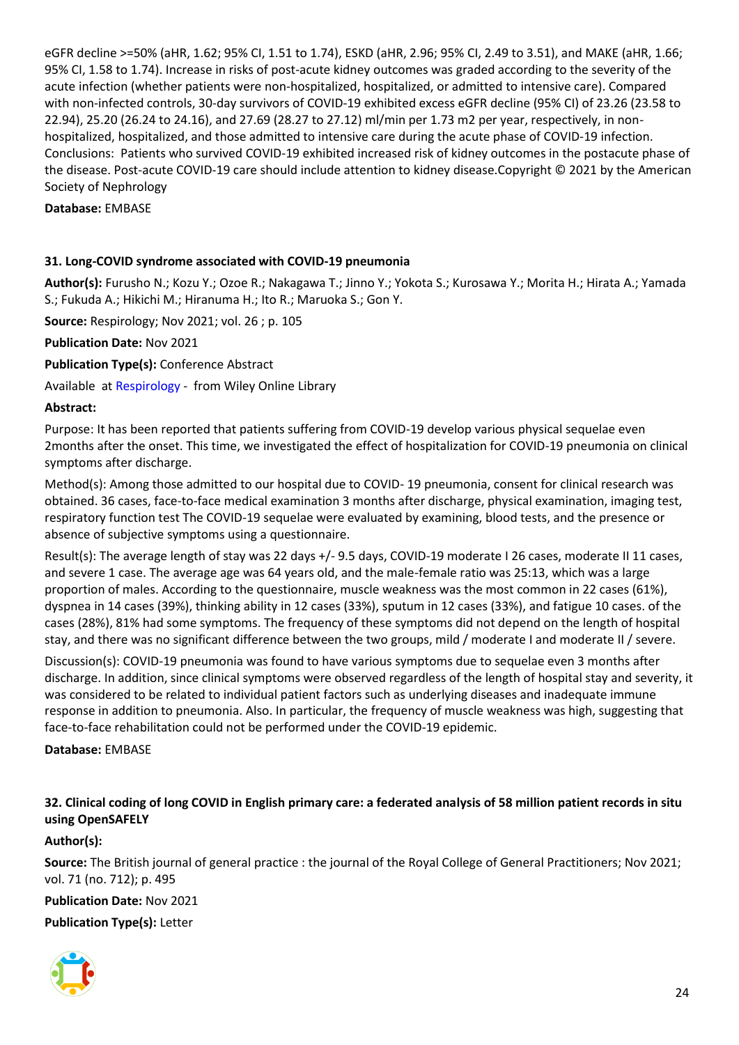eGFR decline >=50% (aHR, 1.62; 95% CI, 1.51 to 1.74), ESKD (aHR, 2.96; 95% CI, 2.49 to 3.51), and MAKE (aHR, 1.66; 95% CI, 1.58 to 1.74). Increase in risks of post-acute kidney outcomes was graded according to the severity of the acute infection (whether patients were non-hospitalized, hospitalized, or admitted to intensive care). Compared with non-infected controls, 30-day survivors of COVID-19 exhibited excess eGFR decline (95% CI) of 23.26 (23.58 to 22.94), 25.20 (26.24 to 24.16), and 27.69 (28.27 to 27.12) ml/min per 1.73 m2 per year, respectively, in non-hospitalized, hospitalized, and those admitted to intensive care during the acute phase of COVID-19 infection. Conclusions: Patients who survived COVID-19 exhibited increased risk of kidney outcomes in the postacute phase of the disease. Post-acute COVID-19 care should include attention to kidney disease.Copyright © 2021 by the American Society of Nephrology

**Database:** EMBASE

### 31. Long-COVID syndrome associated with COVID-19 pneumonia

**Author(s):** Furusho N.; Kozu Y.; Ozoe R.; Nakagawa T.; Jinno Y.; Yokota S.; Kurosawa Y.; Morita H.; Hirata A.; Yamada S.; Fukuda A.; Hikichi M.; Hiranuma H.; Ito R.; Maruoka S.; Gon Y.

**Source:** Respirology; Nov 2021; vol. 26 ; p. 105

**Publication Date:** Nov 2021

**Publication Type(s):** Conference Abstract

Available at Respirology - from Wiley Online Library

**Abstract:**

Purpose: It has been reported that patients suffering from COVID-19 develop various physical sequelae even 2months after the onset. This time, we investigated the effect of hospitalization for COVID-19 pneumonia on clinical symptoms after discharge.

Method(s): Among those admitted to our hospital due to COVID- 19 pneumonia, consent for clinical research was obtained. 36 cases, face-to-face medical examination 3 months after discharge, physical examination, imaging test, respiratory function test The COVID-19 sequelae were evaluated by examining, blood tests, and the presence or absence of subjective symptoms using a questionnaire.

Result(s): The average length of stay was 22 days +/- 9.5 days, COVID-19 moderate I 26 cases, moderate II 11 cases, and severe 1 case. The average age was 64 years old, and the male-female ratio was 25:13, which was a large proportion of males. According to the questionnaire, muscle weakness was the most common in 22 cases (61%), dyspnea in 14 cases (39%), thinking ability in 12 cases (33%), sputum in 12 cases (33%), and fatigue 10 cases. of the cases (28%), 81% had some symptoms. The frequency of these symptoms did not depend on the length of hospital stay, and there was no significant difference between the two groups, mild / moderate I and moderate II / severe.

Discussion(s): COVID-19 pneumonia was found to have various symptoms due to sequelae even 3 months after discharge. In addition, since clinical symptoms were observed regardless of the length of hospital stay and severity, it was considered to be related to individual patient factors such as underlying diseases and inadequate immune response in addition to pneumonia. Also. In particular, the frequency of muscle weakness was high, suggesting that face-to-face rehabilitation could not be performed under the COVID-19 epidemic.

**Database:** EMBASE

### 32. Clinical coding of long COVID in English primary care: a federated analysis of 58 million patient records in situ using OpenSAFELY

**Author(s):**

**Source:** The British journal of general practice : the journal of the Royal College of General Practitioners; Nov 2021; vol. 71 (no. 712); p. 495

**Publication Date:** Nov 2021

**Publication Type(s):** Letter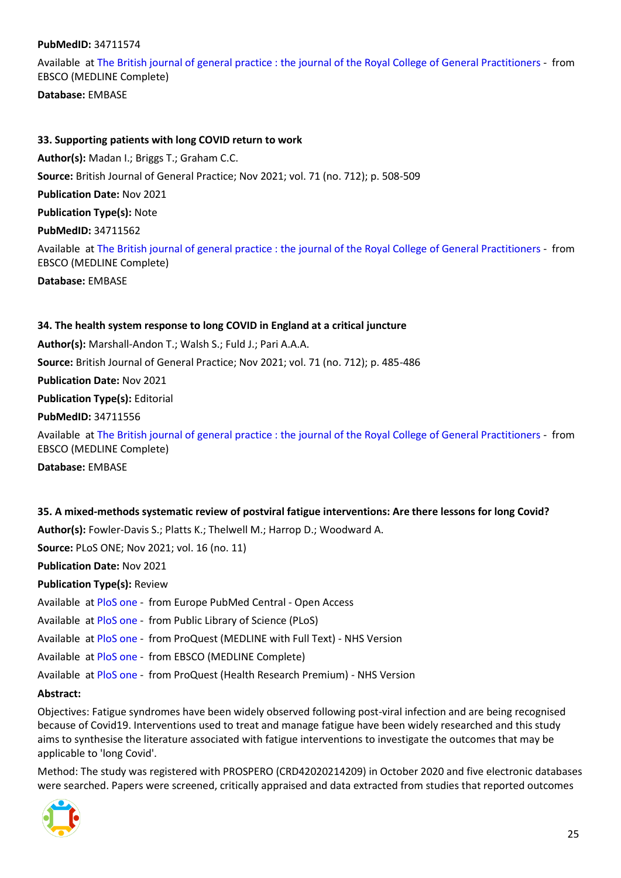**PubMedID:** 34711574

Available at The British journal of general practice : the journal of the Royal College of General Practitioners - from EBSCO (MEDLINE Complete)

**Database:** EMBASE

**33. Supporting patients with long COVID return to work**

**Author(s):** Madan I.; Briggs T.; Graham C.C.

**Source:** British Journal of General Practice; Nov 2021; vol. 71 (no. 712); p. 508-509

**Publication Date:** Nov 2021

**Publication Type(s):** Note

**PubMedID:** 34711562

Available at The British journal of general practice : the journal of the Royal College of General Practitioners - from EBSCO (MEDLINE Complete)

**Database:** EMBASE

**34. The health system response to long COVID in England at a critical juncture**

**Author(s):** Marshall-Andon T.; Walsh S.; Fuld J.; Pari A.A.A.

**Source:** British Journal of General Practice; Nov 2021; vol. 71 (no. 712); p. 485-486

**Publication Date:** Nov 2021

**Publication Type(s):** Editorial

**PubMedID:** 34711556

Available at The British journal of general practice : the journal of the Royal College of General Practitioners - from EBSCO (MEDLINE Complete)

**Database:** EMBASE

**35. A mixed-methods systematic review of postviral fatigue interventions: Are there lessons for long Covid?**

**Author(s):** Fowler-Davis S.; Platts K.; Thelwell M.; Harrop D.; Woodward A.

**Source:** PLoS ONE; Nov 2021; vol. 16 (no. 11)

**Publication Date:** Nov 2021

**Publication Type(s):** Review

Available at PloS one - from Europe PubMed Central - Open Access

Available at PloS one - from Public Library of Science (PLoS)

Available at PloS one - from ProQuest (MEDLINE with Full Text) - NHS Version

Available at PloS one - from EBSCO (MEDLINE Complete)

Available at PloS one - from ProQuest (Health Research Premium) - NHS Version

**Abstract:**

Objectives: Fatigue syndromes have been widely observed following post-viral infection and are being recognised because of Covid19. Interventions used to treat and manage fatigue have been widely researched and this study aims to synthesise the literature associated with fatigue interventions to investigate the outcomes that may be applicable to 'long Covid'.

Method: The study was registered with PROSPERO (CRD42020214209) in October 2020 and five electronic databases were searched. Papers were screened, critically appraised and data extracted from studies that reported outcomes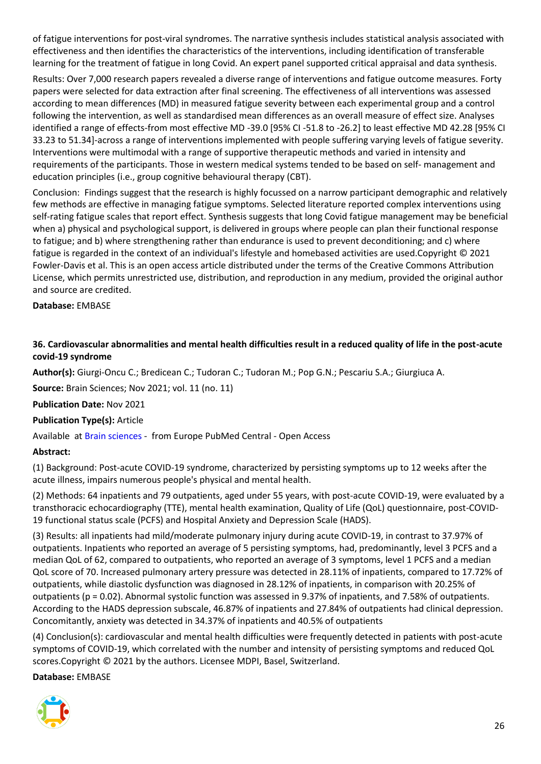of fatigue interventions for post-viral syndromes. The narrative synthesis includes statistical analysis associated with effectiveness and then identifies the characteristics of the interventions, including identification of transferable learning for the treatment of fatigue in long Covid. An expert panel supported critical appraisal and data synthesis.

Results: Over 7,000 research papers revealed a diverse range of interventions and fatigue outcome measures. Forty papers were selected for data extraction after final screening. The effectiveness of all interventions was assessed according to mean differences (MD) in measured fatigue severity between each experimental group and a control following the intervention, as well as standardised mean differences as an overall measure of effect size. Analyses identified a range of effects-from most effective MD -39.0 [95% CI -51.8 to -26.2] to least effective MD 42.28 [95% CI 33.23 to 51.34]-across a range of interventions implemented with people suffering varying levels of fatigue severity. Interventions were multimodal with a range of supportive therapeutic methods and varied in intensity and requirements of the participants. Those in western medical systems tended to be based on self- management and education principles (i.e., group cognitive behavioural therapy (CBT).

Conclusion: Findings suggest that the research is highly focussed on a narrow participant demographic and relatively few methods are effective in managing fatigue symptoms. Selected literature reported complex interventions using self-rating fatigue scales that report effect. Synthesis suggests that long Covid fatigue management may be beneficial when a) physical and psychological support, is delivered in groups where people can plan their functional response to fatigue; and b) where strengthening rather than endurance is used to prevent deconditioning; and c) where fatigue is regarded in the context of an individual's lifestyle and homebased activities are used.Copyright © 2021 Fowler-Davis et al. This is an open access article distributed under the terms of the Creative Commons Attribution License, which permits unrestricted use, distribution, and reproduction in any medium, provided the original author and source are credited.

**Database:** EMBASE

### 36. Cardiovascular abnormalities and mental health difficulties result in a reduced quality of life in the post-acute covid-19 syndrome

**Author(s):** Giurgi-Oncu C.; Bredicean C.; Tudoran C.; Tudoran M.; Pop G.N.; Pescariu S.A.; Giurgiuca A.

**Source:** Brain Sciences; Nov 2021; vol. 11 (no. 11)

**Publication Date:** Nov 2021

**Publication Type(s):** Article

Available at Brain sciences - from Europe PubMed Central - Open Access

**Abstract:**

(1) Background: Post-acute COVID-19 syndrome, characterized by persisting symptoms up to 12 weeks after the acute illness, impairs numerous people's physical and mental health.

(2) Methods: 64 inpatients and 79 outpatients, aged under 55 years, with post-acute COVID-19, were evaluated by a transthoracic echocardiography (TTE), mental health examination, Quality of Life (QoL) questionnaire, post-COVID-19 functional status scale (PCFS) and Hospital Anxiety and Depression Scale (HADS).

(3) Results: all inpatients had mild/moderate pulmonary injury during acute COVID-19, in contrast to 37.97% of outpatients. Inpatients who reported an average of 5 persisting symptoms, had, predominantly, level 3 PCFS and a median QoL of 62, compared to outpatients, who reported an average of 3 symptoms, level 1 PCFS and a median QoL score of 70. Increased pulmonary artery pressure was detected in 28.11% of inpatients, compared to 17.72% of outpatients, while diastolic dysfunction was diagnosed in 28.12% of inpatients, in comparison with 20.25% of outpatients ($p = 0.02$). Abnormal systolic function was assessed in 9.37% of inpatients, and 7.58% of outpatients. According to the HADS depression subscale, 46.87% of inpatients and 27.84% of outpatients had clinical depression. Concomitantly, anxiety was detected in 34.37% of inpatients and 40.5% of outpatients

(4) Conclusion(s): cardiovascular and mental health difficulties were frequently detected in patients with post-acute symptoms of COVID-19, which correlated with the number and intensity of persisting symptoms and reduced QoL scores.Copyright © 2021 by the authors. Licensee MDPI, Basel, Switzerland.

**Database:** EMBASE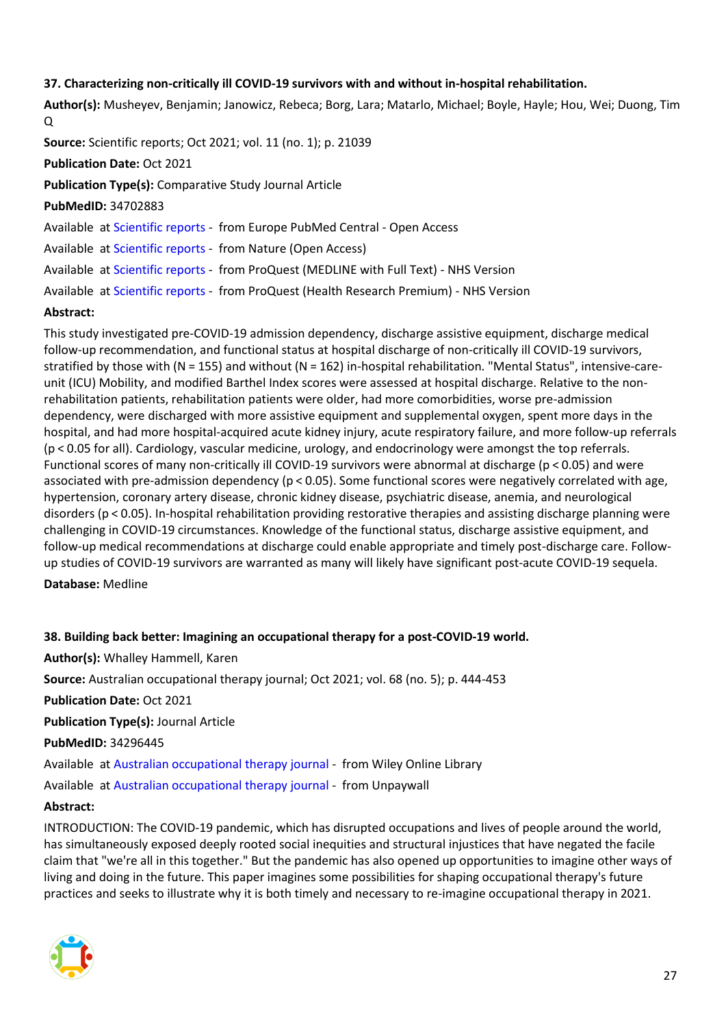**37. Characterizing non-critically ill COVID-19 survivors with and without in-hospital rehabilitation.**

**Author(s):** Musheyev, Benjamin; Janowicz, Rebeca; Borg, Lara; Matarlo, Michael; Boyle, Hayle; Hou, Wei; Duong, Tim Q

**Source:** Scientific reports; Oct 2021; vol. 11 (no. 1); p. 21039

**Publication Date:** Oct 2021

**Publication Type(s):** Comparative Study Journal Article

**PubMedID:** 34702883

Available at Scientific reports - from Europe PubMed Central - Open Access

Available at Scientific reports - from Nature (Open Access)

Available at Scientific reports - from ProQuest (MEDLINE with Full Text) - NHS Version

Available at Scientific reports - from ProQuest (Health Research Premium) - NHS Version

**Abstract:**

This study investigated pre-COVID-19 admission dependency, discharge assistive equipment, discharge medical follow-up recommendation, and functional status at hospital discharge of non-critically ill COVID-19 survivors, stratified by those with (N = 155) and without (N = 162) in-hospital rehabilitation. "Mental Status", intensive-care-unit (ICU) Mobility, and modified Barthel Index scores were assessed at hospital discharge. Relative to the non-rehabilitation patients, rehabilitation patients were older, had more comorbidities, worse pre-admission dependency, were discharged with more assistive equipment and supplemental oxygen, spent more days in the hospital, and had more hospital-acquired acute kidney injury, acute respiratory failure, and more follow-up referrals ($p < 0.05$ for all). Cardiology, vascular medicine, urology, and endocrinology were amongst the top referrals. Functional scores of many non-critically ill COVID-19 survivors were abnormal at discharge ($p < 0.05$) and were associated with pre-admission dependency ($p < 0.05$). Some functional scores were negatively correlated with age, hypertension, coronary artery disease, chronic kidney disease, psychiatric disease, anemia, and neurological disorders ($p < 0.05$). In-hospital rehabilitation providing restorative therapies and assisting discharge planning were challenging in COVID-19 circumstances. Knowledge of the functional status, discharge assistive equipment, and follow-up medical recommendations at discharge could enable appropriate and timely post-discharge care. Follow-up studies of COVID-19 survivors are warranted as many will likely have significant post-acute COVID-19 sequela.

**Database:** Medline

**38. Building back better: Imagining an occupational therapy for a post-COVID-19 world.**

**Author(s):** Whalley Hammell, Karen

**Source:** Australian occupational therapy journal; Oct 2021; vol. 68 (no. 5); p. 444-453

**Publication Date:** Oct 2021

**Publication Type(s):** Journal Article

**PubMedID:** 34296445

Available at Australian occupational therapy journal - from Wiley Online Library

Available at Australian occupational therapy journal - from Unpaywall

**Abstract:**

INTRODUCTION: The COVID-19 pandemic, which has disrupted occupations and lives of people around the world, has simultaneously exposed deeply rooted social inequities and structural injustices that have negated the facile claim that "we're all in this together." But the pandemic has also opened up opportunities to imagine other ways of living and doing in the future. This paper imagines some possibilities for shaping occupational therapy's future practices and seeks to illustrate why it is both timely and necessary to re-imagine occupational therapy in 2021.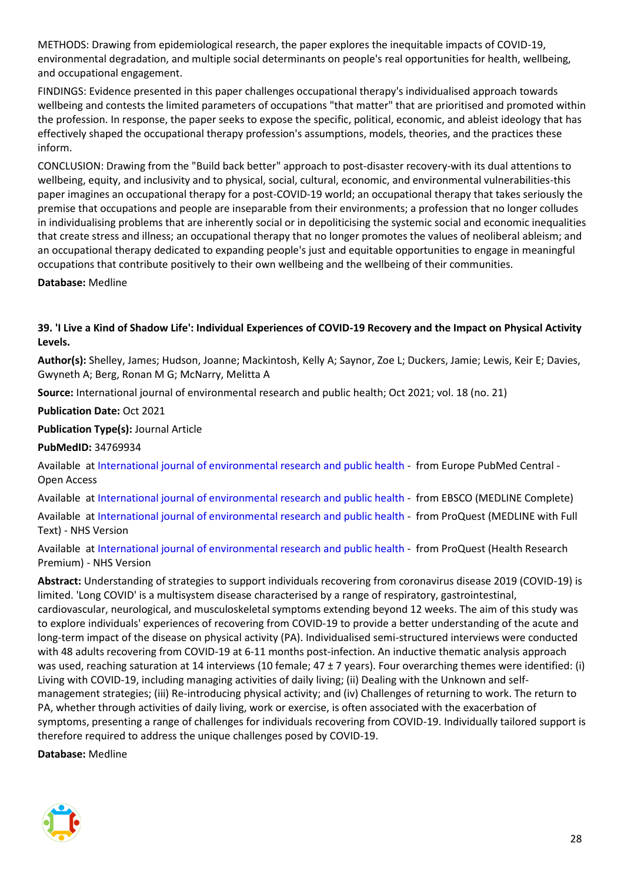METHODS: Drawing from epidemiological research, the paper explores the inequitable impacts of COVID-19, environmental degradation, and multiple social determinants on people's real opportunities for health, wellbeing, and occupational engagement.

FINDINGS: Evidence presented in this paper challenges occupational therapy's individualised approach towards wellbeing and contests the limited parameters of occupations "that matter" that are prioritised and promoted within the profession. In response, the paper seeks to expose the specific, political, economic, and ableist ideology that has effectively shaped the occupational therapy profession's assumptions, models, theories, and the practices these inform.

CONCLUSION: Drawing from the "Build back better" approach to post-disaster recovery-with its dual attentions to wellbeing, equity, and inclusivity and to physical, social, cultural, economic, and environmental vulnerabilities-this paper imagines an occupational therapy for a post-COVID-19 world; an occupational therapy that takes seriously the premise that occupations and people are inseparable from their environments; a profession that no longer colludes in individualising problems that are inherently social or in depoliticising the systemic social and economic inequalities that create stress and illness; an occupational therapy that no longer promotes the values of neoliberal ableism; and an occupational therapy dedicated to expanding people's just and equitable opportunities to engage in meaningful occupations that contribute positively to their own wellbeing and the wellbeing of their communities.

**Database:** Medline

### 39. 'I Live a Kind of Shadow Life': Individual Experiences of COVID-19 Recovery and the Impact on Physical Activity Levels.

**Author(s):** Shelley, James; Hudson, Joanne; Mackintosh, Kelly A; Saynor, Zoe L; Duckers, Jamie; Lewis, Keir E; Davies, Gwyneth A; Berg, Ronan M G; McNarry, Melitta A

**Source:** International journal of environmental research and public health; Oct 2021; vol. 18 (no. 21)

**Publication Date:** Oct 2021

**Publication Type(s):** Journal Article

**PubMedID:** 34769934

Available at International journal of environmental research and public health - from Europe PubMed Central - Open Access

Available at International journal of environmental research and public health - from EBSCO (MEDLINE Complete)

Available at International journal of environmental research and public health - from ProQuest (MEDLINE with Full Text) - NHS Version

Available at International journal of environmental research and public health - from ProQuest (Health Research Premium) - NHS Version

**Abstract:** Understanding of strategies to support individuals recovering from coronavirus disease 2019 (COVID-19) is limited. 'Long COVID' is a multisystem disease characterised by a range of respiratory, gastrointestinal, cardiovascular, neurological, and musculoskeletal symptoms extending beyond 12 weeks. The aim of this study was to explore individuals' experiences of recovering from COVID-19 to provide a better understanding of the acute and long-term impact of the disease on physical activity (PA). Individualised semi-structured interviews were conducted with 48 adults recovering from COVID-19 at 6-11 months post-infection. An inductive thematic analysis approach was used, reaching saturation at 14 interviews (10 female; 47 ± 7 years). Four overarching themes were identified: (i) Living with COVID-19, including managing activities of daily living; (ii) Dealing with the Unknown and self-management strategies; (iii) Re-introducing physical activity; and (iv) Challenges of returning to work. The return to PA, whether through activities of daily living, work or exercise, is often associated with the exacerbation of symptoms, presenting a range of challenges for individuals recovering from COVID-19. Individually tailored support is therefore required to address the unique challenges posed by COVID-19.

**Database:** Medline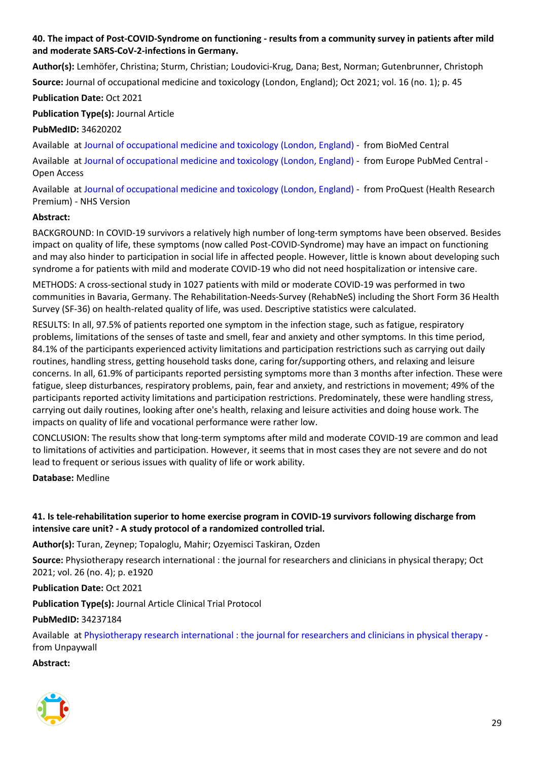**40. The impact of Post-COVID-Syndrome on functioning - results from a community survey in patients after mild and moderate SARS-CoV-2-infections in Germany.**

**Author(s):** Lemhöfer, Christina; Sturm, Christian; Loudovici-Krug, Dana; Best, Norman; Gutenbrunner, Christoph

**Source:** Journal of occupational medicine and toxicology (London, England); Oct 2021; vol. 16 (no. 1); p. 45

**Publication Date:** Oct 2021

**Publication Type(s):** Journal Article

**PubMedID:** 34620202

Available at Journal of occupational medicine and toxicology (London, England) - from BioMed Central

Available at Journal of occupational medicine and toxicology (London, England) - from Europe PubMed Central - Open Access

Available at Journal of occupational medicine and toxicology (London, England) - from ProQuest (Health Research Premium) - NHS Version

**Abstract:**

BACKGROUND: In COVID-19 survivors a relatively high number of long-term symptoms have been observed. Besides impact on quality of life, these symptoms (now called Post-COVID-Syndrome) may have an impact on functioning and may also hinder to participation in social life in affected people. However, little is known about developing such syndrome a for patients with mild and moderate COVID-19 who did not need hospitalization or intensive care.

METHODS: A cross-sectional study in 1027 patients with mild or moderate COVID-19 was performed in two communities in Bavaria, Germany. The Rehabilitation-Needs-Survey (RehabNeS) including the Short Form 36 Health Survey (SF-36) on health-related quality of life, was used. Descriptive statistics were calculated.

RESULTS: In all, 97.5% of patients reported one symptom in the infection stage, such as fatigue, respiratory problems, limitations of the senses of taste and smell, fear and anxiety and other symptoms. In this time period, 84.1% of the participants experienced activity limitations and participation restrictions such as carrying out daily routines, handling stress, getting household tasks done, caring for/supporting others, and relaxing and leisure concerns. In all, 61.9% of participants reported persisting symptoms more than 3 months after infection. These were fatigue, sleep disturbances, respiratory problems, pain, fear and anxiety, and restrictions in movement; 49% of the participants reported activity limitations and participation restrictions. Predominately, these were handling stress, carrying out daily routines, looking after one's health, relaxing and leisure activities and doing house work. The impacts on quality of life and vocational performance were rather low.

CONCLUSION: The results show that long-term symptoms after mild and moderate COVID-19 are common and lead to limitations of activities and participation. However, it seems that in most cases they are not severe and do not lead to frequent or serious issues with quality of life or work ability.

**Database:** Medline

**41. Is tele-rehabilitation superior to home exercise program in COVID-19 survivors following discharge from intensive care unit? - A study protocol of a randomized controlled trial.**

**Author(s):** Turan, Zeynep; Topaloglu, Mahir; Ozyemisci Taskiran, Ozden

**Source:** Physiotherapy research international : the journal for researchers and clinicians in physical therapy; Oct 2021; vol. 26 (no. 4); p. e1920

**Publication Date:** Oct 2021

**Publication Type(s):** Journal Article Clinical Trial Protocol

**PubMedID:** 34237184

Available at Physiotherapy research international : the journal for researchers and clinicians in physical therapy - from Unpaywall

**Abstract:**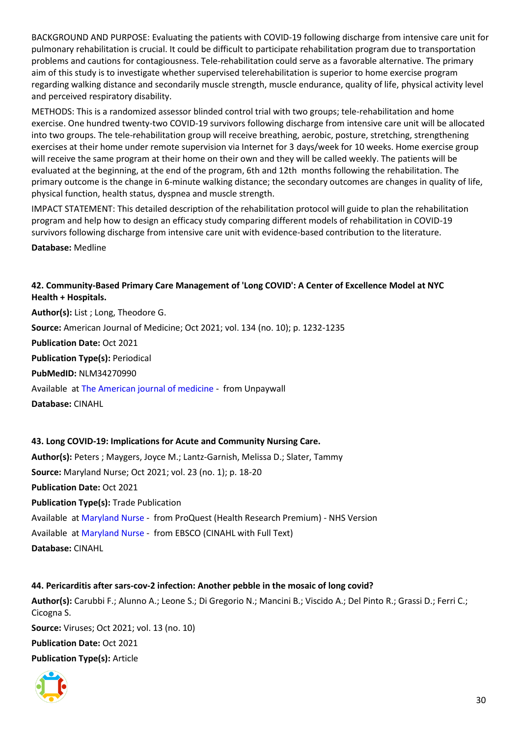BACKGROUND AND PURPOSE: Evaluating the patients with COVID-19 following discharge from intensive care unit for pulmonary rehabilitation is crucial. It could be difficult to participate rehabilitation program due to transportation problems and cautions for contagiousness. Tele-rehabilitation could serve as a favorable alternative. The primary aim of this study is to investigate whether supervised telerehabilitation is superior to home exercise program regarding walking distance and secondarily muscle strength, muscle endurance, quality of life, physical activity level and perceived respiratory disability.

METHODS: This is a randomized assessor blinded control trial with two groups; tele-rehabilitation and home exercise. One hundred twenty-two COVID-19 survivors following discharge from intensive care unit will be allocated into two groups. The tele-rehabilitation group will receive breathing, aerobic, posture, stretching, strengthening exercises at their home under remote supervision via Internet for 3 days/week for 10 weeks. Home exercise group will receive the same program at their home on their own and they will be called weekly. The patients will be evaluated at the beginning, at the end of the program, 6th and 12th months following the rehabilitation. The primary outcome is the change in 6-minute walking distance; the secondary outcomes are changes in quality of life, physical function, health status, dyspnea and muscle strength.

IMPACT STATEMENT: This detailed description of the rehabilitation protocol will guide to plan the rehabilitation program and help how to design an efficacy study comparing different models of rehabilitation in COVID-19 survivors following discharge from intensive care unit with evidence-based contribution to the literature.

**Database:** Medline

**42. Community-Based Primary Care Management of 'Long COVID': A Center of Excellence Model at NYC Health + Hospitals.**

**Author(s):** List ; Long, Theodore G.

**Source:** American Journal of Medicine; Oct 2021; vol. 134 (no. 10); p. 1232-1235

**Publication Date:** Oct 2021

**Publication Type(s):** Periodical

**PubMedID:** NLM34270990

Available at The American journal of medicine - from Unpaywall

**Database:** CINAHL

**43. Long COVID-19: Implications for Acute and Community Nursing Care.**

**Author(s):** Peters ; Maygers, Joyce M.; Lantz-Garnish, Melissa D.; Slater, Tammy

**Source:** Maryland Nurse; Oct 2021; vol. 23 (no. 1); p. 18-20

**Publication Date:** Oct 2021

**Publication Type(s):** Trade Publication

Available at Maryland Nurse - from ProQuest (Health Research Premium) - NHS Version

Available at Maryland Nurse - from EBSCO (CINAHL with Full Text)

**Database:** CINAHL

**44. Pericarditis after sars-cov-2 infection: Another pebble in the mosaic of long covid?**

**Author(s):** Carubbi F.; Alunno A.; Leone S.; Di Gregorio N.; Mancini B.; Viscido A.; Del Pinto R.; Grassi D.; Ferri C.; Cicogna S.

**Source:** Viruses; Oct 2021; vol. 13 (no. 10)

**Publication Date:** Oct 2021

**Publication Type(s):** Article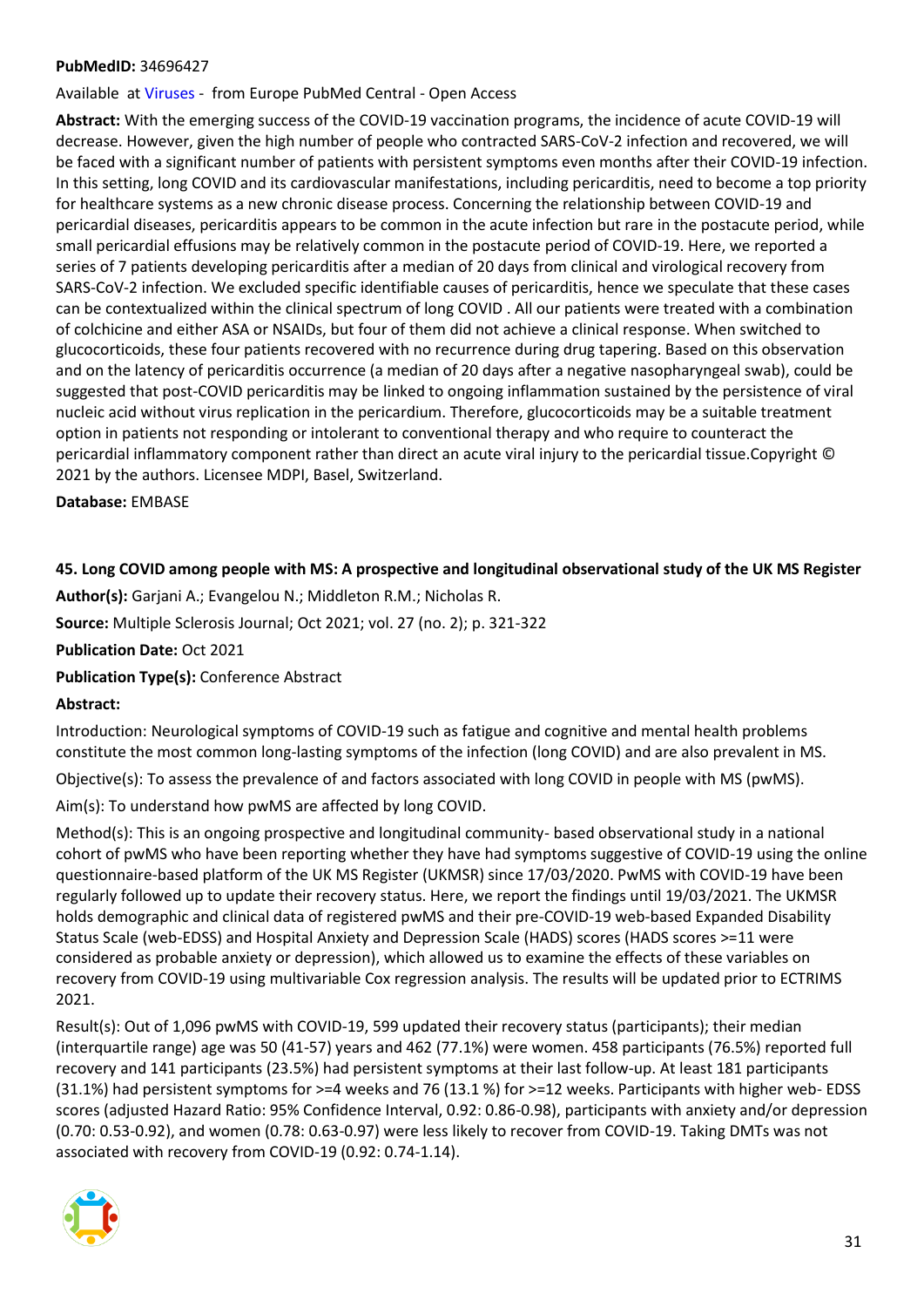**PubMedID:** 34696427

Available at Viruses - from Europe PubMed Central - Open Access

**Abstract:** With the emerging success of the COVID-19 vaccination programs, the incidence of acute COVID-19 will decrease. However, given the high number of people who contracted SARS-CoV-2 infection and recovered, we will be faced with a significant number of patients with persistent symptoms even months after their COVID-19 infection. In this setting, long COVID and its cardiovascular manifestations, including pericarditis, need to become a top priority for healthcare systems as a new chronic disease process. Concerning the relationship between COVID-19 and pericardial diseases, pericarditis appears to be common in the acute infection but rare in the postacute period, while small pericardial effusions may be relatively common in the postacute period of COVID-19. Here, we reported a series of 7 patients developing pericarditis after a median of 20 days from clinical and virological recovery from SARS-CoV-2 infection. We excluded specific identifiable causes of pericarditis, hence we speculate that these cases can be contextualized within the clinical spectrum of long COVID . All our patients were treated with a combination of colchicine and either ASA or NSAIDs, but four of them did not achieve a clinical response. When switched to glucocorticoids, these four patients recovered with no recurrence during drug tapering. Based on this observation and on the latency of pericarditis occurrence (a median of 20 days after a negative nasopharyngeal swab), could be suggested that post-COVID pericarditis may be linked to ongoing inflammation sustained by the persistence of viral nucleic acid without virus replication in the pericardium. Therefore, glucocorticoids may be a suitable treatment option in patients not responding or intolerant to conventional therapy and who require to counteract the pericardial inflammatory component rather than direct an acute viral injury to the pericardial tissue.Copyright © 2021 by the authors. Licensee MDPI, Basel, Switzerland.

**Database:** EMBASE

**45. Long COVID among people with MS: A prospective and longitudinal observational study of the UK MS Register**

**Author(s):** Garjani A.; Evangelou N.; Middleton R.M.; Nicholas R.

**Source:** Multiple Sclerosis Journal; Oct 2021; vol. 27 (no. 2); p. 321-322

**Publication Date:** Oct 2021

**Publication Type(s):** Conference Abstract

**Abstract:**

Introduction: Neurological symptoms of COVID-19 such as fatigue and cognitive and mental health problems constitute the most common long-lasting symptoms of the infection (long COVID) and are also prevalent in MS.

Objective(s): To assess the prevalence of and factors associated with long COVID in people with MS (pwMS).

Aim(s): To understand how pwMS are affected by long COVID.

Method(s): This is an ongoing prospective and longitudinal community- based observational study in a national cohort of pwMS who have been reporting whether they have had symptoms suggestive of COVID-19 using the online questionnaire-based platform of the UK MS Register (UKMSR) since 17/03/2020. PwMS with COVID-19 have been regularly followed up to update their recovery status. Here, we report the findings until 19/03/2021. The UKMSR holds demographic and clinical data of registered pwMS and their pre-COVID-19 web-based Expanded Disability Status Scale (web-EDSS) and Hospital Anxiety and Depression Scale (HADS) scores (HADS scores >=11 were considered as probable anxiety or depression), which allowed us to examine the effects of these variables on recovery from COVID-19 using multivariable Cox regression analysis. The results will be updated prior to ECTRIMS 2021.

Result(s): Out of 1,096 pwMS with COVID-19, 599 updated their recovery status (participants); their median (interquartile range) age was 50 (41-57) years and 462 (77.1%) were women. 458 participants (76.5%) reported full recovery and 141 participants (23.5%) had persistent symptoms at their last follow-up. At least 181 participants (31.1%) had persistent symptoms for >=4 weeks and 76 (13.1 %) for >=12 weeks. Participants with higher web- EDSS scores (adjusted Hazard Ratio: 95% Confidence Interval, 0.92: 0.86-0.98), participants with anxiety and/or depression (0.70: 0.53-0.92), and women (0.78: 0.63-0.97) were less likely to recover from COVID-19. Taking DMTs was not associated with recovery from COVID-19 (0.92: 0.74-1.14).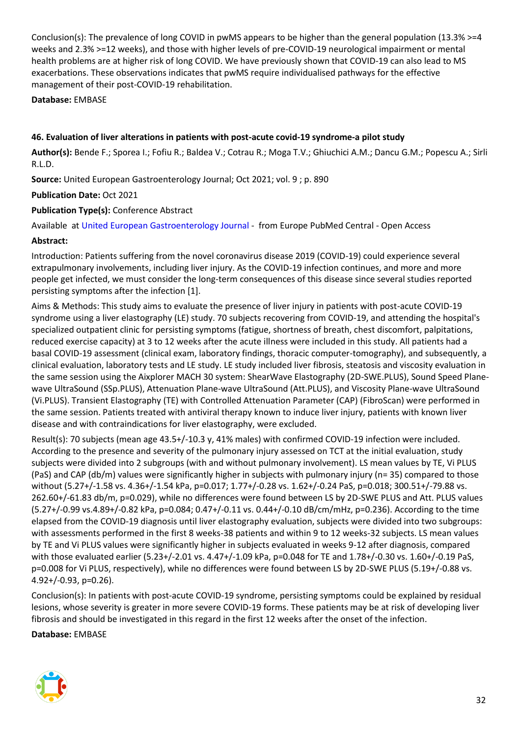Conclusion(s): The prevalence of long COVID in pwMS appears to be higher than the general population (13.3% >=4 weeks and 2.3% >=12 weeks), and those with higher levels of pre-COVID-19 neurological impairment or mental health problems are at higher risk of long COVID. We have previously shown that COVID-19 can also lead to MS exacerbations. These observations indicates that pwMS require individualised pathways for the effective management of their post-COVID-19 rehabilitation.

**Database:** EMBASE

### 46. Evaluation of liver alterations in patients with post-acute covid-19 syndrome-a pilot study

**Author(s):** Bende F.; Sporea I.; Fofiu R.; Baldea V.; Cotrau R.; Moga T.V.; Ghiuchici A.M.; Dancu G.M.; Popescu A.; Sirli R.L.D.

**Source:** United European Gastroenterology Journal; Oct 2021; vol. 9 ; p. 890

**Publication Date:** Oct 2021

**Publication Type(s):** Conference Abstract

Available at United European Gastroenterology Journal - from Europe PubMed Central - Open Access

**Abstract:**

Introduction: Patients suffering from the novel coronavirus disease 2019 (COVID-19) could experience several extrapulmonary involvements, including liver injury. As the COVID-19 infection continues, and more and more people get infected, we must consider the long-term consequences of this disease since several studies reported persisting symptoms after the infection [1].

Aims & Methods: This study aims to evaluate the presence of liver injury in patients with post-acute COVID-19 syndrome using a liver elastography (LE) study. 70 subjects recovering from COVID-19, and attending the hospital's specialized outpatient clinic for persisting symptoms (fatigue, shortness of breath, chest discomfort, palpitations, reduced exercise capacity) at 3 to 12 weeks after the acute illness were included in this study. All patients had a basal COVID-19 assessment (clinical exam, laboratory findings, thoracic computer-tomography), and subsequently, a clinical evaluation, laboratory tests and LE study. LE study included liver fibrosis, steatosis and viscosity evaluation in the same session using the Aixplorer MACH 30 system: ShearWave Elastography (2D-SWE.PLUS), Sound Speed Plane-wave UltraSound (SSp.PLUS), Attenuation Plane-wave UltraSound (Att.PLUS), and Viscosity Plane-wave UltraSound (Vi.PLUS). Transient Elastography (TE) with Controlled Attenuation Parameter (CAP) (FibroScan) were performed in the same session. Patients treated with antiviral therapy known to induce liver injury, patients with known liver disease and with contraindications for liver elastography, were excluded.

Result(s): 70 subjects (mean age 43.5+/-10.3 y, 41% males) with confirmed COVID-19 infection were included. According to the presence and severity of the pulmonary injury assessed on TCT at the initial evaluation, study subjects were divided into 2 subgroups (with and without pulmonary involvement). LS mean values by TE, Vi PLUS (PaS) and CAP (db/m) values were significantly higher in subjects with pulmonary injury (n= 35) compared to those without (5.27+/-1.58 vs. 4.36+/-1.54 kPa, p=0.017; 1.77+/-0.28 vs. 1.62+/-0.24 PaS, p=0.018; 300.51+/-79.88 vs. 262.60+/-61.83 db/m, p=0.029), while no differences were found between LS by 2D-SWE PLUS and Att. PLUS values (5.27+/-0.99 vs.4.89+/-0.82 kPa, p=0.084; 0.47+/-0.11 vs. 0.44+/-0.10 dB/cm/mHz, p=0.236). According to the time elapsed from the COVID-19 diagnosis until liver elastography evaluation, subjects were divided into two subgroups: with assessments performed in the first 8 weeks-38 patients and within 9 to 12 weeks-32 subjects. LS mean values by TE and Vi PLUS values were significantly higher in subjects evaluated in weeks 9-12 after diagnosis, compared with those evaluated earlier (5.23+/-2.01 vs. 4.47+/-1.09 kPa, p=0.048 for TE and 1.78+/-0.30 vs. 1.60+/-0.19 PaS, p=0.008 for Vi PLUS, respectively), while no differences were found between LS by 2D-SWE PLUS (5.19+/-0.88 vs. 4.92+/-0.93, p=0.26).

Conclusion(s): In patients with post-acute COVID-19 syndrome, persisting symptoms could be explained by residual lesions, whose severity is greater in more severe COVID-19 forms. These patients may be at risk of developing liver fibrosis and should be investigated in this regard in the first 12 weeks after the onset of the infection.

**Database:** EMBASE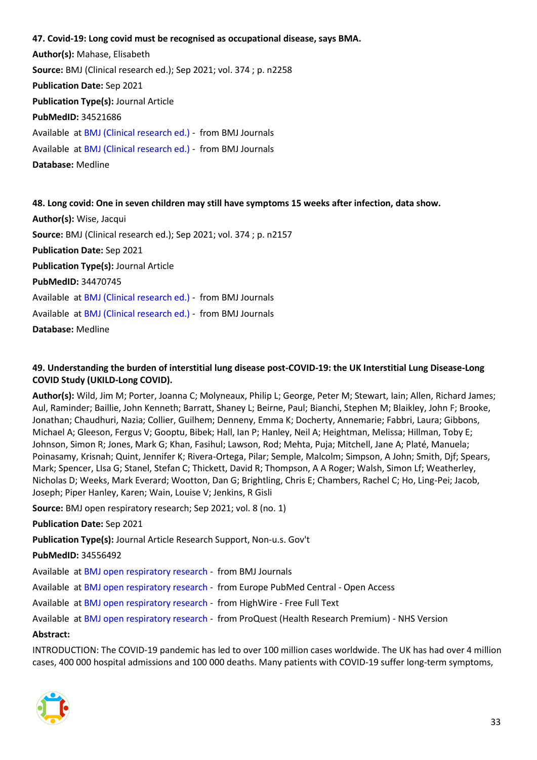**47. Covid-19: Long covid must be recognised as occupational disease, says BMA.**

**Author(s):** Mahase, Elisabeth

**Source:** BMJ (Clinical research ed.); Sep 2021; vol. 374 ; p. n2258

**Publication Date:** Sep 2021

**Publication Type(s):** Journal Article

**PubMedID:** 34521686

Available at BMJ (Clinical research ed.) - from BMJ Journals

Available at BMJ (Clinical research ed.) - from BMJ Journals

**Database:** Medline

**48. Long covid: One in seven children may still have symptoms 15 weeks after infection, data show.**

**Author(s):** Wise, Jacqui

**Source:** BMJ (Clinical research ed.); Sep 2021; vol. 374 ; p. n2157

**Publication Date:** Sep 2021

**Publication Type(s):** Journal Article

**PubMedID:** 34470745

Available at BMJ (Clinical research ed.) - from BMJ Journals

Available at BMJ (Clinical research ed.) - from BMJ Journals

**Database:** Medline

**49. Understanding the burden of interstitial lung disease post-COVID-19: the UK Interstitial Lung Disease-Long COVID Study (UKILD-Long COVID).**

**Author(s):** Wild, Jim M; Porter, Joanna C; Molyneaux, Philip L; George, Peter M; Stewart, Iain; Allen, Richard James; Aul, Raminder; Baillie, John Kenneth; Barratt, Shaney L; Beirne, Paul; Bianchi, Stephen M; Blaikley, John F; Brooke, Jonathan; Chaudhuri, Nazia; Collier, Guilhem; Denneny, Emma K; Docherty, Annemarie; Fabbri, Laura; Gibbons, Michael A; Gleeson, Fergus V; Gooptu, Bibek; Hall, Ian P; Hanley, Neil A; Heightman, Melissa; Hillman, Toby E; Johnson, Simon R; Jones, Mark G; Khan, Fasihul; Lawson, Rod; Mehta, Puja; Mitchell, Jane A; Platé, Manuela; Poinasamy, Krisnah; Quint, Jennifer K; Rivera-Ortega, Pilar; Semple, Malcolm; Simpson, A John; Smith, Djf; Spears, Mark; Spencer, LIsa G; Stanel, Stefan C; Thickett, David R; Thompson, A A Roger; Walsh, Simon Lf; Weatherley, Nicholas D; Weeks, Mark Everard; Wootton, Dan G; Brightling, Chris E; Chambers, Rachel C; Ho, Ling-Pei; Jacob, Joseph; Piper Hanley, Karen; Wain, Louise V; Jenkins, R Gisli

**Source:** BMJ open respiratory research; Sep 2021; vol. 8 (no. 1)

**Publication Date:** Sep 2021

**Publication Type(s):** Journal Article Research Support, Non-u.s. Gov't

**PubMedID:** 34556492

Available at BMJ open respiratory research - from BMJ Journals

Available at BMJ open respiratory research - from Europe PubMed Central - Open Access

Available at BMJ open respiratory research - from HighWire - Free Full Text

Available at BMJ open respiratory research - from ProQuest (Health Research Premium) - NHS Version

**Abstract:**

INTRODUCTION: The COVID-19 pandemic has led to over 100 million cases worldwide. The UK has had over 4 million cases, 400 000 hospital admissions and 100 000 deaths. Many patients with COVID-19 suffer long-term symptoms,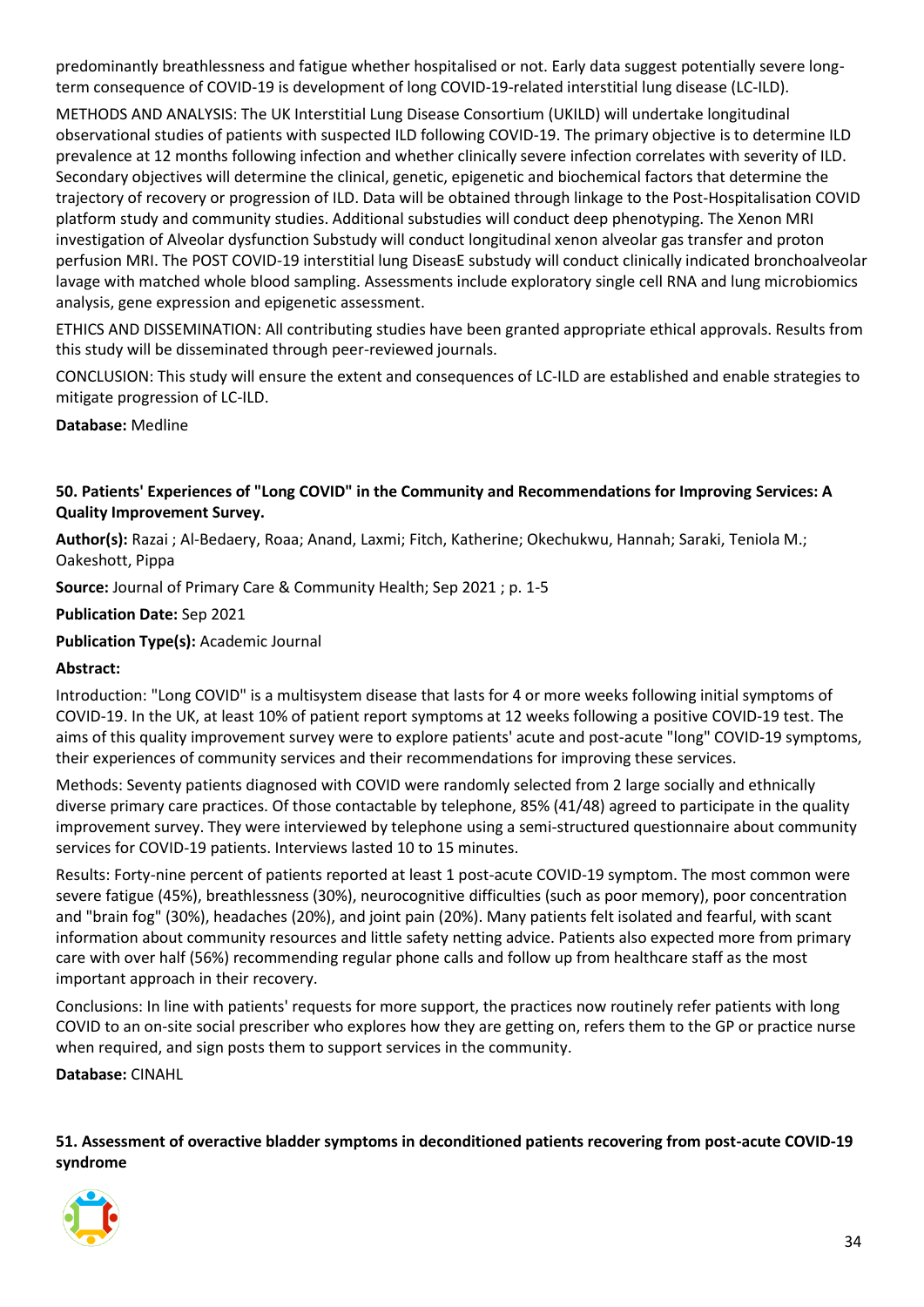predominantly breathlessness and fatigue whether hospitalised or not. Early data suggest potentially severe long-term consequence of COVID-19 is development of long COVID-19-related interstitial lung disease (LC-ILD).

METHODS AND ANALYSIS: The UK Interstitial Lung Disease Consortium (UKILD) will undertake longitudinal observational studies of patients with suspected ILD following COVID-19. The primary objective is to determine ILD prevalence at 12 months following infection and whether clinically severe infection correlates with severity of ILD. Secondary objectives will determine the clinical, genetic, epigenetic and biochemical factors that determine the trajectory of recovery or progression of ILD. Data will be obtained through linkage to the Post-Hospitalisation COVID platform study and community studies. Additional substudies will conduct deep phenotyping. The Xenon MRI investigation of Alveolar dysfunction Substudy will conduct longitudinal xenon alveolar gas transfer and proton perfusion MRI. The POST COVID-19 interstitial lung DiseasE substudy will conduct clinically indicated bronchoalveolar lavage with matched whole blood sampling. Assessments include exploratory single cell RNA and lung microbiomics analysis, gene expression and epigenetic assessment.

ETHICS AND DISSEMINATION: All contributing studies have been granted appropriate ethical approvals. Results from this study will be disseminated through peer-reviewed journals.

CONCLUSION: This study will ensure the extent and consequences of LC-ILD are established and enable strategies to mitigate progression of LC-ILD.

**Database:** Medline

### 50. Patients' Experiences of "Long COVID" in the Community and Recommendations for Improving Services: A Quality Improvement Survey.

**Author(s):** Razai ; Al-Bedaery, Roaa; Anand, Laxmi; Fitch, Katherine; Okechukwu, Hannah; Saraki, Teniola M.; Oakeshott, Pippa

**Source:** Journal of Primary Care & Community Health; Sep 2021 ; p. 1-5

**Publication Date:** Sep 2021

**Publication Type(s):** Academic Journal

**Abstract:**

Introduction: "Long COVID" is a multisystem disease that lasts for 4 or more weeks following initial symptoms of COVID-19. In the UK, at least 10% of patient report symptoms at 12 weeks following a positive COVID-19 test. The aims of this quality improvement survey were to explore patients' acute and post-acute "long" COVID-19 symptoms, their experiences of community services and their recommendations for improving these services.

Methods: Seventy patients diagnosed with COVID were randomly selected from 2 large socially and ethnically diverse primary care practices. Of those contactable by telephone, 85% (41/48) agreed to participate in the quality improvement survey. They were interviewed by telephone using a semi-structured questionnaire about community services for COVID-19 patients. Interviews lasted 10 to 15 minutes.

Results: Forty-nine percent of patients reported at least 1 post-acute COVID-19 symptom. The most common were severe fatigue (45%), breathlessness (30%), neurocognitive difficulties (such as poor memory), poor concentration and "brain fog" (30%), headaches (20%), and joint pain (20%). Many patients felt isolated and fearful, with scant information about community resources and little safety netting advice. Patients also expected more from primary care with over half (56%) recommending regular phone calls and follow up from healthcare staff as the most important approach in their recovery.

Conclusions: In line with patients' requests for more support, the practices now routinely refer patients with long COVID to an on-site social prescriber who explores how they are getting on, refers them to the GP or practice nurse when required, and sign posts them to support services in the community.

**Database:** CINAHL

### 51. Assessment of overactive bladder symptoms in deconditioned patients recovering from post-acute COVID-19 syndrome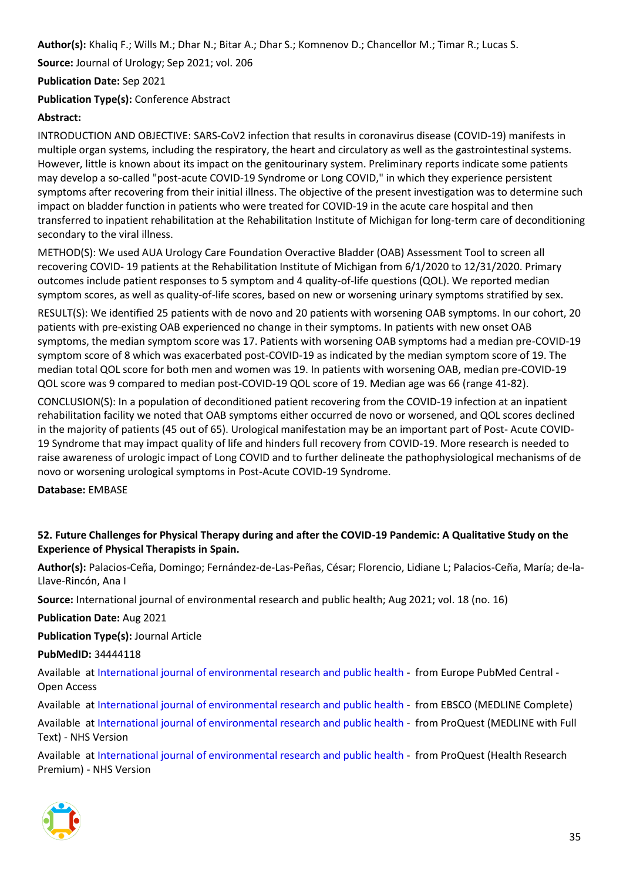**Author(s):** Khaliq F.; Wills M.; Dhar N.; Bitar A.; Dhar S.; Komnenov D.; Chancellor M.; Timar R.; Lucas S.

**Source:** Journal of Urology; Sep 2021; vol. 206

**Publication Date:** Sep 2021

**Publication Type(s):** Conference Abstract

**Abstract:**

INTRODUCTION AND OBJECTIVE: SARS-CoV2 infection that results in coronavirus disease (COVID-19) manifests in multiple organ systems, including the respiratory, the heart and circulatory as well as the gastrointestinal systems. However, little is known about its impact on the genitourinary system. Preliminary reports indicate some patients may develop a so-called "post-acute COVID-19 Syndrome or Long COVID," in which they experience persistent symptoms after recovering from their initial illness. The objective of the present investigation was to determine such impact on bladder function in patients who were treated for COVID-19 in the acute care hospital and then transferred to inpatient rehabilitation at the Rehabilitation Institute of Michigan for long-term care of deconditioning secondary to the viral illness.

METHOD(S): We used AUA Urology Care Foundation Overactive Bladder (OAB) Assessment Tool to screen all recovering COVID- 19 patients at the Rehabilitation Institute of Michigan from 6/1/2020 to 12/31/2020. Primary outcomes include patient responses to 5 symptom and 4 quality-of-life questions (QOL). We reported median symptom scores, as well as quality-of-life scores, based on new or worsening urinary symptoms stratified by sex.

RESULT(S): We identified 25 patients with de novo and 20 patients with worsening OAB symptoms. In our cohort, 20 patients with pre-existing OAB experienced no change in their symptoms. In patients with new onset OAB symptoms, the median symptom score was 17. Patients with worsening OAB symptoms had a median pre-COVID-19 symptom score of 8 which was exacerbated post-COVID-19 as indicated by the median symptom score of 19. The median total QOL score for both men and women was 19. In patients with worsening OAB, median pre-COVID-19 QOL score was 9 compared to median post-COVID-19 QOL score of 19. Median age was 66 (range 41-82).

CONCLUSION(S): In a population of deconditioned patient recovering from the COVID-19 infection at an inpatient rehabilitation facility we noted that OAB symptoms either occurred de novo or worsened, and QOL scores declined in the majority of patients (45 out of 65). Urological manifestation may be an important part of Post- Acute COVID-19 Syndrome that may impact quality of life and hinders full recovery from COVID-19. More research is needed to raise awareness of urologic impact of Long COVID and to further delineate the pathophysiological mechanisms of de novo or worsening urological symptoms in Post-Acute COVID-19 Syndrome.

**Database:** EMBASE

### 52. Future Challenges for Physical Therapy during and after the COVID-19 Pandemic: A Qualitative Study on the Experience of Physical Therapists in Spain.

**Author(s):** Palacios-Ceña, Domingo; Fernández-de-Las-Peñas, César; Florencio, Lidiane L; Palacios-Ceña, María; de-la-Llave-Rincón, Ana I

**Source:** International journal of environmental research and public health; Aug 2021; vol. 18 (no. 16)

**Publication Date:** Aug 2021

**Publication Type(s):** Journal Article

**PubMedID:** 34444118

Available at International journal of environmental research and public health - from Europe PubMed Central - Open Access

Available at International journal of environmental research and public health - from EBSCO (MEDLINE Complete)

Available at International journal of environmental research and public health - from ProQuest (MEDLINE with Full Text) - NHS Version

Available at International journal of environmental research and public health - from ProQuest (Health Research Premium) - NHS Version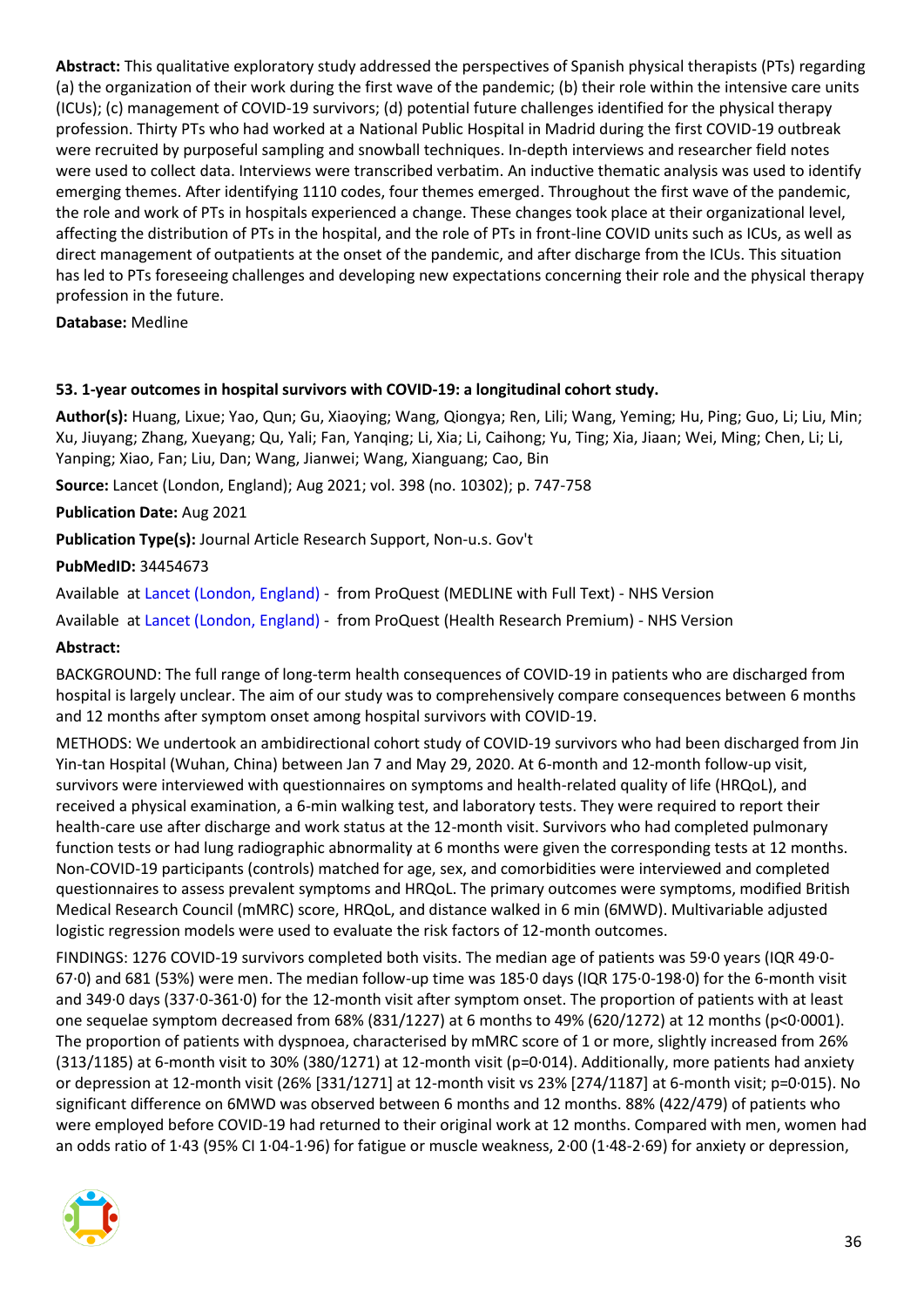**Abstract:** This qualitative exploratory study addressed the perspectives of Spanish physical therapists (PTs) regarding (a) the organization of their work during the first wave of the pandemic; (b) their role within the intensive care units (ICUs); (c) management of COVID-19 survivors; (d) potential future challenges identified for the physical therapy profession. Thirty PTs who had worked at a National Public Hospital in Madrid during the first COVID-19 outbreak were recruited by purposeful sampling and snowball techniques. In-depth interviews and researcher field notes were used to collect data. Interviews were transcribed verbatim. An inductive thematic analysis was used to identify emerging themes. After identifying 1110 codes, four themes emerged. Throughout the first wave of the pandemic, the role and work of PTs in hospitals experienced a change. These changes took place at their organizational level, affecting the distribution of PTs in the hospital, and the role of PTs in front-line COVID units such as ICUs, as well as direct management of outpatients at the onset of the pandemic, and after discharge from the ICUs. This situation has led to PTs foreseeing challenges and developing new expectations concerning their role and the physical therapy profession in the future.

**Database:** Medline

### 53. 1-year outcomes in hospital survivors with COVID-19: a longitudinal cohort study.

**Author(s):** Huang, Lixue; Yao, Qun; Gu, Xiaoying; Wang, Qiongya; Ren, Lili; Wang, Yeming; Hu, Ping; Guo, Li; Liu, Min; Xu, Jiuyang; Zhang, Xueyang; Qu, Yali; Fan, Yanqing; Li, Xia; Li, Caihong; Yu, Ting; Xia, Jiaan; Wei, Ming; Chen, Li; Li, Yanping; Xiao, Fan; Liu, Dan; Wang, Jianwei; Wang, Xianguang; Cao, Bin

**Source:** Lancet (London, England); Aug 2021; vol. 398 (no. 10302); p. 747-758

**Publication Date:** Aug 2021

**Publication Type(s):** Journal Article Research Support, Non-u.s. Gov't

**PubMedID:** 34454673

Available at Lancet (London, England) - from ProQuest (MEDLINE with Full Text) - NHS Version

Available at Lancet (London, England) - from ProQuest (Health Research Premium) - NHS Version

**Abstract:**

BACKGROUND: The full range of long-term health consequences of COVID-19 in patients who are discharged from hospital is largely unclear. The aim of our study was to comprehensively compare consequences between 6 months and 12 months after symptom onset among hospital survivors with COVID-19.

METHODS: We undertook an ambidirectional cohort study of COVID-19 survivors who had been discharged from Jin Yin-tan Hospital (Wuhan, China) between Jan 7 and May 29, 2020. At 6-month and 12-month follow-up visit, survivors were interviewed with questionnaires on symptoms and health-related quality of life (HRQoL), and received a physical examination, a 6-min walking test, and laboratory tests. They were required to report their health-care use after discharge and work status at the 12-month visit. Survivors who had completed pulmonary function tests or had lung radiographic abnormality at 6 months were given the corresponding tests at 12 months. Non-COVID-19 participants (controls) matched for age, sex, and comorbidities were interviewed and completed questionnaires to assess prevalent symptoms and HRQoL. The primary outcomes were symptoms, modified British Medical Research Council (mMRC) score, HRQoL, and distance walked in 6 min (6MWD). Multivariable adjusted logistic regression models were used to evaluate the risk factors of 12-month outcomes.

FINDINGS: 1276 COVID-19 survivors completed both visits. The median age of patients was 59·0 years (IQR 49·0-67·0) and 681 (53%) were men. The median follow-up time was 185·0 days (IQR 175·0-198·0) for the 6-month visit and 349·0 days (337·0-361·0) for the 12-month visit after symptom onset. The proportion of patients with at least one sequelae symptom decreased from 68% (831/1227) at 6 months to 49% (620/1272) at 12 months ($p<0·0001$). The proportion of patients with dyspnoea, characterised by mMRC score of 1 or more, slightly increased from 26% (313/1185) at 6-month visit to 30% (380/1271) at 12-month visit ($p=0·014$). Additionally, more patients had anxiety or depression at 12-month visit (26% [331/1271] at 12-month visit vs 23% [274/1187] at 6-month visit; $p=0·015$). No significant difference on 6MWD was observed between 6 months and 12 months. 88% (422/479) of patients who were employed before COVID-19 had returned to their original work at 12 months. Compared with men, women had an odds ratio of 1·43 (95% CI 1·04-1·96) for fatigue or muscle weakness, 2·00 (1·48-2·69) for anxiety or depression,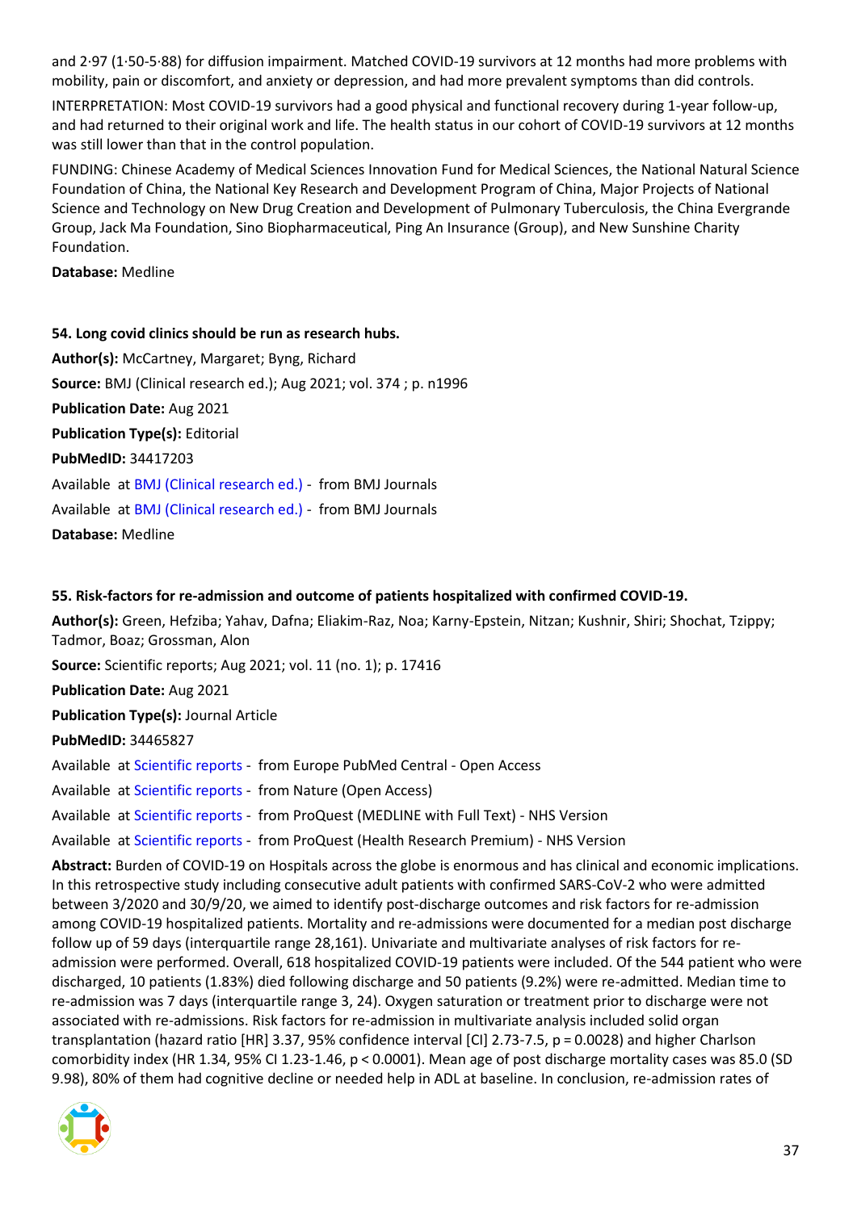and 2·97 (1·50-5·88) for diffusion impairment. Matched COVID-19 survivors at 12 months had more problems with mobility, pain or discomfort, and anxiety or depression, and had more prevalent symptoms than did controls.

INTERPRETATION: Most COVID-19 survivors had a good physical and functional recovery during 1-year follow-up, and had returned to their original work and life. The health status in our cohort of COVID-19 survivors at 12 months was still lower than that in the control population.

FUNDING: Chinese Academy of Medical Sciences Innovation Fund for Medical Sciences, the National Natural Science Foundation of China, the National Key Research and Development Program of China, Major Projects of National Science and Technology on New Drug Creation and Development of Pulmonary Tuberculosis, the China Evergrande Group, Jack Ma Foundation, Sino Biopharmaceutical, Ping An Insurance (Group), and New Sunshine Charity Foundation.

**Database:** Medline

**54. Long covid clinics should be run as research hubs.**

**Author(s):** McCartney, Margaret; Byng, Richard

**Source:** BMJ (Clinical research ed.); Aug 2021; vol. 374 ; p. n1996

**Publication Date:** Aug 2021

**Publication Type(s):** Editorial

**PubMedID:** 34417203

Available at BMJ (Clinical research ed.) - from BMJ Journals

Available at BMJ (Clinical research ed.) - from BMJ Journals

**Database:** Medline

**55. Risk-factors for re-admission and outcome of patients hospitalized with confirmed COVID-19.**

**Author(s):** Green, Hefziba; Yahav, Dafna; Eliakim-Raz, Noa; Karny-Epstein, Nitzan; Kushnir, Shiri; Shochat, Tzippy; Tadmor, Boaz; Grossman, Alon

**Source:** Scientific reports; Aug 2021; vol. 11 (no. 1); p. 17416

**Publication Date:** Aug 2021

**Publication Type(s):** Journal Article

**PubMedID:** 34465827

Available at Scientific reports - from Europe PubMed Central - Open Access

Available at Scientific reports - from Nature (Open Access)

Available at Scientific reports - from ProQuest (MEDLINE with Full Text) - NHS Version

Available at Scientific reports - from ProQuest (Health Research Premium) - NHS Version

**Abstract:** Burden of COVID-19 on Hospitals across the globe is enormous and has clinical and economic implications. In this retrospective study including consecutive adult patients with confirmed SARS-CoV-2 who were admitted between 3/2020 and 30/9/20, we aimed to identify post-discharge outcomes and risk factors for re-admission among COVID-19 hospitalized patients. Mortality and re-admissions were documented for a median post discharge follow up of 59 days (interquartile range 28,161). Univariate and multivariate analyses of risk factors for re-admission were performed. Overall, 618 hospitalized COVID-19 patients were included. Of the 544 patient who were discharged, 10 patients (1.83%) died following discharge and 50 patients (9.2%) were re-admitted. Median time to re-admission was 7 days (interquartile range 3, 24). Oxygen saturation or treatment prior to discharge were not associated with re-admissions. Risk factors for re-admission in multivariate analysis included solid organ transplantation (hazard ratio [HR] 3.37, 95% confidence interval [CI] 2.73-7.5, $p = 0.0028$) and higher Charlson comorbidity index (HR 1.34, 95% CI 1.23-1.46, $p < 0.0001$). Mean age of post discharge mortality cases was 85.0 (SD 9.98), 80% of them had cognitive decline or needed help in ADL at baseline. In conclusion, re-admission rates of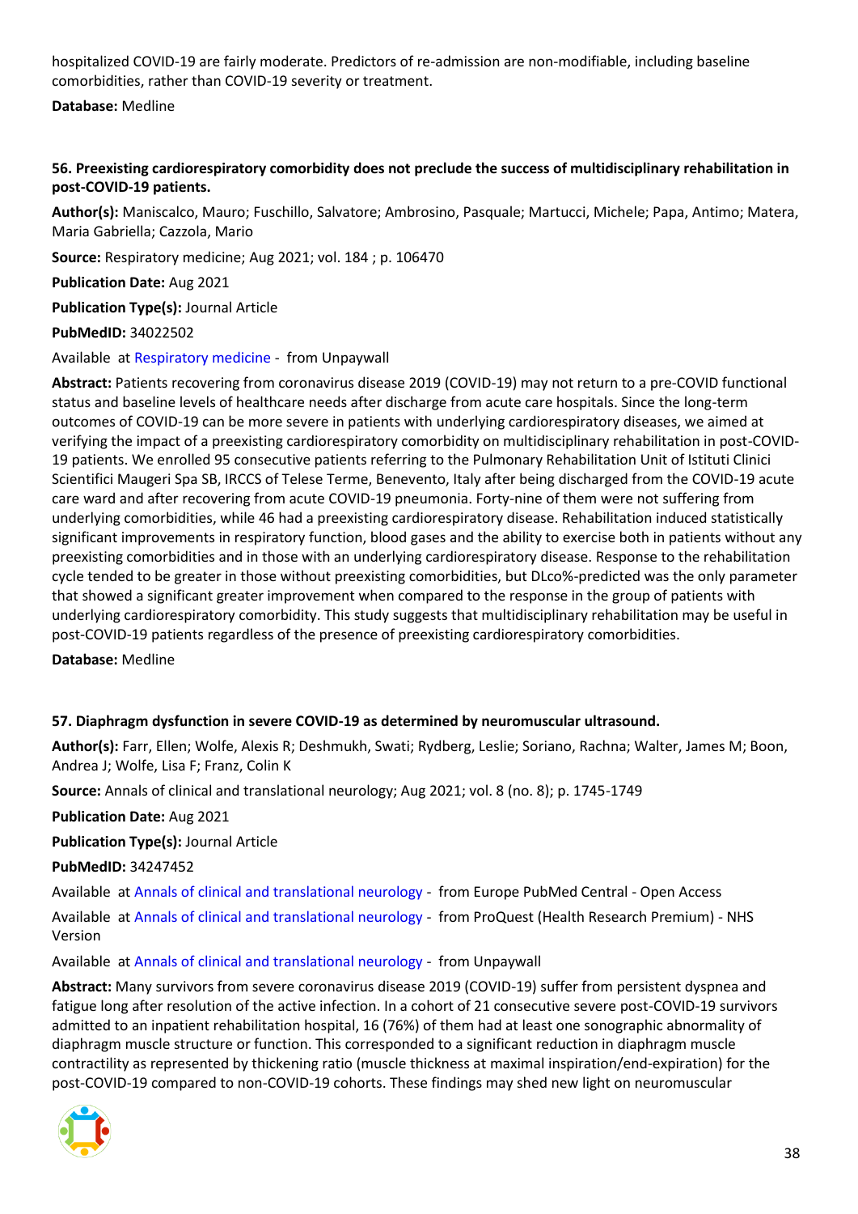hospitalized COVID-19 are fairly moderate. Predictors of re-admission are non-modifiable, including baseline comorbidities, rather than COVID-19 severity or treatment.

**Database:** Medline

### 56. Preexisting cardiorespiratory comorbidity does not preclude the success of multidisciplinary rehabilitation in post-COVID-19 patients.

**Author(s):** Maniscalco, Mauro; Fuschillo, Salvatore; Ambrosino, Pasquale; Martucci, Michele; Papa, Antimo; Matera, Maria Gabriella; Cazzola, Mario

**Source:** Respiratory medicine; Aug 2021; vol. 184 ; p. 106470

**Publication Date:** Aug 2021

**Publication Type(s):** Journal Article

**PubMedID:** 34022502

Available at Respiratory medicine - from Unpaywall

**Abstract:** Patients recovering from coronavirus disease 2019 (COVID-19) may not return to a pre-COVID functional status and baseline levels of healthcare needs after discharge from acute care hospitals. Since the long-term outcomes of COVID-19 can be more severe in patients with underlying cardiorespiratory diseases, we aimed at verifying the impact of a preexisting cardiorespiratory comorbidity on multidisciplinary rehabilitation in post-COVID-19 patients. We enrolled 95 consecutive patients referring to the Pulmonary Rehabilitation Unit of Istituti Clinici Scientifici Maugeri Spa SB, IRCCS of Telese Terme, Benevento, Italy after being discharged from the COVID-19 acute care ward and after recovering from acute COVID-19 pneumonia. Forty-nine of them were not suffering from underlying comorbidities, while 46 had a preexisting cardiorespiratory disease. Rehabilitation induced statistically significant improvements in respiratory function, blood gases and the ability to exercise both in patients without any preexisting comorbidities and in those with an underlying cardiorespiratory disease. Response to the rehabilitation cycle tended to be greater in those without preexisting comorbidities, but DLco%-predicted was the only parameter that showed a significant greater improvement when compared to the response in the group of patients with underlying cardiorespiratory comorbidity. This study suggests that multidisciplinary rehabilitation may be useful in post-COVID-19 patients regardless of the presence of preexisting cardiorespiratory comorbidities.

**Database:** Medline

### 57. Diaphragm dysfunction in severe COVID-19 as determined by neuromuscular ultrasound.

**Author(s):** Farr, Ellen; Wolfe, Alexis R; Deshmukh, Swati; Rydberg, Leslie; Soriano, Rachna; Walter, James M; Boon, Andrea J; Wolfe, Lisa F; Franz, Colin K

**Source:** Annals of clinical and translational neurology; Aug 2021; vol. 8 (no. 8); p. 1745-1749

**Publication Date:** Aug 2021

**Publication Type(s):** Journal Article

**PubMedID:** 34247452

Available at Annals of clinical and translational neurology - from Europe PubMed Central - Open Access

Available at Annals of clinical and translational neurology - from ProQuest (Health Research Premium) - NHS Version

Available at Annals of clinical and translational neurology - from Unpaywall

**Abstract:** Many survivors from severe coronavirus disease 2019 (COVID-19) suffer from persistent dyspnea and fatigue long after resolution of the active infection. In a cohort of 21 consecutive severe post-COVID-19 survivors admitted to an inpatient rehabilitation hospital, 16 (76%) of them had at least one sonographic abnormality of diaphragm muscle structure or function. This corresponded to a significant reduction in diaphragm muscle contractility as represented by thickening ratio (muscle thickness at maximal inspiration/end-expiration) for the post-COVID-19 compared to non-COVID-19 cohorts. These findings may shed new light on neuromuscular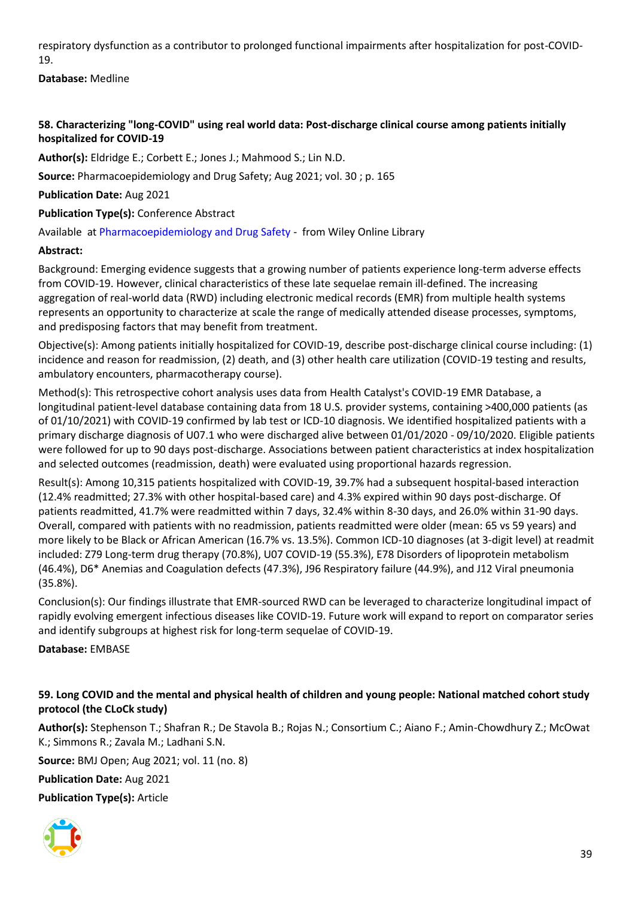respiratory dysfunction as a contributor to prolonged functional impairments after hospitalization for post-COVID-19.

**Database:** Medline

### 58. Characterizing "long-COVID" using real world data: Post-discharge clinical course among patients initially hospitalized for COVID-19

**Author(s):** Eldridge E.; Corbett E.; Jones J.; Mahmood S.; Lin N.D.

**Source:** Pharmacoepidemiology and Drug Safety; Aug 2021; vol. 30 ; p. 165

**Publication Date:** Aug 2021

**Publication Type(s):** Conference Abstract

Available at Pharmacoepidemiology and Drug Safety - from Wiley Online Library

**Abstract:**

Background: Emerging evidence suggests that a growing number of patients experience long-term adverse effects from COVID-19. However, clinical characteristics of these late sequelae remain ill-defined. The increasing aggregation of real-world data (RWD) including electronic medical records (EMR) from multiple health systems represents an opportunity to characterize at scale the range of medically attended disease processes, symptoms, and predisposing factors that may benefit from treatment.

Objective(s): Among patients initially hospitalized for COVID-19, describe post-discharge clinical course including: (1) incidence and reason for readmission, (2) death, and (3) other health care utilization (COVID-19 testing and results, ambulatory encounters, pharmacotherapy course).

Method(s): This retrospective cohort analysis uses data from Health Catalyst's COVID-19 EMR Database, a longitudinal patient-level database containing data from 18 U.S. provider systems, containing >400,000 patients (as of 01/10/2021) with COVID-19 confirmed by lab test or ICD-10 diagnosis. We identified hospitalized patients with a primary discharge diagnosis of U07.1 who were discharged alive between 01/01/2020 - 09/10/2020. Eligible patients were followed for up to 90 days post-discharge. Associations between patient characteristics at index hospitalization and selected outcomes (readmission, death) were evaluated using proportional hazards regression.

Result(s): Among 10,315 patients hospitalized with COVID-19, 39.7% had a subsequent hospital-based interaction (12.4% readmitted; 27.3% with other hospital-based care) and 4.3% expired within 90 days post-discharge. Of patients readmitted, 41.7% were readmitted within 7 days, 32.4% within 8-30 days, and 26.0% within 31-90 days. Overall, compared with patients with no readmission, patients readmitted were older (mean: 65 vs 59 years) and more likely to be Black or African American (16.7% vs. 13.5%). Common ICD-10 diagnoses (at 3-digit level) at readmit included: Z79 Long-term drug therapy (70.8%), U07 COVID-19 (55.3%), E78 Disorders of lipoprotein metabolism (46.4%), D6* Anemias and Coagulation defects (47.3%), J96 Respiratory failure (44.9%), and J12 Viral pneumonia (35.8%).

Conclusion(s): Our findings illustrate that EMR-sourced RWD can be leveraged to characterize longitudinal impact of rapidly evolving emergent infectious diseases like COVID-19. Future work will expand to report on comparator series and identify subgroups at highest risk for long-term sequelae of COVID-19.

**Database:** EMBASE

### 59. Long COVID and the mental and physical health of children and young people: National matched cohort study protocol (the CLoCk study)

**Author(s):** Stephenson T.; Shafran R.; De Stavola B.; Rojas N.; Consortium C.; Aiano F.; Amin-Chowdhury Z.; McOwat K.; Simmons R.; Zavala M.; Ladhani S.N.

**Source:** BMJ Open; Aug 2021; vol. 11 (no. 8)

**Publication Date:** Aug 2021

**Publication Type(s):** Article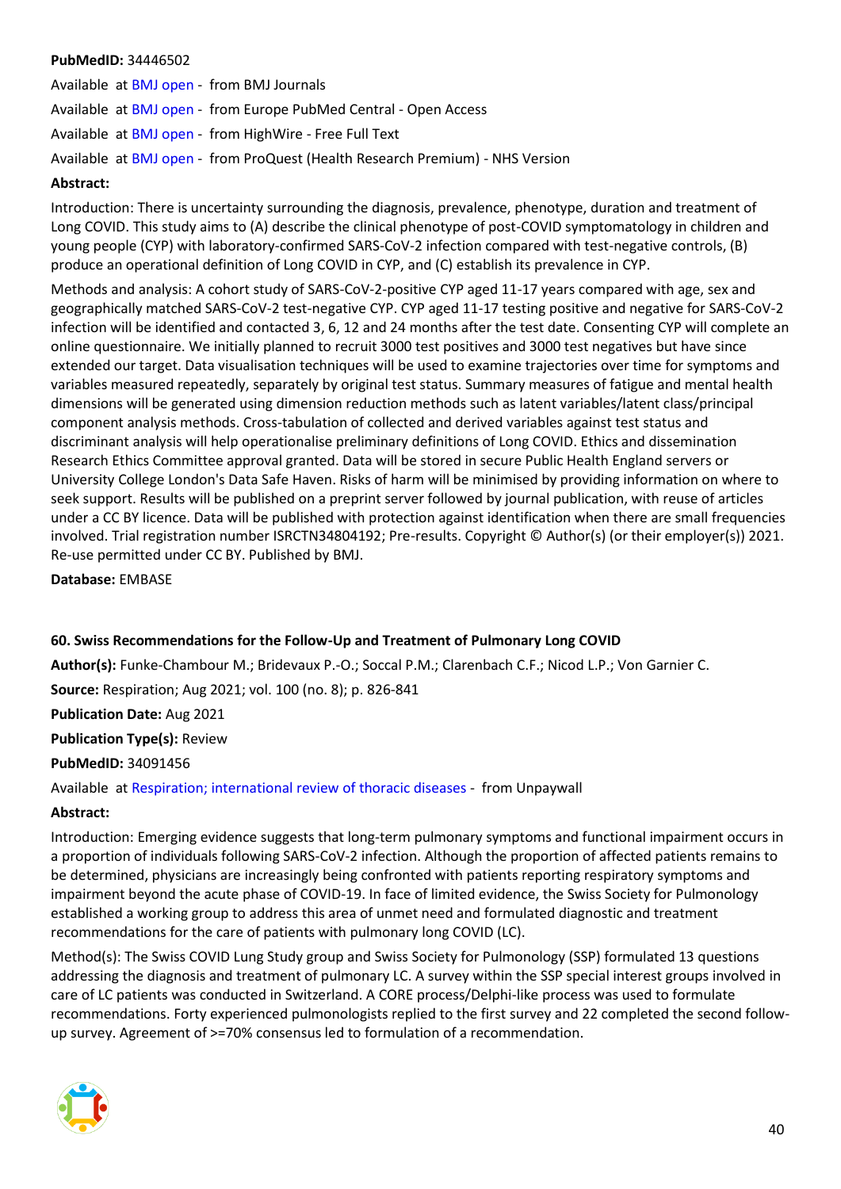**PubMedID:** 34446502

Available at BMJ open - from BMJ Journals

Available at BMJ open - from Europe PubMed Central - Open Access

Available at BMJ open - from HighWire - Free Full Text

Available at BMJ open - from ProQuest (Health Research Premium) - NHS Version

**Abstract:**

Introduction: There is uncertainty surrounding the diagnosis, prevalence, phenotype, duration and treatment of Long COVID. This study aims to (A) describe the clinical phenotype of post-COVID symptomatology in children and young people (CYP) with laboratory-confirmed SARS-CoV-2 infection compared with test-negative controls, (B) produce an operational definition of Long COVID in CYP, and (C) establish its prevalence in CYP.

Methods and analysis: A cohort study of SARS-CoV-2-positive CYP aged 11-17 years compared with age, sex and geographically matched SARS-CoV-2 test-negative CYP. CYP aged 11-17 testing positive and negative for SARS-CoV-2 infection will be identified and contacted 3, 6, 12 and 24 months after the test date. Consenting CYP will complete an online questionnaire. We initially planned to recruit 3000 test positives and 3000 test negatives but have since extended our target. Data visualisation techniques will be used to examine trajectories over time for symptoms and variables measured repeatedly, separately by original test status. Summary measures of fatigue and mental health dimensions will be generated using dimension reduction methods such as latent variables/latent class/principal component analysis methods. Cross-tabulation of collected and derived variables against test status and discriminant analysis will help operationalise preliminary definitions of Long COVID. Ethics and dissemination Research Ethics Committee approval granted. Data will be stored in secure Public Health England servers or University College London's Data Safe Haven. Risks of harm will be minimised by providing information on where to seek support. Results will be published on a preprint server followed by journal publication, with reuse of articles under a CC BY licence. Data will be published with protection against identification when there are small frequencies involved. Trial registration number ISRCTN34804192; Pre-results. Copyright © Author(s) (or their employer(s)) 2021. Re-use permitted under CC BY. Published by BMJ.

**Database:** EMBASE

### 60. Swiss Recommendations for the Follow-Up and Treatment of Pulmonary Long COVID

**Author(s):** Funke-Chambour M.; Bridevaux P.-O.; Soccal P.M.; Clarenbach C.F.; Nicod L.P.; Von Garnier C.

**Source:** Respiration; Aug 2021; vol. 100 (no. 8); p. 826-841

**Publication Date:** Aug 2021

**Publication Type(s):** Review

**PubMedID:** 34091456

Available at Respiration; international review of thoracic diseases - from Unpaywall

**Abstract:**

Introduction: Emerging evidence suggests that long-term pulmonary symptoms and functional impairment occurs in a proportion of individuals following SARS-CoV-2 infection. Although the proportion of affected patients remains to be determined, physicians are increasingly being confronted with patients reporting respiratory symptoms and impairment beyond the acute phase of COVID-19. In face of limited evidence, the Swiss Society for Pulmonology established a working group to address this area of unmet need and formulated diagnostic and treatment recommendations for the care of patients with pulmonary long COVID (LC).

Method(s): The Swiss COVID Lung Study group and Swiss Society for Pulmonology (SSP) formulated 13 questions addressing the diagnosis and treatment of pulmonary LC. A survey within the SSP special interest groups involved in care of LC patients was conducted in Switzerland. A CORE process/Delphi-like process was used to formulate recommendations. Forty experienced pulmonologists replied to the first survey and 22 completed the second follow-up survey. Agreement of >=70% consensus led to formulation of a recommendation.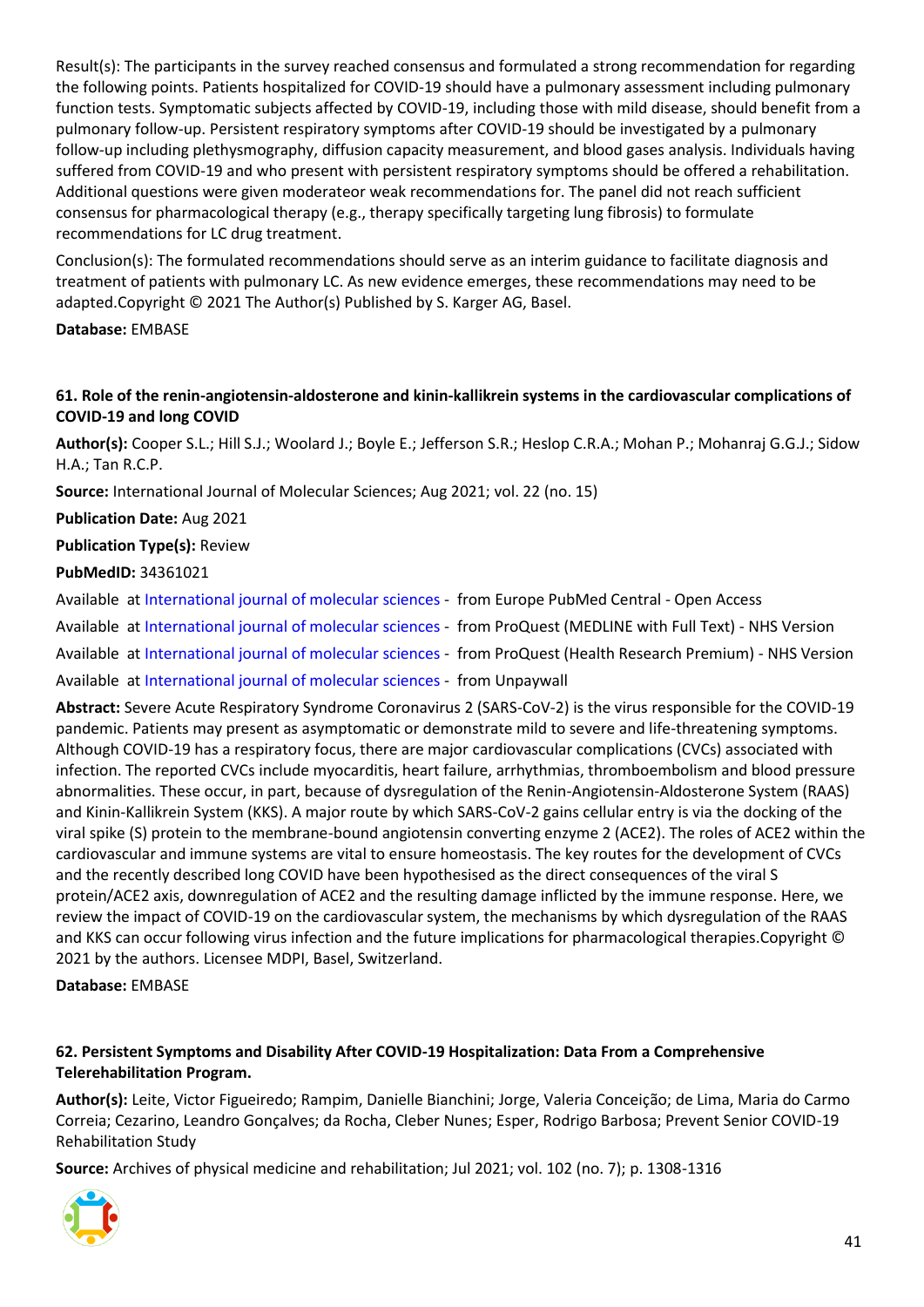Result(s): The participants in the survey reached consensus and formulated a strong recommendation for regarding the following points. Patients hospitalized for COVID-19 should have a pulmonary assessment including pulmonary function tests. Symptomatic subjects affected by COVID-19, including those with mild disease, should benefit from a pulmonary follow-up. Persistent respiratory symptoms after COVID-19 should be investigated by a pulmonary follow-up including plethysmography, diffusion capacity measurement, and blood gases analysis. Individuals having suffered from COVID-19 and who present with persistent respiratory symptoms should be offered a rehabilitation. Additional questions were given moderateor weak recommendations for. The panel did not reach sufficient consensus for pharmacological therapy (e.g., therapy specifically targeting lung fibrosis) to formulate recommendations for LC drug treatment.

Conclusion(s): The formulated recommendations should serve as an interim guidance to facilitate diagnosis and treatment of patients with pulmonary LC. As new evidence emerges, these recommendations may need to be adapted.Copyright © 2021 The Author(s) Published by S. Karger AG, Basel.

**Database:** EMBASE

### 61. Role of the renin-angiotensin-aldosterone and kinin-kallikrein systems in the cardiovascular complications of COVID-19 and long COVID

**Author(s):** Cooper S.L.; Hill S.J.; Woolard J.; Boyle E.; Jefferson S.R.; Heslop C.R.A.; Mohan P.; Mohanraj G.G.J.; Sidow H.A.; Tan R.C.P.

**Source:** International Journal of Molecular Sciences; Aug 2021; vol. 22 (no. 15)

**Publication Date:** Aug 2021

**Publication Type(s):** Review

**PubMedID:** 34361021

Available at International journal of molecular sciences - from Europe PubMed Central - Open Access

Available at International journal of molecular sciences - from ProQuest (MEDLINE with Full Text) - NHS Version

Available at International journal of molecular sciences - from ProQuest (Health Research Premium) - NHS Version

Available at International journal of molecular sciences - from Unpaywall

**Abstract:** Severe Acute Respiratory Syndrome Coronavirus 2 (SARS-CoV-2) is the virus responsible for the COVID-19 pandemic. Patients may present as asymptomatic or demonstrate mild to severe and life-threatening symptoms. Although COVID-19 has a respiratory focus, there are major cardiovascular complications (CVCs) associated with infection. The reported CVCs include myocarditis, heart failure, arrhythmias, thromboembolism and blood pressure abnormalities. These occur, in part, because of dysregulation of the Renin-Angiotensin-Aldosterone System (RAAS) and Kinin-Kallikrein System (KKS). A major route by which SARS-CoV-2 gains cellular entry is via the docking of the viral spike (S) protein to the membrane-bound angiotensin converting enzyme 2 (ACE2). The roles of ACE2 within the cardiovascular and immune systems are vital to ensure homeostasis. The key routes for the development of CVCs and the recently described long COVID have been hypothesised as the direct consequences of the viral S protein/ACE2 axis, downregulation of ACE2 and the resulting damage inflicted by the immune response. Here, we review the impact of COVID-19 on the cardiovascular system, the mechanisms by which dysregulation of the RAAS and KKS can occur following virus infection and the future implications for pharmacological therapies.Copyright © 2021 by the authors. Licensee MDPI, Basel, Switzerland.

**Database:** EMBASE

### 62. Persistent Symptoms and Disability After COVID-19 Hospitalization: Data From a Comprehensive Telerehabilitation Program.

**Author(s):** Leite, Victor Figueiredo; Rampim, Danielle Bianchini; Jorge, Valeria Conceição; de Lima, Maria do Carmo Correia; Cezarino, Leandro Gonçalves; da Rocha, Cleber Nunes; Esper, Rodrigo Barbosa; Prevent Senior COVID-19 Rehabilitation Study

**Source:** Archives of physical medicine and rehabilitation; Jul 2021; vol. 102 (no. 7); p. 1308-1316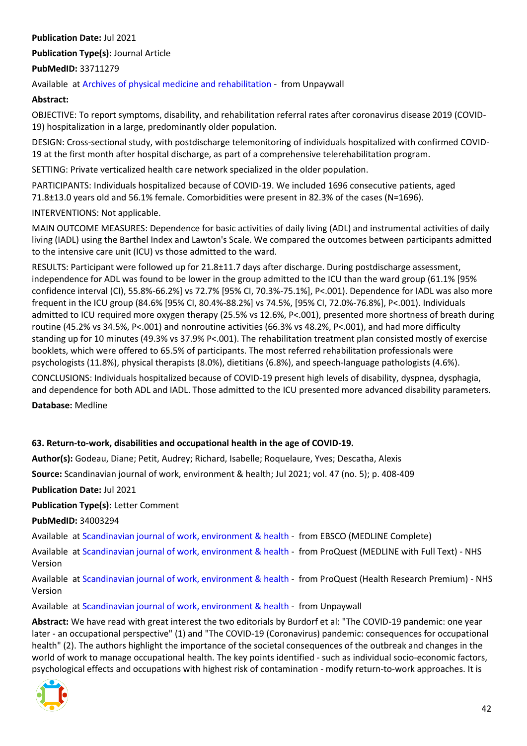**Publication Date:** Jul 2021

**Publication Type(s):** Journal Article

**PubMedID:** 33711279

Available at Archives of physical medicine and rehabilitation - from Unpaywall

**Abstract:**

OBJECTIVE: To report symptoms, disability, and rehabilitation referral rates after coronavirus disease 2019 (COVID-19) hospitalization in a large, predominantly older population.

DESIGN: Cross-sectional study, with postdischarge telemonitoring of individuals hospitalized with confirmed COVID-19 at the first month after hospital discharge, as part of a comprehensive telerehabilitation program.

SETTING: Private verticalized health care network specialized in the older population.

PARTICIPANTS: Individuals hospitalized because of COVID-19. We included 1696 consecutive patients, aged 71.8±13.0 years old and 56.1% female. Comorbidities were present in 82.3% of the cases (N=1696).

INTERVENTIONS: Not applicable.

MAIN OUTCOME MEASURES: Dependence for basic activities of daily living (ADL) and instrumental activities of daily living (IADL) using the Barthel Index and Lawton's Scale. We compared the outcomes between participants admitted to the intensive care unit (ICU) vs those admitted to the ward.

RESULTS: Participant were followed up for 21.8±11.7 days after discharge. During postdischarge assessment, independence for ADL was found to be lower in the group admitted to the ICU than the ward group (61.1% [95% confidence interval (CI), 55.8%-66.2%] vs 72.7% [95% CI, 70.3%-75.1%], P<.001). Dependence for IADL was also more frequent in the ICU group (84.6% [95% CI, 80.4%-88.2%] vs 74.5%, [95% CI, 72.0%-76.8%], P<.001). Individuals admitted to ICU required more oxygen therapy (25.5% vs 12.6%, P<.001), presented more shortness of breath during routine (45.2% vs 34.5%, P<.001) and nonroutine activities (66.3% vs 48.2%, P<.001), and had more difficulty standing up for 10 minutes (49.3% vs 37.9% P<.001). The rehabilitation treatment plan consisted mostly of exercise booklets, which were offered to 65.5% of participants. The most referred rehabilitation professionals were psychologists (11.8%), physical therapists (8.0%), dietitians (6.8%), and speech-language pathologists (4.6%).

CONCLUSIONS: Individuals hospitalized because of COVID-19 present high levels of disability, dyspnea, dysphagia, and dependence for both ADL and IADL. Those admitted to the ICU presented more advanced disability parameters.

**Database:** Medline

### 63. Return-to-work, disabilities and occupational health in the age of COVID-19.

**Author(s):** Godeau, Diane; Petit, Audrey; Richard, Isabelle; Roquelaure, Yves; Descatha, Alexis

**Source:** Scandinavian journal of work, environment & health; Jul 2021; vol. 47 (no. 5); p. 408-409

**Publication Date:** Jul 2021

**Publication Type(s):** Letter Comment

**PubMedID:** 34003294

Available at Scandinavian journal of work, environment & health - from EBSCO (MEDLINE Complete)

Available at Scandinavian journal of work, environment & health - from ProQuest (MEDLINE with Full Text) - NHS Version

Available at Scandinavian journal of work, environment & health - from ProQuest (Health Research Premium) - NHS Version

Available at Scandinavian journal of work, environment & health - from Unpaywall

**Abstract:** We have read with great interest the two editorials by Burdorf et al: "The COVID-19 pandemic: one year later - an occupational perspective" (1) and "The COVID-19 (Coronavirus) pandemic: consequences for occupational health" (2). The authors highlight the importance of the societal consequences of the outbreak and changes in the world of work to manage occupational health. The key points identified - such as individual socio-economic factors, psychological effects and occupations with highest risk of contamination - modify return-to-work approaches. It is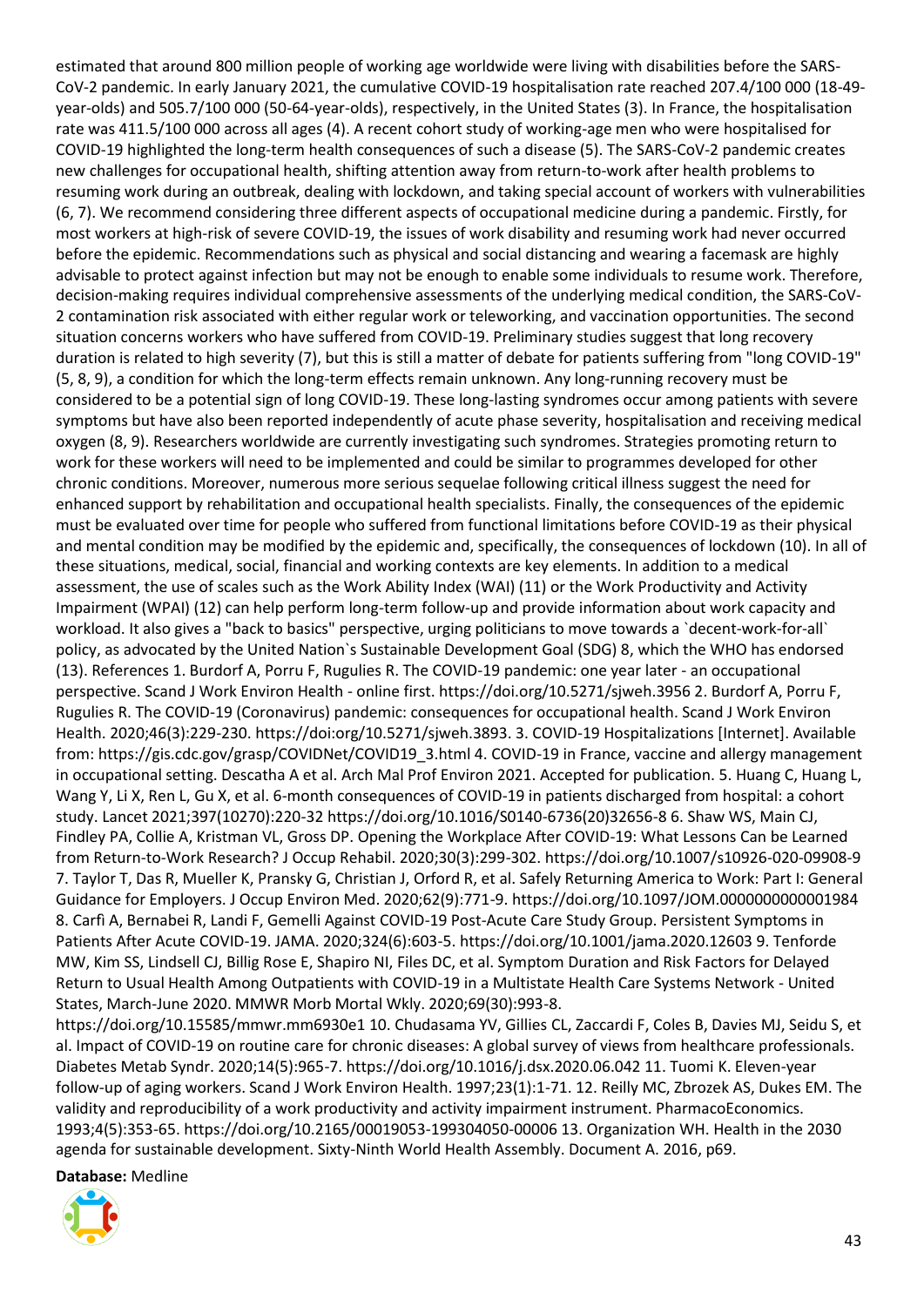estimated that around 800 million people of working age worldwide were living with disabilities before the SARS-CoV-2 pandemic. In early January 2021, the cumulative COVID-19 hospitalisation rate reached 207.4/100 000 (18-49-year-olds) and 505.7/100 000 (50-64-year-olds), respectively, in the United States (3). In France, the hospitalisation rate was 411.5/100 000 across all ages (4). A recent cohort study of working-age men who were hospitalised for COVID-19 highlighted the long-term health consequences of such a disease (5). The SARS-CoV-2 pandemic creates new challenges for occupational health, shifting attention away from return-to-work after health problems to resuming work during an outbreak, dealing with lockdown, and taking special account of workers with vulnerabilities (6, 7). We recommend considering three different aspects of occupational medicine during a pandemic. Firstly, for most workers at high-risk of severe COVID-19, the issues of work disability and resuming work had never occurred before the epidemic. Recommendations such as physical and social distancing and wearing a facemask are highly advisable to protect against infection but may not be enough to enable some individuals to resume work. Therefore, decision-making requires individual comprehensive assessments of the underlying medical condition, the SARS-CoV-2 contamination risk associated with either regular work or teleworking, and vaccination opportunities. The second situation concerns workers who have suffered from COVID-19. Preliminary studies suggest that long recovery duration is related to high severity (7), but this is still a matter of debate for patients suffering from "long COVID-19" (5, 8, 9), a condition for which the long-term effects remain unknown. Any long-running recovery must be considered to be a potential sign of long COVID-19. These long-lasting syndromes occur among patients with severe symptoms but have also been reported independently of acute phase severity, hospitalisation and receiving medical oxygen (8, 9). Researchers worldwide are currently investigating such syndromes. Strategies promoting return to work for these workers will need to be implemented and could be similar to programmes developed for other chronic conditions. Moreover, numerous more serious sequelae following critical illness suggest the need for enhanced support by rehabilitation and occupational health specialists. Finally, the consequences of the epidemic must be evaluated over time for people who suffered from functional limitations before COVID-19 as their physical and mental condition may be modified by the epidemic and, specifically, the consequences of lockdown (10). In all of these situations, medical, social, financial and working contexts are key elements. In addition to a medical assessment, the use of scales such as the Work Ability Index (WAI) (11) or the Work Productivity and Activity Impairment (WPAI) (12) can help perform long-term follow-up and provide information about work capacity and workload. It also gives a "back to basics" perspective, urging politicians to move towards a `decent-work-for-all` policy, as advocated by the United Nation`s Sustainable Development Goal (SDG) 8, which the WHO has endorsed (13). References 1. Burdorf A, Porru F, Rugulies R. The COVID-19 pandemic: one year later - an occupational perspective. Scand J Work Environ Health - online first. https://doi.org/10.5271/sjweh.3956 2. Burdorf A, Porru F, Rugulies R. The COVID-19 (Coronavirus) pandemic: consequences for occupational health. Scand J Work Environ Health. 2020;46(3):229-230. https://doi:org/10.5271/sjweh.3893. 3. COVID-19 Hospitalizations [Internet]. Available from: https://gis.cdc.gov/grasp/COVIDNet/COVID19_3.html 4. COVID-19 in France, vaccine and allergy management in occupational setting. Descatha A et al. Arch Mal Prof Environ 2021. Accepted for publication. 5. Huang C, Huang L, Wang Y, Li X, Ren L, Gu X, et al. 6-month consequences of COVID-19 in patients discharged from hospital: a cohort study. Lancet 2021;397(10270):220-32 https://doi.org/10.1016/S0140-6736(20)32656-8 6. Shaw WS, Main CJ, Findley PA, Collie A, Kristman VL, Gross DP. Opening the Workplace After COVID-19: What Lessons Can be Learned from Return-to-Work Research? J Occup Rehabil. 2020;30(3):299-302. https://doi.org/10.1007/s10926-020-09908-9 7. Taylor T, Das R, Mueller K, Pransky G, Christian J, Orford R, et al. Safely Returning America to Work: Part I: General Guidance for Employers. J Occup Environ Med. 2020;62(9):771-9. https://doi.org/10.1097/JOM.0000000000001984 8. Carfì A, Bernabei R, Landi F, Gemelli Against COVID-19 Post-Acute Care Study Group. Persistent Symptoms in Patients After Acute COVID-19. JAMA. 2020;324(6):603-5. https://doi.org/10.1001/jama.2020.12603 9. Tenforde MW, Kim SS, Lindsell CJ, Billig Rose E, Shapiro NI, Files DC, et al. Symptom Duration and Risk Factors for Delayed Return to Usual Health Among Outpatients with COVID-19 in a Multistate Health Care Systems Network - United States, March-June 2020. MMWR Morb Mortal Wkly. 2020;69(30):993-8. https://doi.org/10.15585/mmwr.mm6930e1 10. Chudasama YV, Gillies CL, Zaccardi F, Coles B, Davies MJ, Seidu S, et al. Impact of COVID-19 on routine care for chronic diseases: A global survey of views from healthcare professionals. Diabetes Metab Syndr. 2020;14(5):965-7. https://doi.org/10.1016/j.dsx.2020.06.042 11. Tuomi K. Eleven-year follow-up of aging workers. Scand J Work Environ Health. 1997;23(1):1-71. 12. Reilly MC, Zbrozek AS, Dukes EM. The validity and reproducibility of a work productivity and activity impairment instrument. PharmacoEconomics. 1993;4(5):353-65. https://doi.org/10.2165/00019053-199304050-00006 13. Organization WH. Health in the 2030 agenda for sustainable development. Sixty-Ninth World Health Assembly. Document A. 2016, p69.

**Database:** Medline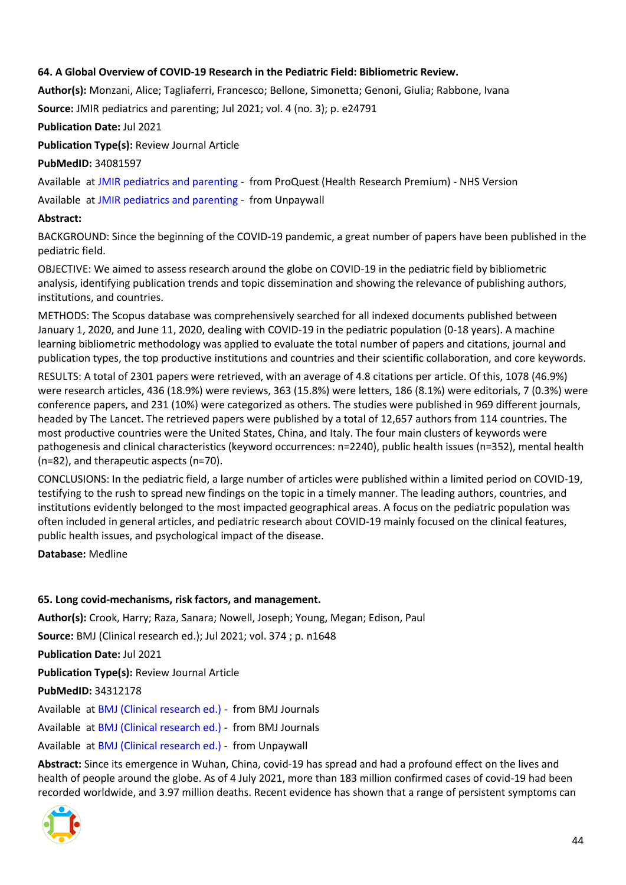**64. A Global Overview of COVID-19 Research in the Pediatric Field: Bibliometric Review.**

**Author(s):** Monzani, Alice; Tagliaferri, Francesco; Bellone, Simonetta; Genoni, Giulia; Rabbone, Ivana

**Source:** JMIR pediatrics and parenting; Jul 2021; vol. 4 (no. 3); p. e24791

**Publication Date:** Jul 2021

**Publication Type(s):** Review Journal Article

**PubMedID:** 34081597

Available at JMIR pediatrics and parenting - from ProQuest (Health Research Premium) - NHS Version

Available at JMIR pediatrics and parenting - from Unpaywall

**Abstract:**

BACKGROUND: Since the beginning of the COVID-19 pandemic, a great number of papers have been published in the pediatric field.

OBJECTIVE: We aimed to assess research around the globe on COVID-19 in the pediatric field by bibliometric analysis, identifying publication trends and topic dissemination and showing the relevance of publishing authors, institutions, and countries.

METHODS: The Scopus database was comprehensively searched for all indexed documents published between January 1, 2020, and June 11, 2020, dealing with COVID-19 in the pediatric population (0-18 years). A machine learning bibliometric methodology was applied to evaluate the total number of papers and citations, journal and publication types, the top productive institutions and countries and their scientific collaboration, and core keywords.

RESULTS: A total of 2301 papers were retrieved, with an average of 4.8 citations per article. Of this, 1078 (46.9%) were research articles, 436 (18.9%) were reviews, 363 (15.8%) were letters, 186 (8.1%) were editorials, 7 (0.3%) were conference papers, and 231 (10%) were categorized as others. The studies were published in 969 different journals, headed by The Lancet. The retrieved papers were published by a total of 12,657 authors from 114 countries. The most productive countries were the United States, China, and Italy. The four main clusters of keywords were pathogenesis and clinical characteristics (keyword occurrences: n=2240), public health issues (n=352), mental health (n=82), and therapeutic aspects (n=70).

CONCLUSIONS: In the pediatric field, a large number of articles were published within a limited period on COVID-19, testifying to the rush to spread new findings on the topic in a timely manner. The leading authors, countries, and institutions evidently belonged to the most impacted geographical areas. A focus on the pediatric population was often included in general articles, and pediatric research about COVID-19 mainly focused on the clinical features, public health issues, and psychological impact of the disease.

**Database:** Medline

**65. Long covid-mechanisms, risk factors, and management.**

**Author(s):** Crook, Harry; Raza, Sanara; Nowell, Joseph; Young, Megan; Edison, Paul

**Source:** BMJ (Clinical research ed.); Jul 2021; vol. 374 ; p. n1648

**Publication Date:** Jul 2021

**Publication Type(s):** Review Journal Article

**PubMedID:** 34312178

Available at BMJ (Clinical research ed.) - from BMJ Journals

Available at BMJ (Clinical research ed.) - from BMJ Journals

Available at BMJ (Clinical research ed.) - from Unpaywall

**Abstract:** Since its emergence in Wuhan, China, covid-19 has spread and had a profound effect on the lives and health of people around the globe. As of 4 July 2021, more than 183 million confirmed cases of covid-19 had been recorded worldwide, and 3.97 million deaths. Recent evidence has shown that a range of persistent symptoms can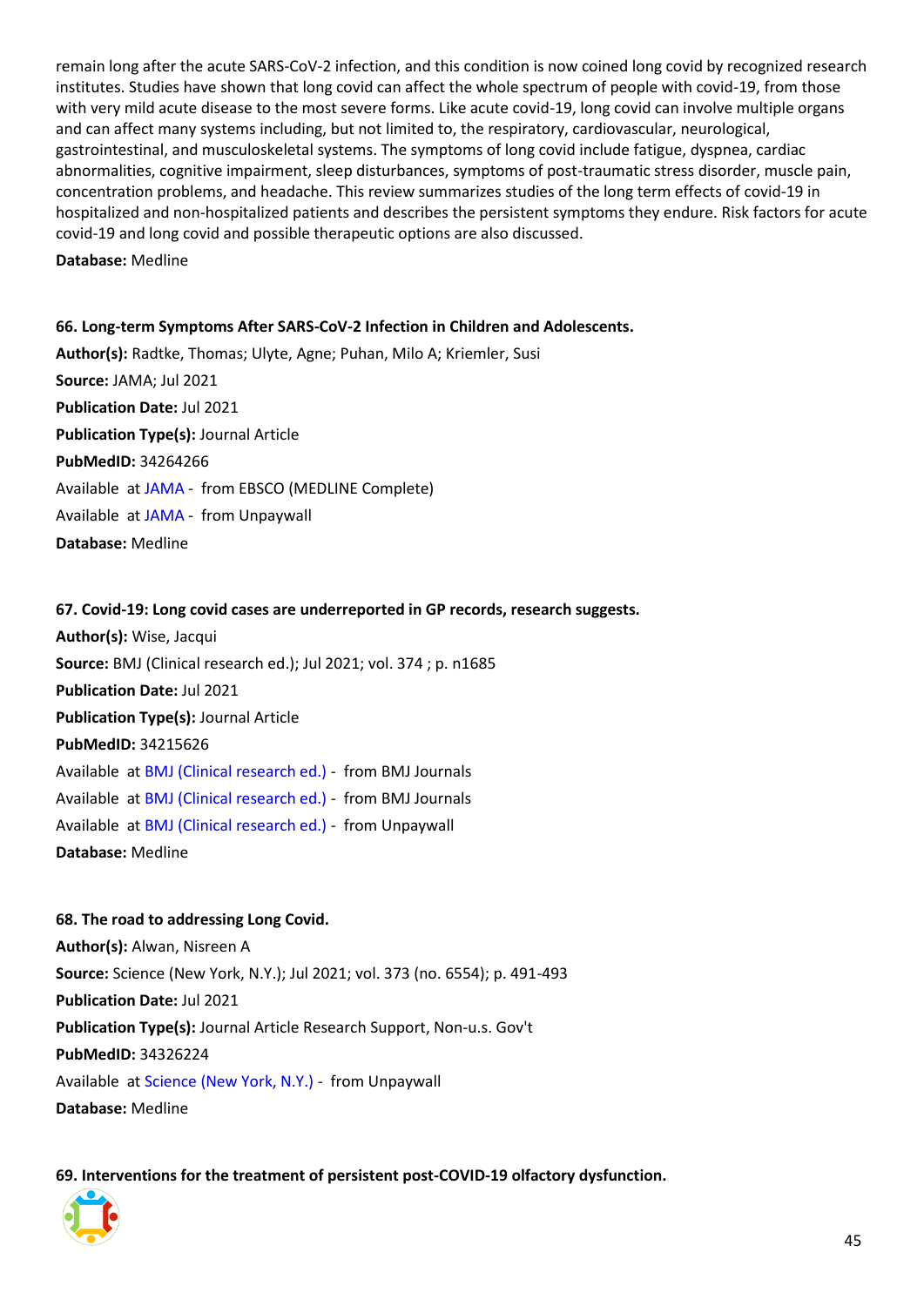remain long after the acute SARS-CoV-2 infection, and this condition is now coined long covid by recognized research institutes. Studies have shown that long covid can affect the whole spectrum of people with covid-19, from those with very mild acute disease to the most severe forms. Like acute covid-19, long covid can involve multiple organs and can affect many systems including, but not limited to, the respiratory, cardiovascular, neurological, gastrointestinal, and musculoskeletal systems. The symptoms of long covid include fatigue, dyspnea, cardiac abnormalities, cognitive impairment, sleep disturbances, symptoms of post-traumatic stress disorder, muscle pain, concentration problems, and headache. This review summarizes studies of the long term effects of covid-19 in hospitalized and non-hospitalized patients and describes the persistent symptoms they endure. Risk factors for acute covid-19 and long covid and possible therapeutic options are also discussed.

**Database:** Medline

**66. Long-term Symptoms After SARS-CoV-2 Infection in Children and Adolescents.**

**Author(s):** Radtke, Thomas; Ulyte, Agne; Puhan, Milo A; Kriemler, Susi

**Source:** JAMA; Jul 2021

**Publication Date:** Jul 2021

**Publication Type(s):** Journal Article

**PubMedID:** 34264266

Available at JAMA - from EBSCO (MEDLINE Complete)

Available at JAMA - from Unpaywall

**Database:** Medline

**67. Covid-19: Long covid cases are underreported in GP records, research suggests.**

**Author(s):** Wise, Jacqui

**Source:** BMJ (Clinical research ed.); Jul 2021; vol. 374 ; p. n1685

**Publication Date:** Jul 2021

**Publication Type(s):** Journal Article

**PubMedID:** 34215626

Available at BMJ (Clinical research ed.) - from BMJ Journals

Available at BMJ (Clinical research ed.) - from BMJ Journals

Available at BMJ (Clinical research ed.) - from Unpaywall

**Database:** Medline

**68. The road to addressing Long Covid.**

**Author(s):** Alwan, Nisreen A

**Source:** Science (New York, N.Y.); Jul 2021; vol. 373 (no. 6554); p. 491-493

**Publication Date:** Jul 2021

**Publication Type(s):** Journal Article Research Support, Non-u.s. Gov't

**PubMedID:** 34326224

Available at Science (New York, N.Y.) - from Unpaywall

**Database:** Medline

**69. Interventions for the treatment of persistent post-COVID-19 olfactory dysfunction.**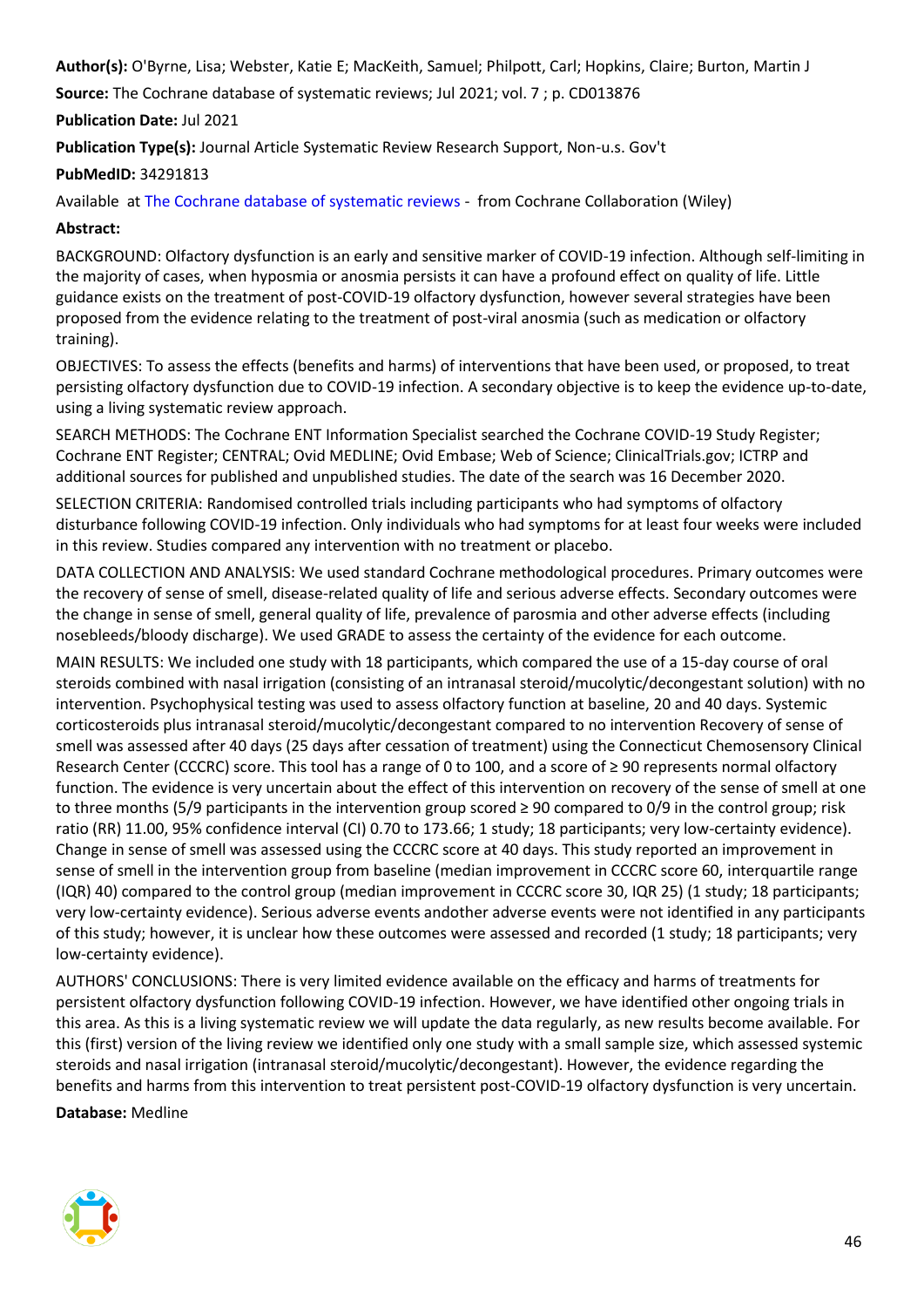**Author(s):** O'Byrne, Lisa; Webster, Katie E; MacKeith, Samuel; Philpott, Carl; Hopkins, Claire; Burton, Martin J

**Source:** The Cochrane database of systematic reviews; Jul 2021; vol. 7 ; p. CD013876

**Publication Date:** Jul 2021

**Publication Type(s):** Journal Article Systematic Review Research Support, Non-u.s. Gov't

**PubMedID:** 34291813

Available at The Cochrane database of systematic reviews - from Cochrane Collaboration (Wiley)

**Abstract:**

BACKGROUND: Olfactory dysfunction is an early and sensitive marker of COVID-19 infection. Although self-limiting in the majority of cases, when hyposmia or anosmia persists it can have a profound effect on quality of life. Little guidance exists on the treatment of post-COVID-19 olfactory dysfunction, however several strategies have been proposed from the evidence relating to the treatment of post-viral anosmia (such as medication or olfactory training).

OBJECTIVES: To assess the effects (benefits and harms) of interventions that have been used, or proposed, to treat persisting olfactory dysfunction due to COVID-19 infection. A secondary objective is to keep the evidence up-to-date, using a living systematic review approach.

SEARCH METHODS: The Cochrane ENT Information Specialist searched the Cochrane COVID-19 Study Register; Cochrane ENT Register; CENTRAL; Ovid MEDLINE; Ovid Embase; Web of Science; ClinicalTrials.gov; ICTRP and additional sources for published and unpublished studies. The date of the search was 16 December 2020.

SELECTION CRITERIA: Randomised controlled trials including participants who had symptoms of olfactory disturbance following COVID-19 infection. Only individuals who had symptoms for at least four weeks were included in this review. Studies compared any intervention with no treatment or placebo.

DATA COLLECTION AND ANALYSIS: We used standard Cochrane methodological procedures. Primary outcomes were the recovery of sense of smell, disease-related quality of life and serious adverse effects. Secondary outcomes were the change in sense of smell, general quality of life, prevalence of parosmia and other adverse effects (including nosebleeds/bloody discharge). We used GRADE to assess the certainty of the evidence for each outcome.

MAIN RESULTS: We included one study with 18 participants, which compared the use of a 15-day course of oral steroids combined with nasal irrigation (consisting of an intranasal steroid/mucolytic/decongestant solution) with no intervention. Psychophysical testing was used to assess olfactory function at baseline, 20 and 40 days. Systemic corticosteroids plus intranasal steroid/mucolytic/decongestant compared to no intervention Recovery of sense of smell was assessed after 40 days (25 days after cessation of treatment) using the Connecticut Chemosensory Clinical Research Center (CCCRC) score. This tool has a range of 0 to 100, and a score of ≥ 90 represents normal olfactory function. The evidence is very uncertain about the effect of this intervention on recovery of the sense of smell at one to three months (5/9 participants in the intervention group scored ≥ 90 compared to 0/9 in the control group; risk ratio (RR) 11.00, 95% confidence interval (CI) 0.70 to 173.66; 1 study; 18 participants; very low-certainty evidence). Change in sense of smell was assessed using the CCCRC score at 40 days. This study reported an improvement in sense of smell in the intervention group from baseline (median improvement in CCCRC score 60, interquartile range (IQR) 40) compared to the control group (median improvement in CCCRC score 30, IQR 25) (1 study; 18 participants; very low-certainty evidence). Serious adverse events andother adverse events were not identified in any participants of this study; however, it is unclear how these outcomes were assessed and recorded (1 study; 18 participants; very low-certainty evidence).

AUTHORS' CONCLUSIONS: There is very limited evidence available on the efficacy and harms of treatments for persistent olfactory dysfunction following COVID-19 infection. However, we have identified other ongoing trials in this area. As this is a living systematic review we will update the data regularly, as new results become available. For this (first) version of the living review we identified only one study with a small sample size, which assessed systemic steroids and nasal irrigation (intranasal steroid/mucolytic/decongestant). However, the evidence regarding the benefits and harms from this intervention to treat persistent post-COVID-19 olfactory dysfunction is very uncertain.

**Database:** Medline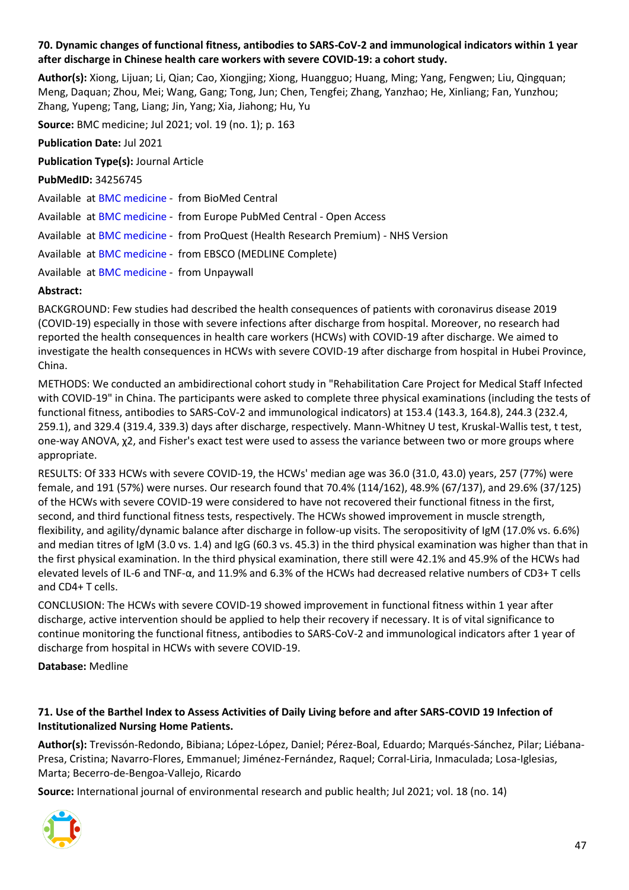**70. Dynamic changes of functional fitness, antibodies to SARS-CoV-2 and immunological indicators within 1 year after discharge in Chinese health care workers with severe COVID-19: a cohort study.**

**Author(s):** Xiong, Lijuan; Li, Qian; Cao, Xiongjing; Xiong, Huangguo; Huang, Ming; Yang, Fengwen; Liu, Qingquan; Meng, Daquan; Zhou, Mei; Wang, Gang; Tong, Jun; Chen, Tengfei; Zhang, Yanzhao; He, Xinliang; Fan, Yunzhou; Zhang, Yupeng; Tang, Liang; Jin, Yang; Xia, Jiahong; Hu, Yu

**Source:** BMC medicine; Jul 2021; vol. 19 (no. 1); p. 163

**Publication Date:** Jul 2021

**Publication Type(s):** Journal Article

**PubMedID:** 34256745

Available at BMC medicine - from BioMed Central

Available at BMC medicine - from Europe PubMed Central - Open Access

Available at BMC medicine - from ProQuest (Health Research Premium) - NHS Version

Available at BMC medicine - from EBSCO (MEDLINE Complete)

Available at BMC medicine - from Unpaywall

**Abstract:**

BACKGROUND: Few studies had described the health consequences of patients with coronavirus disease 2019 (COVID-19) especially in those with severe infections after discharge from hospital. Moreover, no research had reported the health consequences in health care workers (HCWs) with COVID-19 after discharge. We aimed to investigate the health consequences in HCWs with severe COVID-19 after discharge from hospital in Hubei Province, China.

METHODS: We conducted an ambidirectional cohort study in "Rehabilitation Care Project for Medical Staff Infected with COVID-19" in China. The participants were asked to complete three physical examinations (including the tests of functional fitness, antibodies to SARS-CoV-2 and immunological indicators) at 153.4 (143.3, 164.8), 244.3 (232.4, 259.1), and 329.4 (319.4, 339.3) days after discharge, respectively. Mann-Whitney U test, Kruskal-Wallis test, t test, one-way ANOVA, $\chi^2$, and Fisher's exact test were used to assess the variance between two or more groups where appropriate.

RESULTS: Of 333 HCWs with severe COVID-19, the HCWs' median age was 36.0 (31.0, 43.0) years, 257 (77%) were female, and 191 (57%) were nurses. Our research found that 70.4% (114/162), 48.9% (67/137), and 29.6% (37/125) of the HCWs with severe COVID-19 were considered to have not recovered their functional fitness in the first, second, and third functional fitness tests, respectively. The HCWs showed improvement in muscle strength, flexibility, and agility/dynamic balance after discharge in follow-up visits. The seropositivity of IgM (17.0% vs. 6.6%) and median titres of IgM (3.0 vs. 1.4) and IgG (60.3 vs. 45.3) in the third physical examination was higher than that in the first physical examination. In the third physical examination, there still were 42.1% and 45.9% of the HCWs had elevated levels of IL-6 and TNF-α, and 11.9% and 6.3% of the HCWs had decreased relative numbers of CD3+ T cells and CD4+ T cells.

CONCLUSION: The HCWs with severe COVID-19 showed improvement in functional fitness within 1 year after discharge, active intervention should be applied to help their recovery if necessary. It is of vital significance to continue monitoring the functional fitness, antibodies to SARS-CoV-2 and immunological indicators after 1 year of discharge from hospital in HCWs with severe COVID-19.

**Database:** Medline

**71. Use of the Barthel Index to Assess Activities of Daily Living before and after SARS-COVID 19 Infection of Institutionalized Nursing Home Patients.**

**Author(s):** Trevissón-Redondo, Bibiana; López-López, Daniel; Pérez-Boal, Eduardo; Marqués-Sánchez, Pilar; Liébana-Presa, Cristina; Navarro-Flores, Emmanuel; Jiménez-Fernández, Raquel; Corral-Liria, Inmaculada; Losa-Iglesias, Marta; Becerro-de-Bengoa-Vallejo, Ricardo

**Source:** International journal of environmental research and public health; Jul 2021; vol. 18 (no. 14)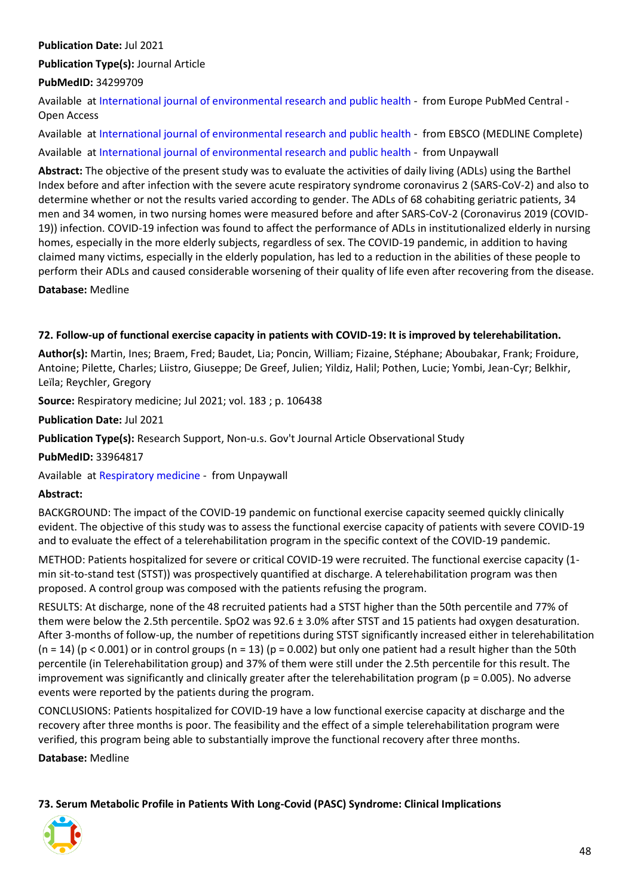**Publication Date:** Jul 2021

**Publication Type(s):** Journal Article

**PubMedID:** 34299709

Available at International journal of environmental research and public health - from Europe PubMed Central - Open Access

Available at International journal of environmental research and public health - from EBSCO (MEDLINE Complete)

Available at International journal of environmental research and public health - from Unpaywall

**Abstract:** The objective of the present study was to evaluate the activities of daily living (ADLs) using the Barthel Index before and after infection with the severe acute respiratory syndrome coronavirus 2 (SARS-CoV-2) and also to determine whether or not the results varied according to gender. The ADLs of 68 cohabiting geriatric patients, 34 men and 34 women, in two nursing homes were measured before and after SARS-CoV-2 (Coronavirus 2019 (COVID-19)) infection. COVID-19 infection was found to affect the performance of ADLs in institutionalized elderly in nursing homes, especially in the more elderly subjects, regardless of sex. The COVID-19 pandemic, in addition to having claimed many victims, especially in the elderly population, has led to a reduction in the abilities of these people to perform their ADLs and caused considerable worsening of their quality of life even after recovering from the disease.

**Database:** Medline

### 72. Follow-up of functional exercise capacity in patients with COVID-19: It is improved by telerehabilitation.

**Author(s):** Martin, Ines; Braem, Fred; Baudet, Lia; Poncin, William; Fizaine, Stéphane; Aboubakar, Frank; Froidure, Antoine; Pilette, Charles; Liistro, Giuseppe; De Greef, Julien; Yildiz, Halil; Pothen, Lucie; Yombi, Jean-Cyr; Belkhir, Leïla; Reychler, Gregory

**Source:** Respiratory medicine; Jul 2021; vol. 183 ; p. 106438

**Publication Date:** Jul 2021

**Publication Type(s):** Research Support, Non-u.s. Gov't Journal Article Observational Study

**PubMedID:** 33964817

Available at Respiratory medicine - from Unpaywall

**Abstract:**

BACKGROUND: The impact of the COVID-19 pandemic on functional exercise capacity seemed quickly clinically evident. The objective of this study was to assess the functional exercise capacity of patients with severe COVID-19 and to evaluate the effect of a telerehabilitation program in the specific context of the COVID-19 pandemic.

METHOD: Patients hospitalized for severe or critical COVID-19 were recruited. The functional exercise capacity (1-min sit-to-stand test (STST)) was prospectively quantified at discharge. A telerehabilitation program was then proposed. A control group was composed with the patients refusing the program.

RESULTS: At discharge, none of the 48 recruited patients had a STST higher than the 50th percentile and 77% of them were below the 2.5th percentile. $SpO_2$ was $92.6 \pm 3.0\%$ after STST and 15 patients had oxygen desaturation. After 3-months of follow-up, the number of repetitions during STST significantly increased either in telerehabilitation ($n = 14$) ($p < 0.001$) or in control groups ($n = 13$) ($p = 0.002$) but only one patient had a result higher than the 50th percentile (in Telerehabilitation group) and 37% of them were still under the 2.5th percentile for this result. The improvement was significantly and clinically greater after the telerehabilitation program ($p = 0.005$). No adverse events were reported by the patients during the program.

CONCLUSIONS: Patients hospitalized for COVID-19 have a low functional exercise capacity at discharge and the recovery after three months is poor. The feasibility and the effect of a simple telerehabilitation program were verified, this program being able to substantially improve the functional recovery after three months.

**Database:** Medline

### 73. Serum Metabolic Profile in Patients With Long-Covid (PASC) Syndrome: Clinical Implications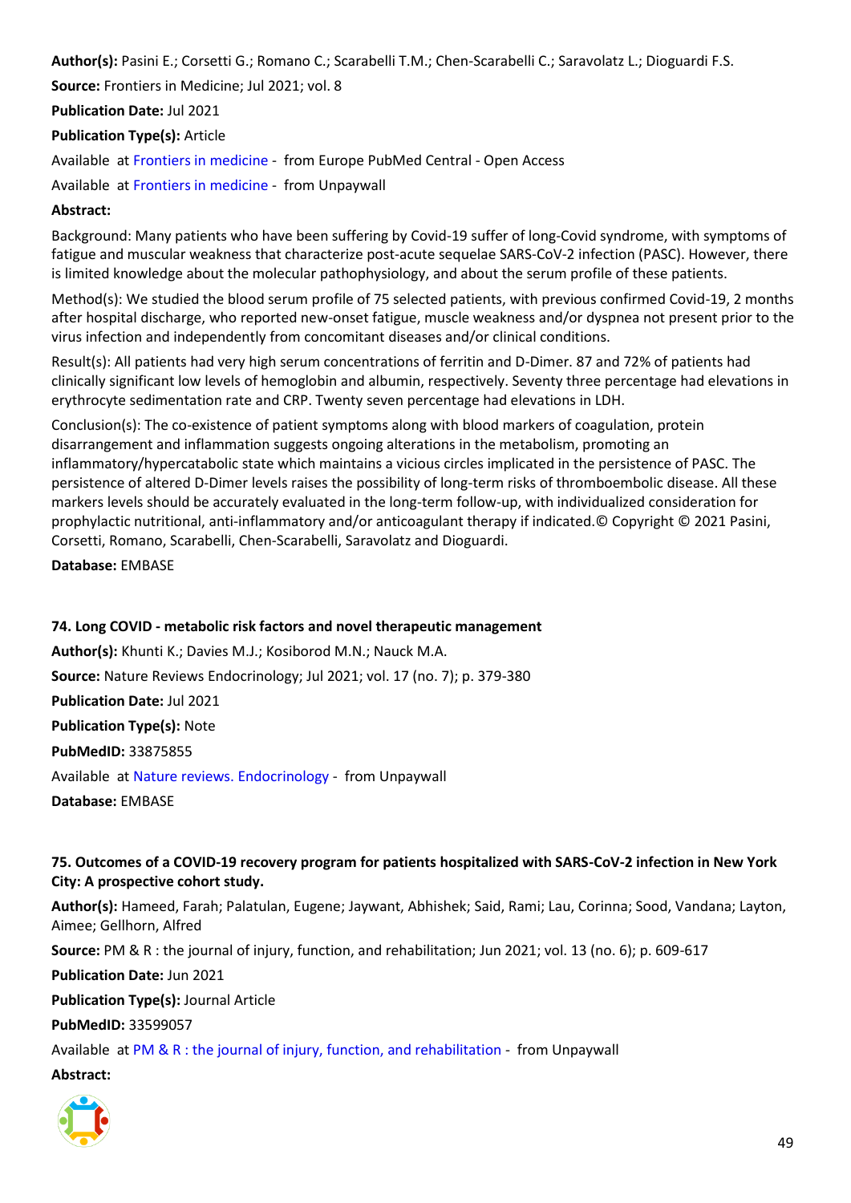**Author(s):** Pasini E.; Corsetti G.; Romano C.; Scarabelli T.M.; Chen-Scarabelli C.; Saravolatz L.; Dioguardi F.S.

**Source:** Frontiers in Medicine; Jul 2021; vol. 8

**Publication Date:** Jul 2021

**Publication Type(s):** Article

Available at Frontiers in medicine - from Europe PubMed Central - Open Access

Available at Frontiers in medicine - from Unpaywall

**Abstract:**

Background: Many patients who have been suffering by Covid-19 suffer of long-Covid syndrome, with symptoms of fatigue and muscular weakness that characterize post-acute sequelae SARS-CoV-2 infection (PASC). However, there is limited knowledge about the molecular pathophysiology, and about the serum profile of these patients.

Method(s): We studied the blood serum profile of 75 selected patients, with previous confirmed Covid-19, 2 months after hospital discharge, who reported new-onset fatigue, muscle weakness and/or dyspnea not present prior to the virus infection and independently from concomitant diseases and/or clinical conditions.

Result(s): All patients had very high serum concentrations of ferritin and D-Dimer. 87 and 72% of patients had clinically significant low levels of hemoglobin and albumin, respectively. Seventy three percentage had elevations in erythrocyte sedimentation rate and CRP. Twenty seven percentage had elevations in LDH.

Conclusion(s): The co-existence of patient symptoms along with blood markers of coagulation, protein disarrangement and inflammation suggests ongoing alterations in the metabolism, promoting an inflammatory/hypercatabolic state which maintains a vicious circles implicated in the persistence of PASC. The persistence of altered D-Dimer levels raises the possibility of long-term risks of thromboembolic disease. All these markers levels should be accurately evaluated in the long-term follow-up, with individualized consideration for prophylactic nutritional, anti-inflammatory and/or anticoagulant therapy if indicated.© Copyright © 2021 Pasini, Corsetti, Romano, Scarabelli, Chen-Scarabelli, Saravolatz and Dioguardi.

**Database:** EMBASE

### 74. Long COVID - metabolic risk factors and novel therapeutic management

**Author(s):** Khunti K.; Davies M.J.; Kosiborod M.N.; Nauck M.A.

**Source:** Nature Reviews Endocrinology; Jul 2021; vol. 17 (no. 7); p. 379-380

**Publication Date:** Jul 2021

**Publication Type(s):** Note

**PubMedID:** 33875855

Available at Nature reviews. Endocrinology - from Unpaywall

**Database:** EMBASE

### 75. Outcomes of a COVID-19 recovery program for patients hospitalized with SARS-CoV-2 infection in New York City: A prospective cohort study.

**Author(s):** Hameed, Farah; Palatulan, Eugene; Jaywant, Abhishek; Said, Rami; Lau, Corinna; Sood, Vandana; Layton, Aimee; Gellhorn, Alfred

**Source:** PM & R : the journal of injury, function, and rehabilitation; Jun 2021; vol. 13 (no. 6); p. 609-617

**Publication Date:** Jun 2021

**Publication Type(s):** Journal Article

**PubMedID:** 33599057

Available at PM & R : the journal of injury, function, and rehabilitation - from Unpaywall

**Abstract:**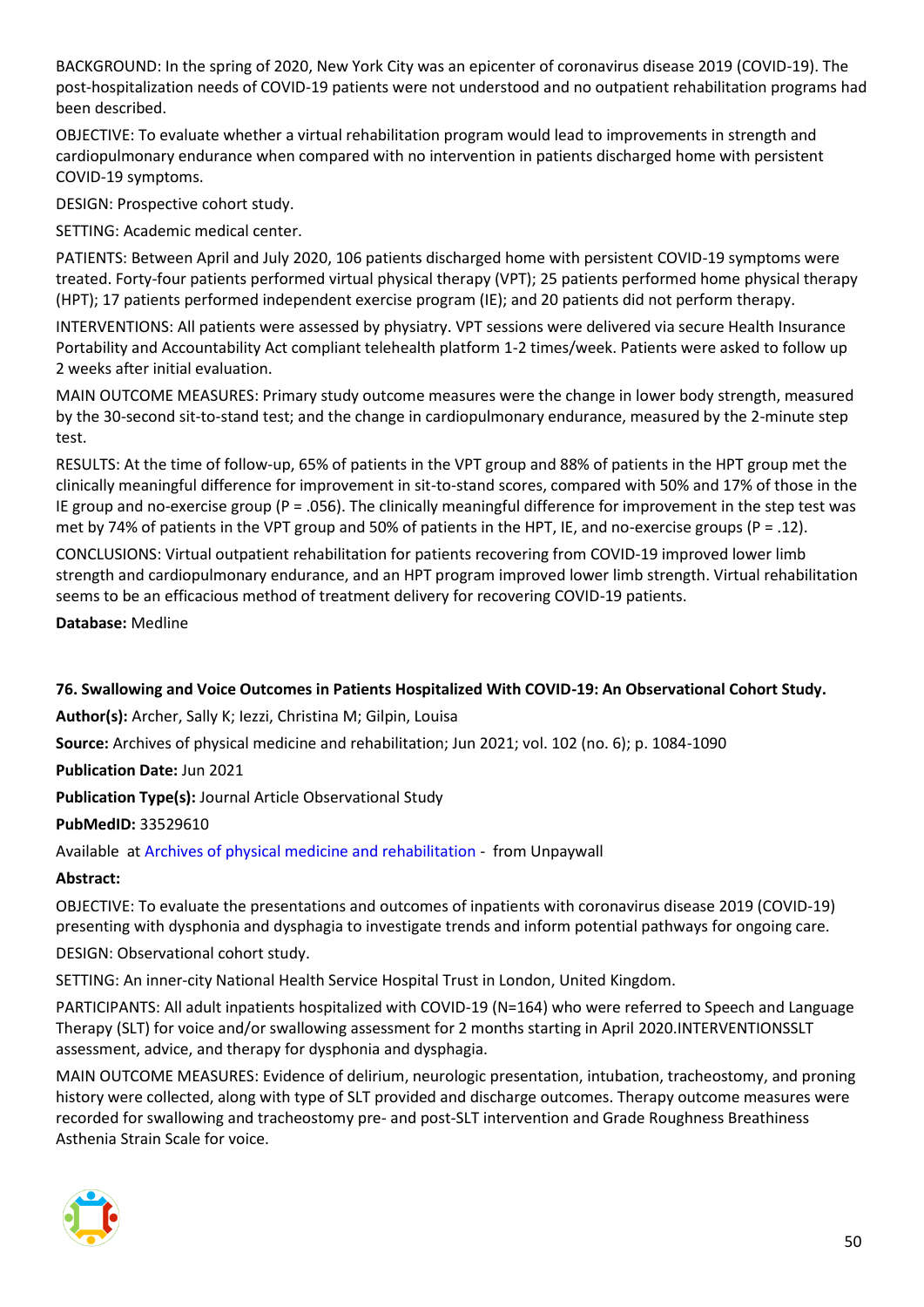BACKGROUND: In the spring of 2020, New York City was an epicenter of coronavirus disease 2019 (COVID-19). The post-hospitalization needs of COVID-19 patients were not understood and no outpatient rehabilitation programs had been described.

OBJECTIVE: To evaluate whether a virtual rehabilitation program would lead to improvements in strength and cardiopulmonary endurance when compared with no intervention in patients discharged home with persistent COVID-19 symptoms.

DESIGN: Prospective cohort study.

SETTING: Academic medical center.

PATIENTS: Between April and July 2020, 106 patients discharged home with persistent COVID-19 symptoms were treated. Forty-four patients performed virtual physical therapy (VPT); 25 patients performed home physical therapy (HPT); 17 patients performed independent exercise program (IE); and 20 patients did not perform therapy.

INTERVENTIONS: All patients were assessed by physiatry. VPT sessions were delivered via secure Health Insurance Portability and Accountability Act compliant telehealth platform 1-2 times/week. Patients were asked to follow up 2 weeks after initial evaluation.

MAIN OUTCOME MEASURES: Primary study outcome measures were the change in lower body strength, measured by the 30-second sit-to-stand test; and the change in cardiopulmonary endurance, measured by the 2-minute step test.

RESULTS: At the time of follow-up, 65% of patients in the VPT group and 88% of patients in the HPT group met the clinically meaningful difference for improvement in sit-to-stand scores, compared with 50% and 17% of those in the IE group and no-exercise group ($P = .056$). The clinically meaningful difference for improvement in the step test was met by 74% of patients in the VPT group and 50% of patients in the HPT, IE, and no-exercise groups ($P = .12$).

CONCLUSIONS: Virtual outpatient rehabilitation for patients recovering from COVID-19 improved lower limb strength and cardiopulmonary endurance, and an HPT program improved lower limb strength. Virtual rehabilitation seems to be an efficacious method of treatment delivery for recovering COVID-19 patients.

**Database:** Medline

### 76. Swallowing and Voice Outcomes in Patients Hospitalized With COVID-19: An Observational Cohort Study.

**Author(s):** Archer, Sally K; Iezzi, Christina M; Gilpin, Louisa

**Source:** Archives of physical medicine and rehabilitation; Jun 2021; vol. 102 (no. 6); p. 1084-1090

**Publication Date:** Jun 2021

**Publication Type(s):** Journal Article Observational Study

**PubMedID:** 33529610

Available at Archives of physical medicine and rehabilitation - from Unpaywall

**Abstract:**

OBJECTIVE: To evaluate the presentations and outcomes of inpatients with coronavirus disease 2019 (COVID-19) presenting with dysphonia and dysphagia to investigate trends and inform potential pathways for ongoing care.

DESIGN: Observational cohort study.

SETTING: An inner-city National Health Service Hospital Trust in London, United Kingdom.

PARTICIPANTS: All adult inpatients hospitalized with COVID-19 (N=164) who were referred to Speech and Language Therapy (SLT) for voice and/or swallowing assessment for 2 months starting in April 2020.INTERVENTIONSSLT assessment, advice, and therapy for dysphonia and dysphagia.

MAIN OUTCOME MEASURES: Evidence of delirium, neurologic presentation, intubation, tracheostomy, and proning history were collected, along with type of SLT provided and discharge outcomes. Therapy outcome measures were recorded for swallowing and tracheostomy pre- and post-SLT intervention and Grade Roughness Breathiness Asthenia Strain Scale for voice.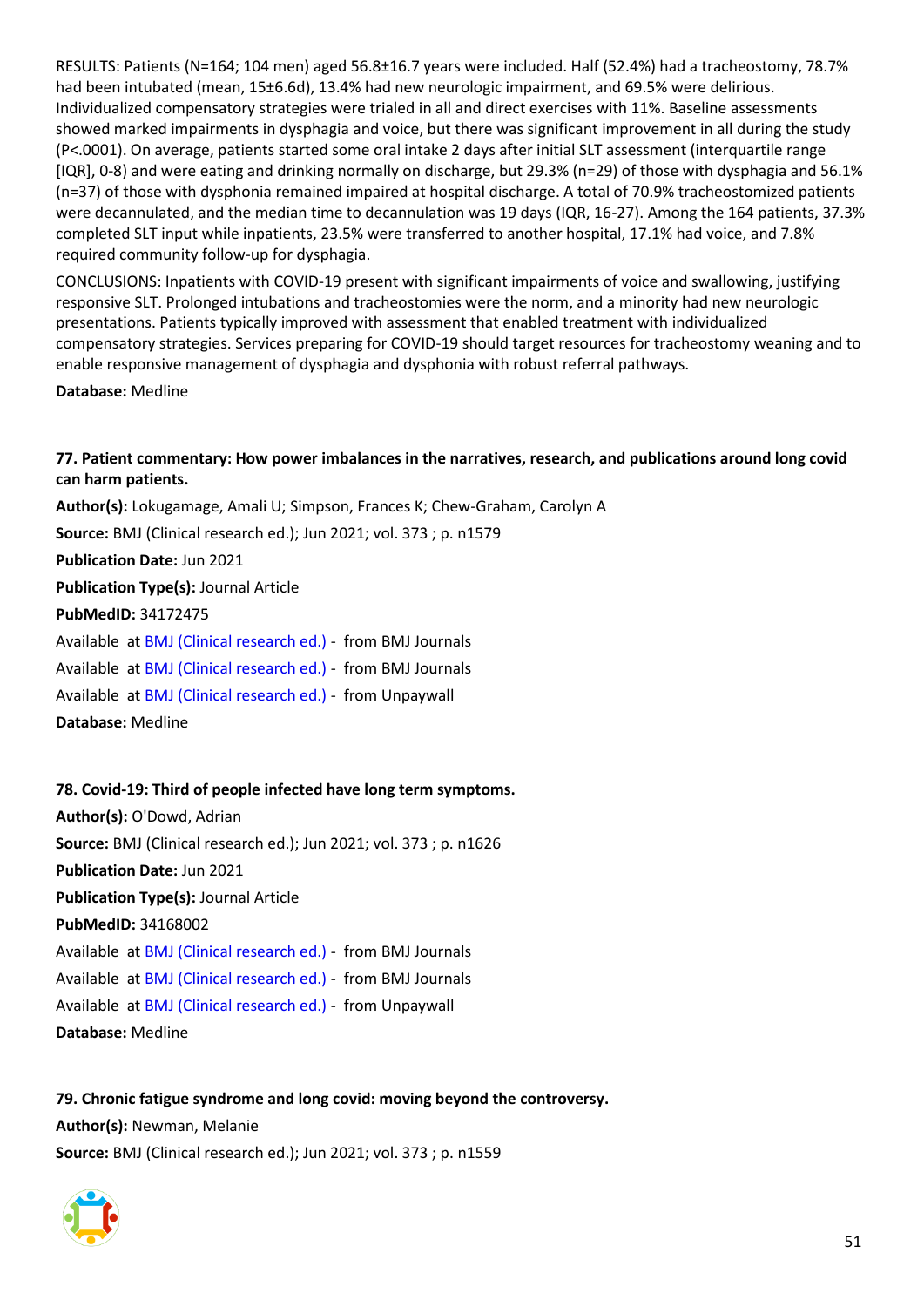RESULTS: Patients (N=164; 104 men) aged 56.8±16.7 years were included. Half (52.4%) had a tracheostomy, 78.7% had been intubated (mean, 15±6.6d), 13.4% had new neurologic impairment, and 69.5% were delirious. Individualized compensatory strategies were trialed in all and direct exercises with 11%. Baseline assessments showed marked impairments in dysphagia and voice, but there was significant improvement in all during the study (P<.0001). On average, patients started some oral intake 2 days after initial SLT assessment (interquartile range [IQR], 0-8) and were eating and drinking normally on discharge, but 29.3% (n=29) of those with dysphagia and 56.1% (n=37) of those with dysphonia remained impaired at hospital discharge. A total of 70.9% tracheostomized patients were decannulated, and the median time to decannulation was 19 days (IQR, 16-27). Among the 164 patients, 37.3% completed SLT input while inpatients, 23.5% were transferred to another hospital, 17.1% had voice, and 7.8% required community follow-up for dysphagia.

CONCLUSIONS: Inpatients with COVID-19 present with significant impairments of voice and swallowing, justifying responsive SLT. Prolonged intubations and tracheostomies were the norm, and a minority had new neurologic presentations. Patients typically improved with assessment that enabled treatment with individualized compensatory strategies. Services preparing for COVID-19 should target resources for tracheostomy weaning and to enable responsive management of dysphagia and dysphonia with robust referral pathways.

**Database:** Medline

**77. Patient commentary: How power imbalances in the narratives, research, and publications around long covid can harm patients.**

**Author(s):** Lokugamage, Amali U; Simpson, Frances K; Chew-Graham, Carolyn A

**Source:** BMJ (Clinical research ed.); Jun 2021; vol. 373 ; p. n1579

**Publication Date:** Jun 2021

**Publication Type(s):** Journal Article

**PubMedID:** 34172475

Available at BMJ (Clinical research ed.) - from BMJ Journals

Available at BMJ (Clinical research ed.) - from BMJ Journals

Available at BMJ (Clinical research ed.) - from Unpaywall

**Database:** Medline

**78. Covid-19: Third of people infected have long term symptoms.**

**Author(s):** O'Dowd, Adrian

**Source:** BMJ (Clinical research ed.); Jun 2021; vol. 373 ; p. n1626

**Publication Date:** Jun 2021

**Publication Type(s):** Journal Article

**PubMedID:** 34168002

Available at BMJ (Clinical research ed.) - from BMJ Journals

Available at BMJ (Clinical research ed.) - from BMJ Journals

Available at BMJ (Clinical research ed.) - from Unpaywall

**Database:** Medline

**79. Chronic fatigue syndrome and long covid: moving beyond the controversy.**

**Author(s):** Newman, Melanie

**Source:** BMJ (Clinical research ed.); Jun 2021; vol. 373 ; p. n1559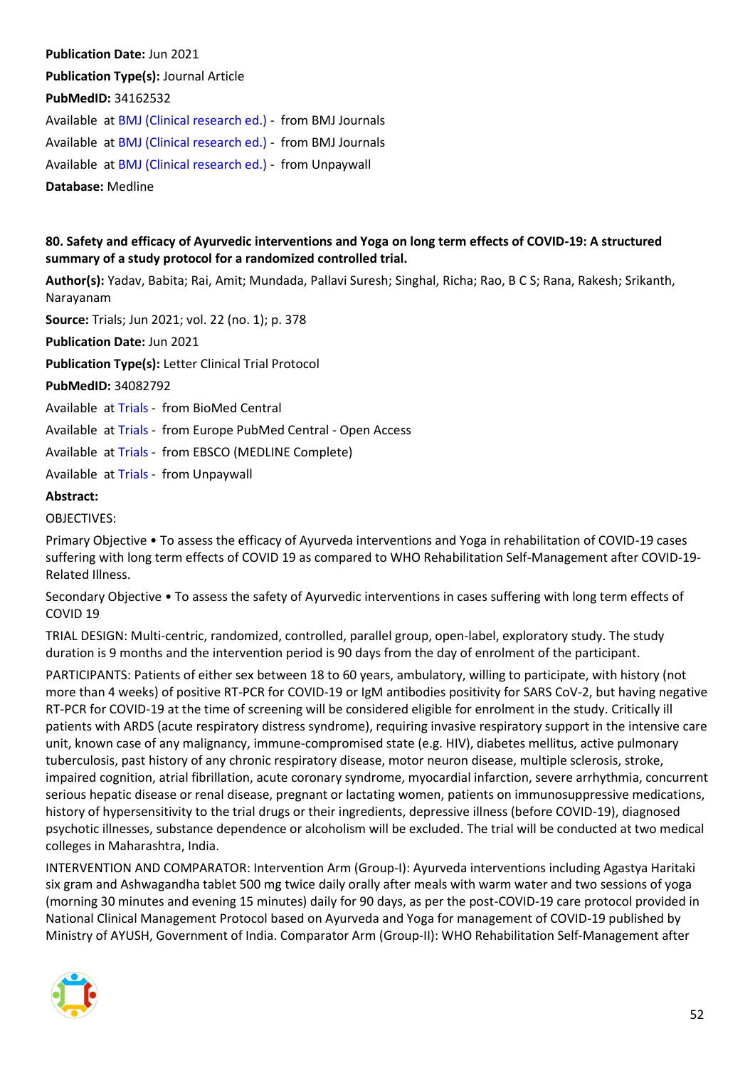**Publication Date:** Jun 2021

**Publication Type(s):** Journal Article

**PubMedID:** 34162532

Available at BMJ (Clinical research ed.) - from BMJ Journals

Available at BMJ (Clinical research ed.) - from BMJ Journals

Available at BMJ (Clinical research ed.) - from Unpaywall

**Database:** Medline

**80. Safety and efficacy of Ayurvedic interventions and Yoga on long term effects of COVID-19: A structured summary of a study protocol for a randomized controlled trial.**

**Author(s):** Yadav, Babita; Rai, Amit; Mundada, Pallavi Suresh; Singhal, Richa; Rao, B C S; Rana, Rakesh; Srikanth, Narayanam

**Source:** Trials; Jun 2021; vol. 22 (no. 1); p. 378

**Publication Date:** Jun 2021

**Publication Type(s):** Letter Clinical Trial Protocol

**PubMedID:** 34082792

Available at Trials - from BioMed Central

Available at Trials - from Europe PubMed Central - Open Access

Available at Trials - from EBSCO (MEDLINE Complete)

Available at Trials - from Unpaywall

**Abstract:**

OBJECTIVES:

Primary Objective • To assess the efficacy of Ayurveda interventions and Yoga in rehabilitation of COVID-19 cases suffering with long term effects of COVID 19 as compared to WHO Rehabilitation Self-Management after COVID-19-Related Illness.

Secondary Objective • To assess the safety of Ayurvedic interventions in cases suffering with long term effects of COVID 19

TRIAL DESIGN: Multi-centric, randomized, controlled, parallel group, open-label, exploratory study. The study duration is 9 months and the intervention period is 90 days from the day of enrolment of the participant.

PARTICIPANTS: Patients of either sex between 18 to 60 years, ambulatory, willing to participate, with history (not more than 4 weeks) of positive RT-PCR for COVID-19 or IgM antibodies positivity for SARS CoV-2, but having negative RT-PCR for COVID-19 at the time of screening will be considered eligible for enrolment in the study. Critically ill patients with ARDS (acute respiratory distress syndrome), requiring invasive respiratory support in the intensive care unit, known case of any malignancy, immune-compromised state (e.g. HIV), diabetes mellitus, active pulmonary tuberculosis, past history of any chronic respiratory disease, motor neuron disease, multiple sclerosis, stroke, impaired cognition, atrial fibrillation, acute coronary syndrome, myocardial infarction, severe arrhythmia, concurrent serious hepatic disease or renal disease, pregnant or lactating women, patients on immunosuppressive medications, history of hypersensitivity to the trial drugs or their ingredients, depressive illness (before COVID-19), diagnosed psychotic illnesses, substance dependence or alcoholism will be excluded. The trial will be conducted at two medical colleges in Maharashtra, India.

INTERVENTION AND COMPARATOR: Intervention Arm (Group-I): Ayurveda interventions including Agastya Haritaki six gram and Ashwagandha tablet 500 mg twice daily orally after meals with warm water and two sessions of yoga (morning 30 minutes and evening 15 minutes) daily for 90 days, as per the post-COVID-19 care protocol provided in National Clinical Management Protocol based on Ayurveda and Yoga for management of COVID-19 published by Ministry of AYUSH, Government of India. Comparator Arm (Group-II): WHO Rehabilitation Self-Management after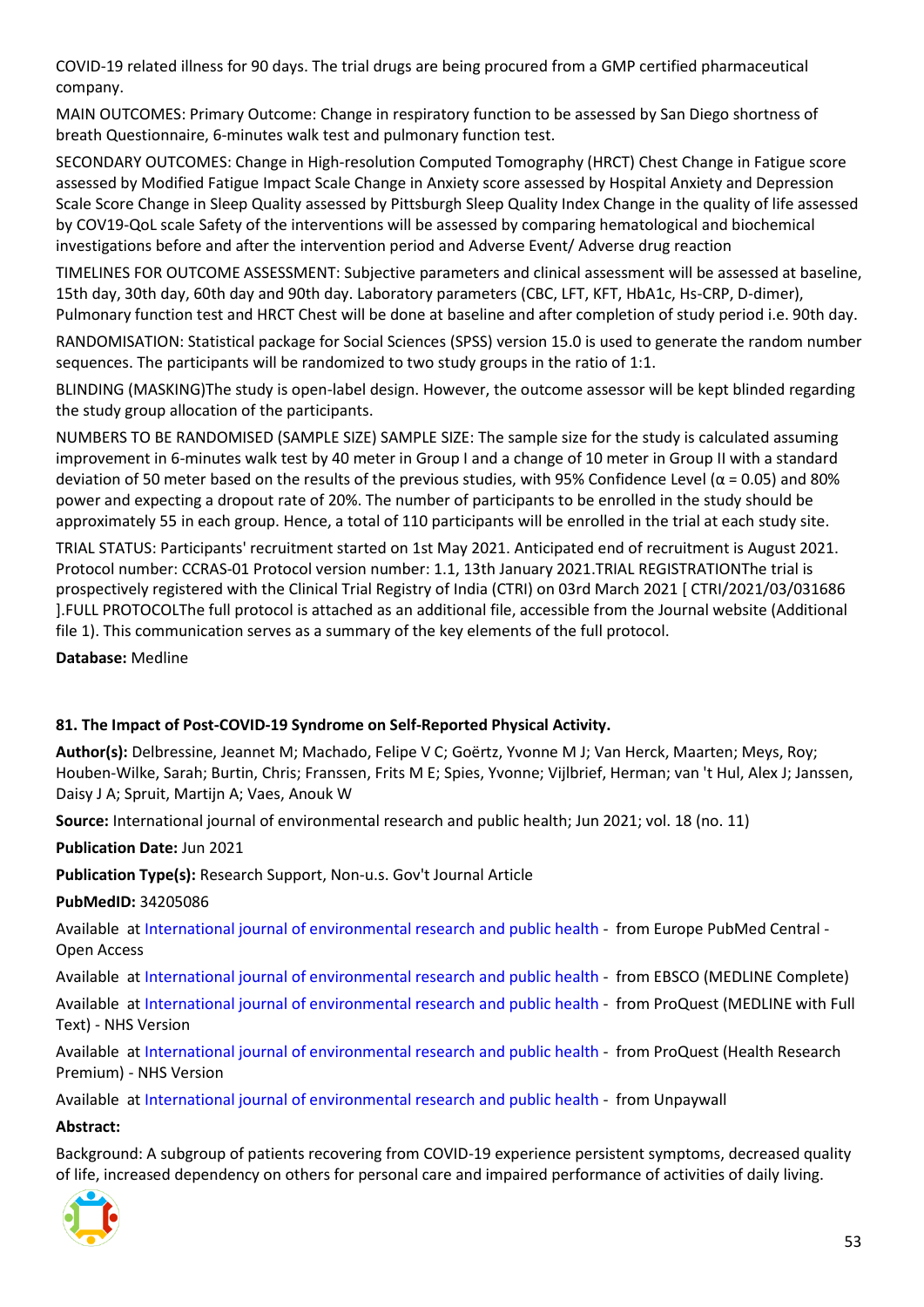COVID-19 related illness for 90 days. The trial drugs are being procured from a GMP certified pharmaceutical company.

MAIN OUTCOMES: Primary Outcome: Change in respiratory function to be assessed by San Diego shortness of breath Questionnaire, 6-minutes walk test and pulmonary function test.

SECONDARY OUTCOMES: Change in High-resolution Computed Tomography (HRCT) Chest Change in Fatigue score assessed by Modified Fatigue Impact Scale Change in Anxiety score assessed by Hospital Anxiety and Depression Scale Score Change in Sleep Quality assessed by Pittsburgh Sleep Quality Index Change in the quality of life assessed by COV19-QoL scale Safety of the interventions will be assessed by comparing hematological and biochemical investigations before and after the intervention period and Adverse Event/ Adverse drug reaction

TIMELINES FOR OUTCOME ASSESSMENT: Subjective parameters and clinical assessment will be assessed at baseline, 15th day, 30th day, 60th day and 90th day. Laboratory parameters (CBC, LFT, KFT, HbA1c, Hs-CRP, D-dimer), Pulmonary function test and HRCT Chest will be done at baseline and after completion of study period i.e. 90th day.

RANDOMISATION: Statistical package for Social Sciences (SPSS) version 15.0 is used to generate the random number sequences. The participants will be randomized to two study groups in the ratio of 1:1.

BLINDING (MASKING)The study is open-label design. However, the outcome assessor will be kept blinded regarding the study group allocation of the participants.

NUMBERS TO BE RANDOMISED (SAMPLE SIZE) SAMPLE SIZE: The sample size for the study is calculated assuming improvement in 6-minutes walk test by 40 meter in Group I and a change of 10 meter in Group II with a standard deviation of 50 meter based on the results of the previous studies, with 95% Confidence Level ($\alpha = 0.05$) and 80% power and expecting a dropout rate of 20%. The number of participants to be enrolled in the study should be approximately 55 in each group. Hence, a total of 110 participants will be enrolled in the trial at each study site.

TRIAL STATUS: Participants' recruitment started on 1st May 2021. Anticipated end of recruitment is August 2021. Protocol number: CCRAS-01 Protocol version number: 1.1, 13th January 2021.TRIAL REGISTRATIONThe trial is prospectively registered with the Clinical Trial Registry of India (CTRI) on 03rd March 2021 [ CTRI/2021/03/031686 ].FULL PROTOCOLThe full protocol is attached as an additional file, accessible from the Journal website (Additional file 1). This communication serves as a summary of the key elements of the full protocol.

**Database:** Medline

### 81. The Impact of Post-COVID-19 Syndrome on Self-Reported Physical Activity.

**Author(s):** Delbressine, Jeannet M; Machado, Felipe V C; Goërtz, Yvonne M J; Van Herck, Maarten; Meys, Roy; Houben-Wilke, Sarah; Burtin, Chris; Franssen, Frits M E; Spies, Yvonne; Vijlbrief, Herman; van 't Hul, Alex J; Janssen, Daisy J A; Spruit, Martijn A; Vaes, Anouk W

**Source:** International journal of environmental research and public health; Jun 2021; vol. 18 (no. 11)

**Publication Date:** Jun 2021

**Publication Type(s):** Research Support, Non-u.s. Gov't Journal Article

**PubMedID:** 34205086

Available at International journal of environmental research and public health - from Europe PubMed Central - Open Access

Available at International journal of environmental research and public health - from EBSCO (MEDLINE Complete)

Available at International journal of environmental research and public health - from ProQuest (MEDLINE with Full Text) - NHS Version

Available at International journal of environmental research and public health - from ProQuest (Health Research Premium) - NHS Version

Available at International journal of environmental research and public health - from Unpaywall

**Abstract:**

Background: A subgroup of patients recovering from COVID-19 experience persistent symptoms, decreased quality of life, increased dependency on others for personal care and impaired performance of activities of daily living.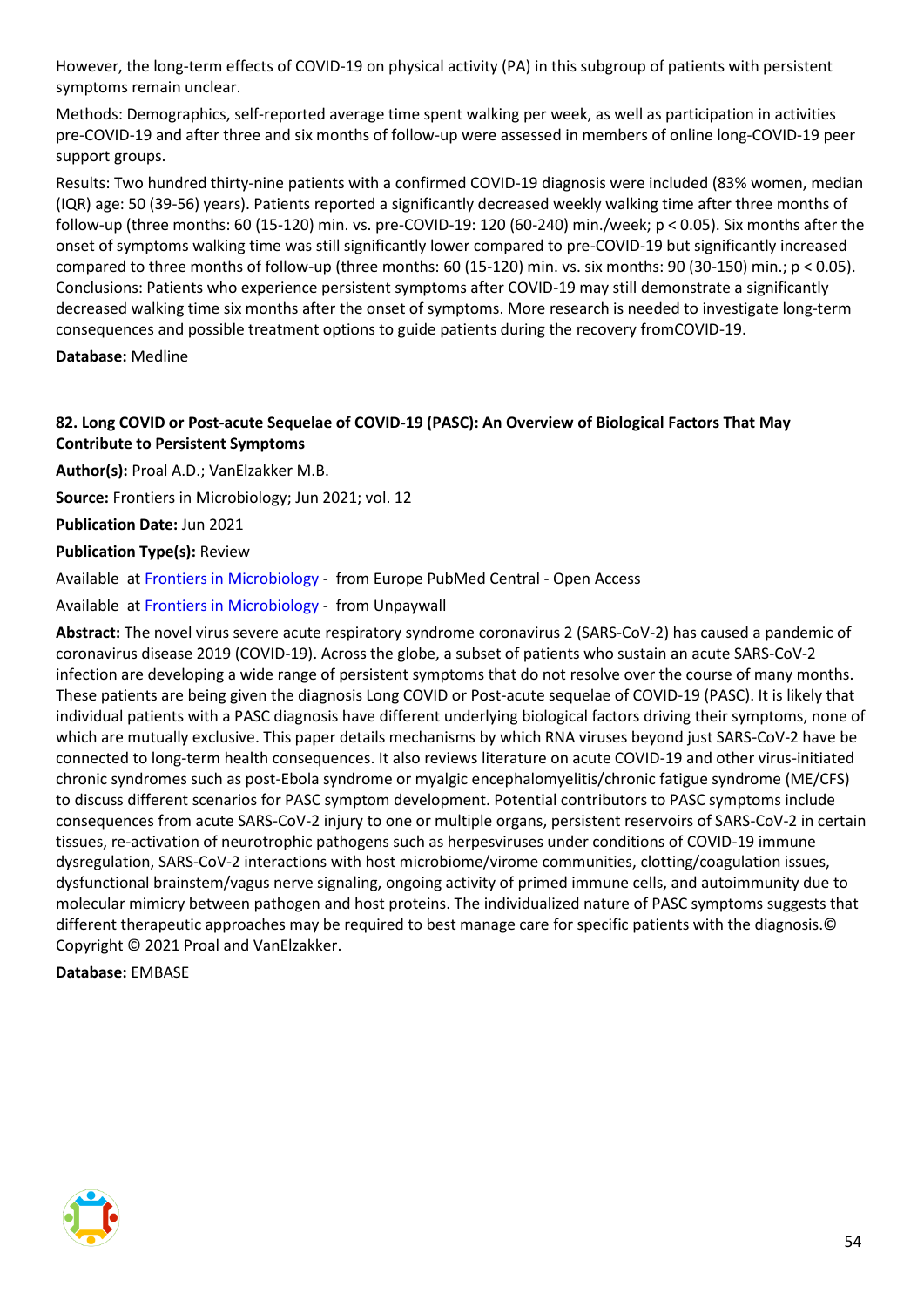However, the long-term effects of COVID-19 on physical activity (PA) in this subgroup of patients with persistent symptoms remain unclear.

Methods: Demographics, self-reported average time spent walking per week, as well as participation in activities pre-COVID-19 and after three and six months of follow-up were assessed in members of online long-COVID-19 peer support groups.

Results: Two hundred thirty-nine patients with a confirmed COVID-19 diagnosis were included (83% women, median (IQR) age: 50 (39-56) years). Patients reported a significantly decreased weekly walking time after three months of follow-up (three months: 60 (15-120) min. vs. pre-COVID-19: 120 (60-240) min./week; $p < 0.05$). Six months after the onset of symptoms walking time was still significantly lower compared to pre-COVID-19 but significantly increased compared to three months of follow-up (three months: 60 (15-120) min. vs. six months: 90 (30-150) min.; $p < 0.05$).

Conclusions: Patients who experience persistent symptoms after COVID-19 may still demonstrate a significantly decreased walking time six months after the onset of symptoms. More research is needed to investigate long-term consequences and possible treatment options to guide patients during the recovery fromCOVID-19.

**Database:** Medline

### 82. Long COVID or Post-acute Sequelae of COVID-19 (PASC): An Overview of Biological Factors That May Contribute to Persistent Symptoms

**Author(s):** Proal A.D.; VanElzakker M.B.

**Source:** Frontiers in Microbiology; Jun 2021; vol. 12

**Publication Date:** Jun 2021

**Publication Type(s):** Review

Available at Frontiers in Microbiology - from Europe PubMed Central - Open Access

Available at Frontiers in Microbiology - from Unpaywall

**Abstract:** The novel virus severe acute respiratory syndrome coronavirus 2 (SARS-CoV-2) has caused a pandemic of coronavirus disease 2019 (COVID-19). Across the globe, a subset of patients who sustain an acute SARS-CoV-2 infection are developing a wide range of persistent symptoms that do not resolve over the course of many months. These patients are being given the diagnosis Long COVID or Post-acute sequelae of COVID-19 (PASC). It is likely that individual patients with a PASC diagnosis have different underlying biological factors driving their symptoms, none of which are mutually exclusive. This paper details mechanisms by which RNA viruses beyond just SARS-CoV-2 have be connected to long-term health consequences. It also reviews literature on acute COVID-19 and other virus-initiated chronic syndromes such as post-Ebola syndrome or myalgic encephalomyelitis/chronic fatigue syndrome (ME/CFS) to discuss different scenarios for PASC symptom development. Potential contributors to PASC symptoms include consequences from acute SARS-CoV-2 injury to one or multiple organs, persistent reservoirs of SARS-CoV-2 in certain tissues, re-activation of neurotrophic pathogens such as herpesviruses under conditions of COVID-19 immune dysregulation, SARS-CoV-2 interactions with host microbiome/virome communities, clotting/coagulation issues, dysfunctional brainstem/vagus nerve signaling, ongoing activity of primed immune cells, and autoimmunity due to molecular mimicry between pathogen and host proteins. The individualized nature of PASC symptoms suggests that different therapeutic approaches may be required to best manage care for specific patients with the diagnosis.© Copyright © 2021 Proal and VanElzakker.

**Database:** EMBASE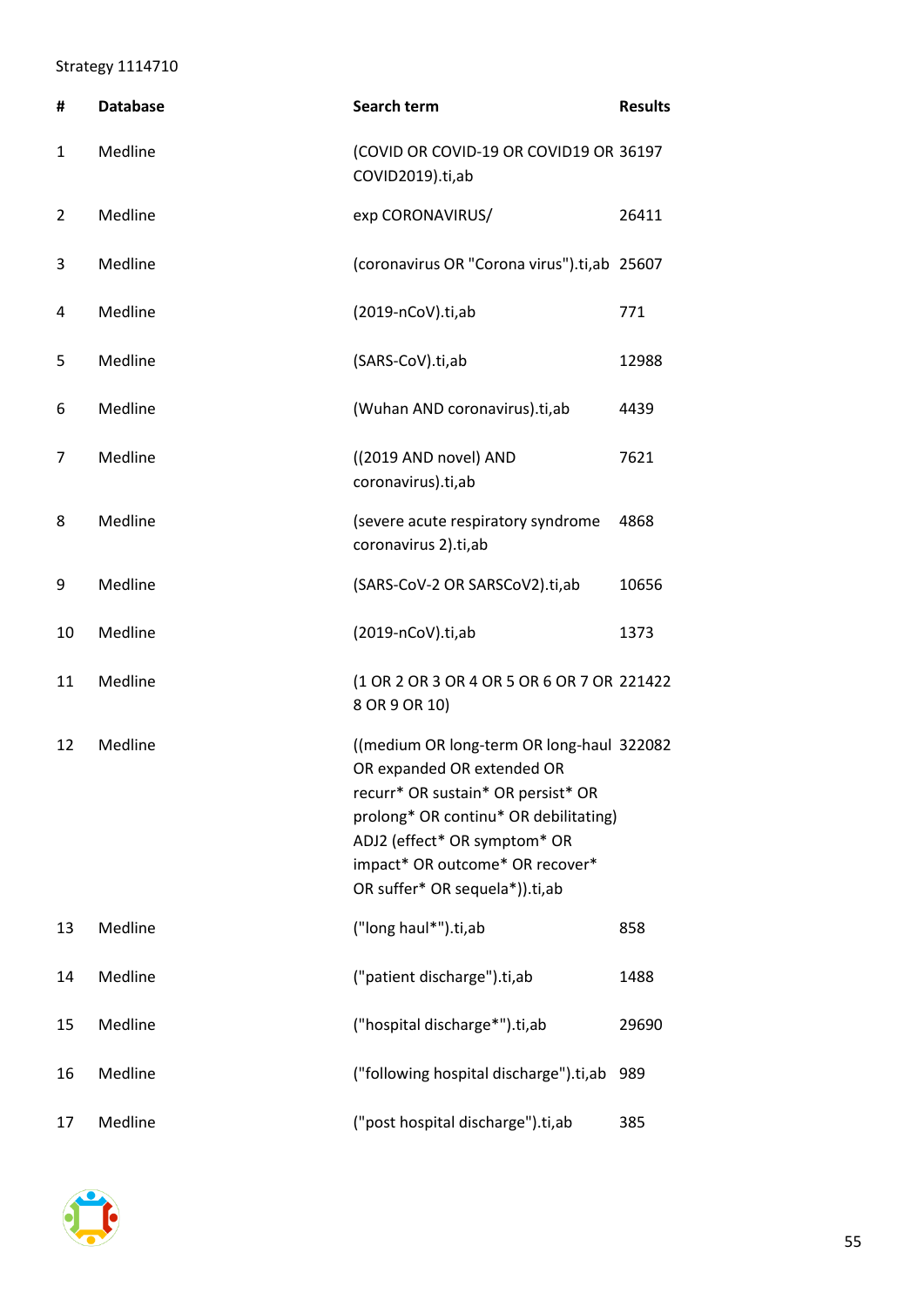Strategy 1114710

| # | Database | Search term | Results |
|---|---|---|---|
| 1 | Medline | (COVID OR COVID-19 OR COVID19 OR COVID2019).ti,ab | 36197 |
| 2 | Medline | exp CORONAVIRUS/ | 26411 |
| 3 | Medline | (coronavirus OR "Corona virus").ti,ab | 25607 |
| 4 | Medline | (2019-nCoV).ti,ab | 771 |
| 5 | Medline | (SARS-CoV).ti,ab | 12988 |
| 6 | Medline | (Wuhan AND coronavirus).ti,ab | 4439 |
| 7 | Medline | ((2019 AND novel) AND coronavirus).ti,ab | 7621 |
| 8 | Medline | (severe acute respiratory syndrome coronavirus 2).ti,ab | 4868 |
| 9 | Medline | (SARS-CoV-2 OR SARSCoV2).ti,ab | 10656 |
| 10 | Medline | (2019-nCoV).ti,ab | 1373 |
| 11 | Medline | (1 OR 2 OR 3 OR 4 OR 5 OR 6 OR 7 OR 8 OR 9 OR 10) | 221422 |
| 12 | Medline | ((medium OR long-term OR long-haul OR expanded OR extended OR recurr* OR sustain* OR persist* OR prolong* OR continu* OR debilitating) ADJ2 (effect* OR symptom* OR impact* OR outcome* OR recover* OR suffer* OR sequela*)).ti,ab | 322082 |
| 13 | Medline | ("long haul*").ti,ab | 858 |
| 14 | Medline | ("patient discharge").ti,ab | 1488 |
| 15 | Medline | ("hospital discharge*").ti,ab | 29690 |
| 16 | Medline | ("following hospital discharge").ti,ab | 989 |
| 17 | Medline | ("post hospital discharge").ti,ab | 385 |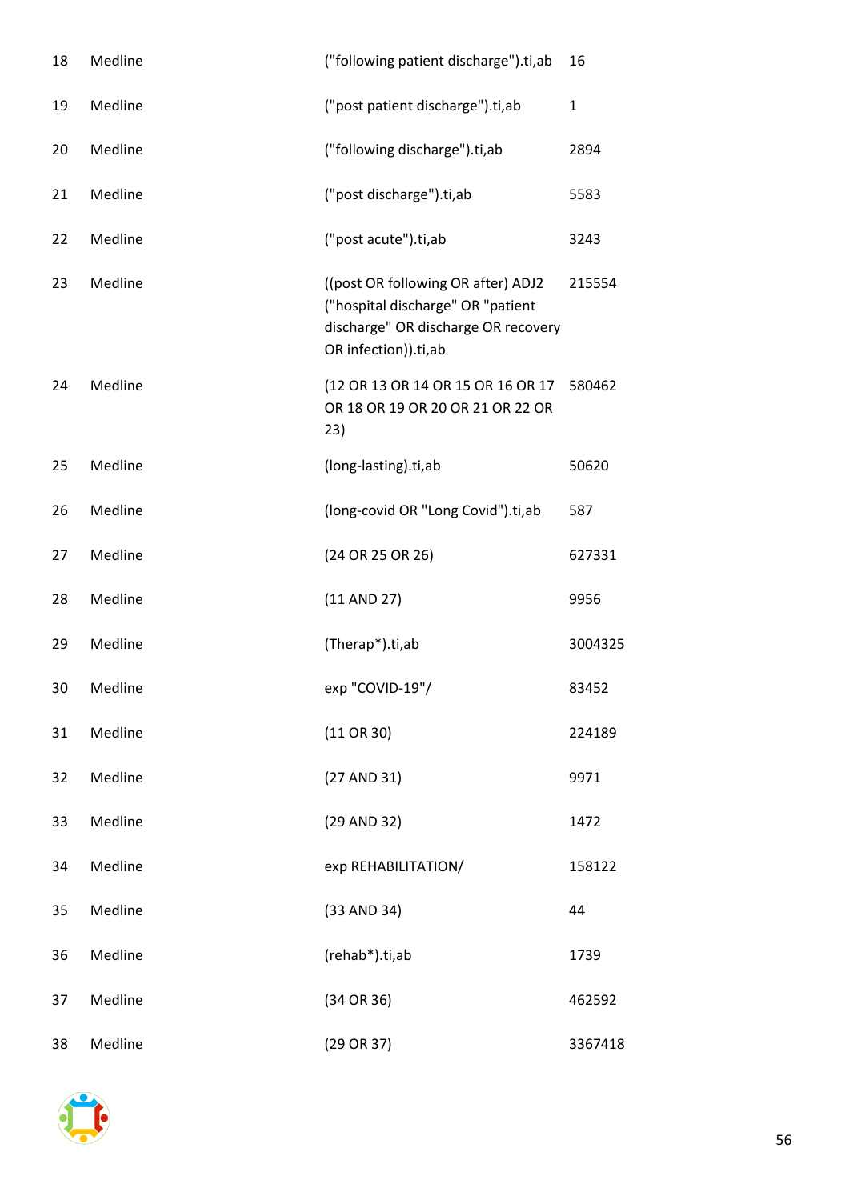| | | | |
|---|---|---|---|
| 18 | Medline | ("following patient discharge").ti,ab | 16 |
| 19 | Medline | ("post patient discharge").ti,ab | 1 |
| 20 | Medline | ("following discharge").ti,ab | 2894 |
| 21 | Medline | ("post discharge").ti,ab | 5583 |
| 22 | Medline | ("post acute").ti,ab | 3243 |
| 23 | Medline | ((post OR following OR after) ADJ2 ("hospital discharge" OR "patient discharge" OR discharge OR recovery OR infection)).ti,ab | 215554 |
| 24 | Medline | (12 OR 13 OR 14 OR 15 OR 16 OR 17 OR 18 OR 19 OR 20 OR 21 OR 22 OR 23) | 580462 |
| 25 | Medline | (long-lasting).ti,ab | 50620 |
| 26 | Medline | (long-covid OR "Long Covid").ti,ab | 587 |
| 27 | Medline | (24 OR 25 OR 26) | 627331 |
| 28 | Medline | (11 AND 27) | 9956 |
| 29 | Medline | (Therap*).ti,ab | 3004325 |
| 30 | Medline | exp "COVID-19"/ | 83452 |
| 31 | Medline | (11 OR 30) | 224189 |
| 32 | Medline | (27 AND 31) | 9971 |
| 33 | Medline | (29 AND 32) | 1472 |
| 34 | Medline | exp REHABILITATION/ | 158122 |
| 35 | Medline | (33 AND 34) | 44 |
| 36 | Medline | (rehab*).ti,ab | 1739 |
| 37 | Medline | (34 OR 36) | 462592 |
| 38 | Medline | (29 OR 37) | 3367418 |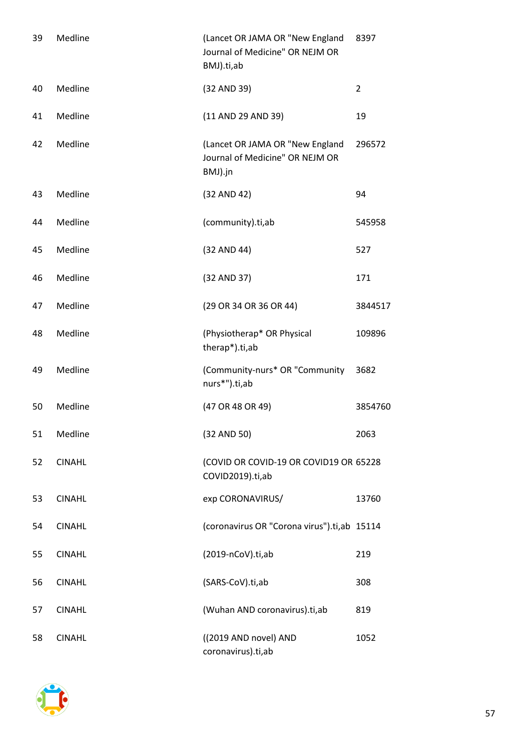| | | | |
|---|---|---|---|
| 39 | Medline | (Lancet OR JAMA OR "New England Journal of Medicine" OR NEJM OR BMJ).ti,ab | 8397 |
| 40 | Medline | (32 AND 39) | 2 |
| 41 | Medline | (11 AND 29 AND 39) | 19 |
| 42 | Medline | (Lancet OR JAMA OR "New England Journal of Medicine" OR NEJM OR BMJ).jn | 296572 |
| 43 | Medline | (32 AND 42) | 94 |
| 44 | Medline | (community).ti,ab | 545958 |
| 45 | Medline | (32 AND 44) | 527 |
| 46 | Medline | (32 AND 37) | 171 |
| 47 | Medline | (29 OR 34 OR 36 OR 44) | 3844517 |
| 48 | Medline | (Physiotherap* OR Physical therap*).ti,ab | 109896 |
| 49 | Medline | (Community-nurs* OR "Community nurs*").ti,ab | 3682 |
| 50 | Medline | (47 OR 48 OR 49) | 3854760 |
| 51 | Medline | (32 AND 50) | 2063 |
| 52 | CINAHL | (COVID OR COVID-19 OR COVID19 OR COVID2019).ti,ab | 65228 |
| 53 | CINAHL | exp CORONAVIRUS/ | 13760 |
| 54 | CINAHL | (coronavirus OR "Corona virus").ti,ab | 15114 |
| 55 | CINAHL | (2019-nCoV).ti,ab | 219 |
| 56 | CINAHL | (SARS-CoV).ti,ab | 308 |
| 57 | CINAHL | (Wuhan AND coronavirus).ti,ab | 819 |
| 58 | CINAHL | ((2019 AND novel) AND coronavirus).ti,ab | 1052 |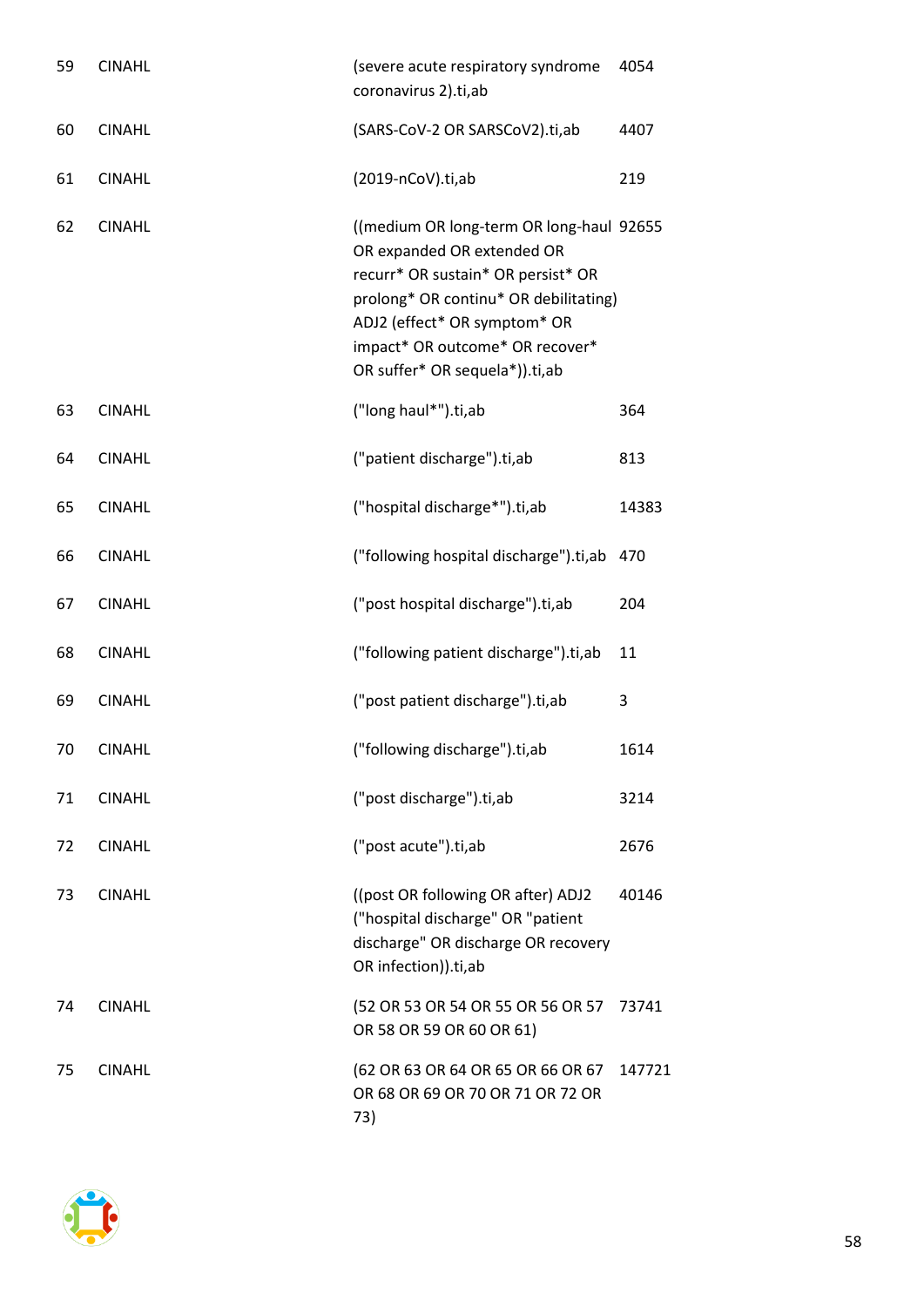| | | | |
|---|---|---|---|
| 59 | CINAHL | (severe acute respiratory syndrome coronavirus 2).ti,ab | 4054 |
| 60 | CINAHL | (SARS-CoV-2 OR SARSCoV2).ti,ab | 4407 |
| 61 | CINAHL | (2019-nCoV).ti,ab | 219 |
| 62 | CINAHL | ((medium OR long-term OR long-haul OR expanded OR extended OR recurr* OR sustain* OR persist* OR prolong* OR continu* OR debilitating) ADJ2 (effect* OR symptom* OR impact* OR outcome* OR recover* OR suffer* OR sequela*)).ti,ab | 92655 |
| 63 | CINAHL | ("long haul*").ti,ab | 364 |
| 64 | CINAHL | ("patient discharge").ti,ab | 813 |
| 65 | CINAHL | ("hospital discharge*").ti,ab | 14383 |
| 66 | CINAHL | ("following hospital discharge").ti,ab | 470 |
| 67 | CINAHL | ("post hospital discharge").ti,ab | 204 |
| 68 | CINAHL | ("following patient discharge").ti,ab | 11 |
| 69 | CINAHL | ("post patient discharge").ti,ab | 3 |
| 70 | CINAHL | ("following discharge").ti,ab | 1614 |
| 71 | CINAHL | ("post discharge").ti,ab | 3214 |
| 72 | CINAHL | ("post acute").ti,ab | 2676 |
| 73 | CINAHL | ((post OR following OR after) ADJ2 ("hospital discharge" OR "patient discharge" OR discharge OR recovery OR infection)).ti,ab | 40146 |
| 74 | CINAHL | (52 OR 53 OR 54 OR 55 OR 56 OR 57 OR 58 OR 59 OR 60 OR 61) | 73741 |
| 75 | CINAHL | (62 OR 63 OR 64 OR 65 OR 66 OR 67 OR 68 OR 69 OR 70 OR 71 OR 72 OR 73) | 147721 |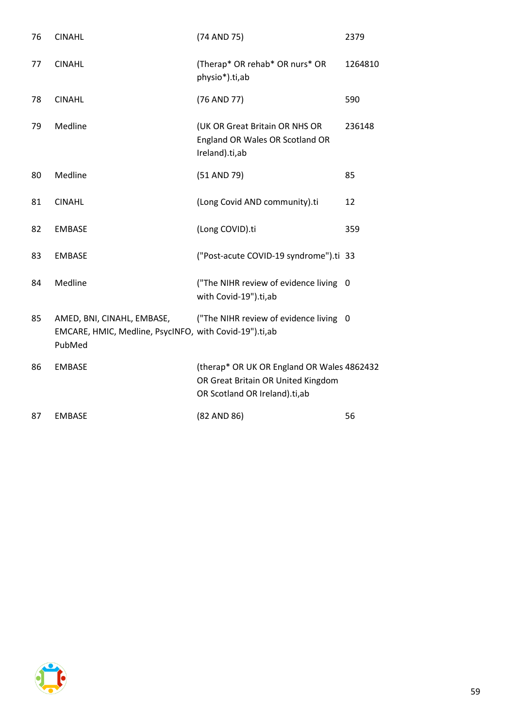| | | | |
|---|---|---|---|
| 76 | CINAHL | (74 AND 75) | 2379 |
| 77 | CINAHL | (Therap* OR rehab* OR nurs* OR physio*).ti,ab | 1264810 |
| 78 | CINAHL | (76 AND 77) | 590 |
| 79 | Medline | (UK OR Great Britain OR NHS OR England OR Wales OR Scotland OR Ireland).ti,ab | 236148 |
| 80 | Medline | (51 AND 79) | 85 |
| 81 | CINAHL | (Long Covid AND community).ti | 12 |
| 82 | EMBASE | (Long COVID).ti | 359 |
| 83 | EMBASE | ("Post-acute COVID-19 syndrome").ti | 33 |
| 84 | Medline | ("The NIHR review of evidence living with Covid-19").ti,ab | 0 |
| 85 | AMED, BNI, CINAHL, EMBASE, EMCARE, HMIC, Medline, PsycINFO, PubMed | ("The NIHR review of evidence living with Covid-19").ti,ab | 0 |
| 86 | EMBASE | (therap* OR UK OR England OR Wales OR Great Britain OR United Kingdom OR Scotland OR Ireland).ti,ab | 4862432 |
| 87 | EMBASE | (82 AND 86) | 56 |